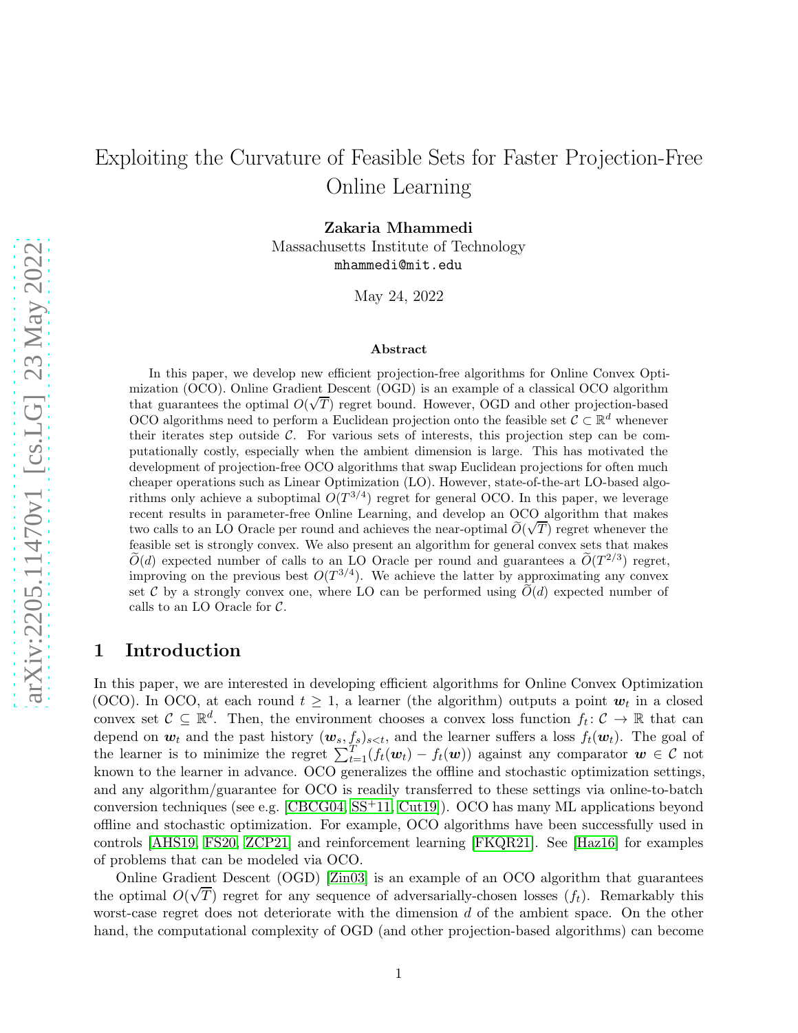# Exploiting the Curvature of Feasible Sets for Faster Projection-Free Online Learning

**Zakaria Mhammedi**
Massachusetts Institute of Technology
mhammedi@mit.edu

May 24, 2022

### Abstract

In this paper, we develop new efficient projection-free algorithms for Online Convex Optimization (OCO). Online Gradient Descent (OGD) is an example of a classical OCO algorithm that guarantees the optimal $O(\sqrt{T})$ regret bound. However, OGD and other projection-based OCO algorithms need to perform a Euclidean projection onto the feasible set $\mathcal{C} \subset \mathbb{R}^d$ whenever their iterates step outside $\mathcal{C}$. For various sets of interests, this projection step can be computationally costly, especially when the ambient dimension is large. This has motivated the development of projection-free OCO algorithms that swap Euclidean projections for often much cheaper operations such as Linear Optimization (LO). However, state-of-the-art LO-based algorithms only achieve a suboptimal $O(T^{3/4})$ regret for general OCO. In this paper, we leverage recent results in parameter-free Online Learning, and develop an OCO algorithm that makes two calls to an LO Oracle per round and achieves the near-optimal $\widetilde{O}(\sqrt{T})$ regret whenever the feasible set is strongly convex. We also present an algorithm for general convex sets that makes $\widetilde{O}(d)$ expected number of calls to an LO Oracle per round and guarantees a $\widetilde{O}(T^{2/3})$ regret, improving on the previous best $O(T^{3/4})$. We achieve the latter by approximating any convex set $\mathcal{C}$ by a strongly convex one, where LO can be performed using $\widetilde{O}(d)$ expected number of calls to an LO Oracle for $\mathcal{C}$.

## 1 Introduction

In this paper, we are interested in developing efficient algorithms for Online Convex Optimization (OCO). In OCO, at each round $t \geq 1$, a learner (the algorithm) outputs a point $\boldsymbol{w}_t$ in a closed convex set $\mathcal{C} \subseteq \mathbb{R}^d$. Then, the environment chooses a convex loss function $f_t \colon \mathcal{C} \to \mathbb{R}$ that can depend on $\boldsymbol{w}_t$ and the past history $(\boldsymbol{w}_s, f_s)_{s<t}$, and the learner suffers a loss $f_t(\boldsymbol{w}_t)$. The goal of the learner is to minimize the regret $\sum_{t=1}^{T}(f_t(\boldsymbol{w}_t) - f_t(\boldsymbol{w}))$ against any comparator $\boldsymbol{w} \in \mathcal{C}$ not known to the learner in advance. OCO generalizes the offline and stochastic optimization settings, and any algorithm/guarantee for OCO is readily transferred to these settings via online-to-batch conversion techniques (see e.g. [CBCG04, SS+11, Cut19]). OCO has many ML applications beyond offline and stochastic optimization. For example, OCO algorithms have been successfully used in controls [AHS19, FS20, ZCP21] and reinforcement learning [FKQR21]. See [Haz16] for examples of problems that can be modeled via OCO.

Online Gradient Descent (OGD) [Zin03] is an example of an OCO algorithm that guarantees the optimal $O(\sqrt{T})$ regret for any sequence of adversarially-chosen losses $(f_t)$. Remarkably this worst-case regret does not deteriorate with the dimension $d$ of the ambient space. On the other hand, the computational complexity of OGD (and other projection-based algorithms) can become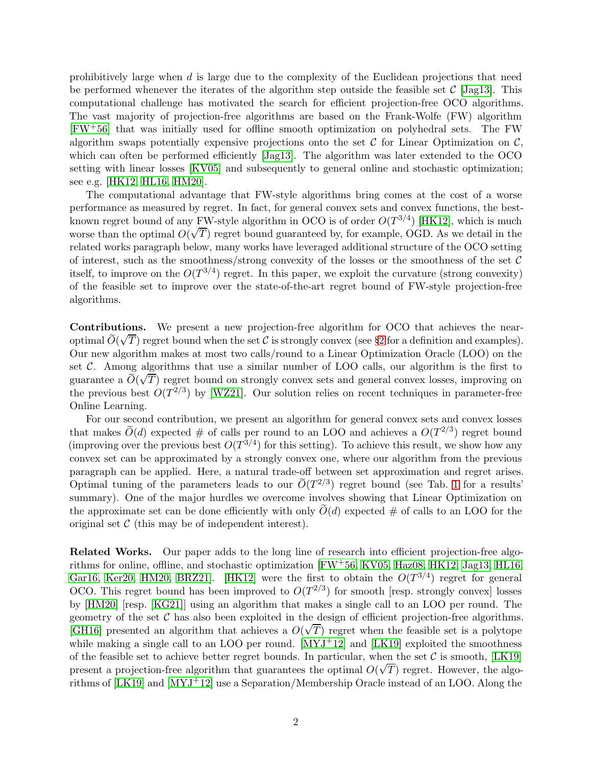prohibitively large when $d$ is large due to the complexity of the Euclidean projections that need be performed whenever the iterates of the algorithm step outside the feasible set $\mathcal{C}$ [Jag13]. This computational challenge has motivated the search for efficient projection-free OCO algorithms. The vast majority of projection-free algorithms are based on the Frank-Wolfe (FW) algorithm [FW+56] that was initially used for offline smooth optimization on polyhedral sets. The FW algorithm swaps potentially expensive projections onto the set $\mathcal{C}$ for Linear Optimization on $\mathcal{C}$, which can often be performed efficiently [Jag13]. The algorithm was later extended to the OCO setting with linear losses [KV05] and subsequently to general online and stochastic optimization; see e.g. [HK12, HL16, HM20].

The computational advantage that FW-style algorithms bring comes at the cost of a worse performance as measured by regret. In fact, for general convex sets and convex functions, the best-known regret bound of any FW-style algorithm in OCO is of order $O(T^{3/4})$ [HK12], which is much worse than the optimal $O(\sqrt{T})$ regret bound guaranteed by, for example, OGD. As we detail in the related works paragraph below, many works have leveraged additional structure of the OCO setting of interest, such as the smoothness/strong convexity of the losses or the smoothness of the set $\mathcal{C}$ itself, to improve on the $O(T^{3/4})$ regret. In this paper, we exploit the curvature (strong convexity) of the feasible set to improve over the state-of-the-art regret bound of FW-style projection-free algorithms.

**Contributions.** We present a new projection-free algorithm for OCO that achieves the near-optimal $\widetilde{O}(\sqrt{T})$ regret bound when the set $\mathcal{C}$ is strongly convex (see §2 for a definition and examples). Our new algorithm makes at most two calls/round to a Linear Optimization Oracle (LOO) on the set $\mathcal{C}$. Among algorithms that use a similar number of LOO calls, our algorithm is the first to guarantee a $\widetilde{O}(\sqrt{T})$ regret bound on strongly convex sets and general convex losses, improving on the previous best $O(T^{2/3})$ by [WZ21]. Our solution relies on recent techniques in parameter-free Online Learning.

For our second contribution, we present an algorithm for general convex sets and convex losses that makes $\widetilde{O}(d)$ expected # of calls per round to an LOO and achieves a $O(T^{2/3})$ regret bound (improving over the previous best $O(T^{3/4})$ for this setting). To achieve this result, we show how any convex set can be approximated by a strongly convex one, where our algorithm from the previous paragraph can be applied. Here, a natural trade-off between set approximation and regret arises. Optimal tuning of the parameters leads to our $\widetilde{O}(T^{2/3})$ regret bound (see Tab. 1 for a results' summary). One of the major hurdles we overcome involves showing that Linear Optimization on the approximate set can be done efficiently with only $\widetilde{O}(d)$ expected # of calls to an LOO for the original set $\mathcal{C}$ (this may be of independent interest).

**Related Works.** Our paper adds to the long line of research into efficient projection-free algorithms for online, offline, and stochastic optimization [FW+56, KV05, Haz08, HK12, Jag13, HL16, Gar16, Ker20, HM20, BRZ21]. [HK12] were the first to obtain the $O(T^{3/4})$ regret for general OCO. This regret bound has been improved to $O(T^{2/3})$ for smooth [resp. strongly convex] losses by [HM20] [resp. [KG21]] using an algorithm that makes a single call to an LOO per round. The geometry of the set $\mathcal{C}$ has also been exploited in the design of efficient projection-free algorithms. [GH16] presented an algorithm that achieves a $O(\sqrt{T})$ regret when the feasible set is a polytope while making a single call to an LOO per round. [MYJ+12] and [LK19] exploited the smoothness of the feasible set to achieve better regret bounds. In particular, when the set $\mathcal{C}$ is smooth, [LK19] present a projection-free algorithm that guarantees the optimal $O(\sqrt{T})$ regret. However, the algorithms of [LK19] and [MYJ+12] use a Separation/Membership Oracle instead of an LOO. Along the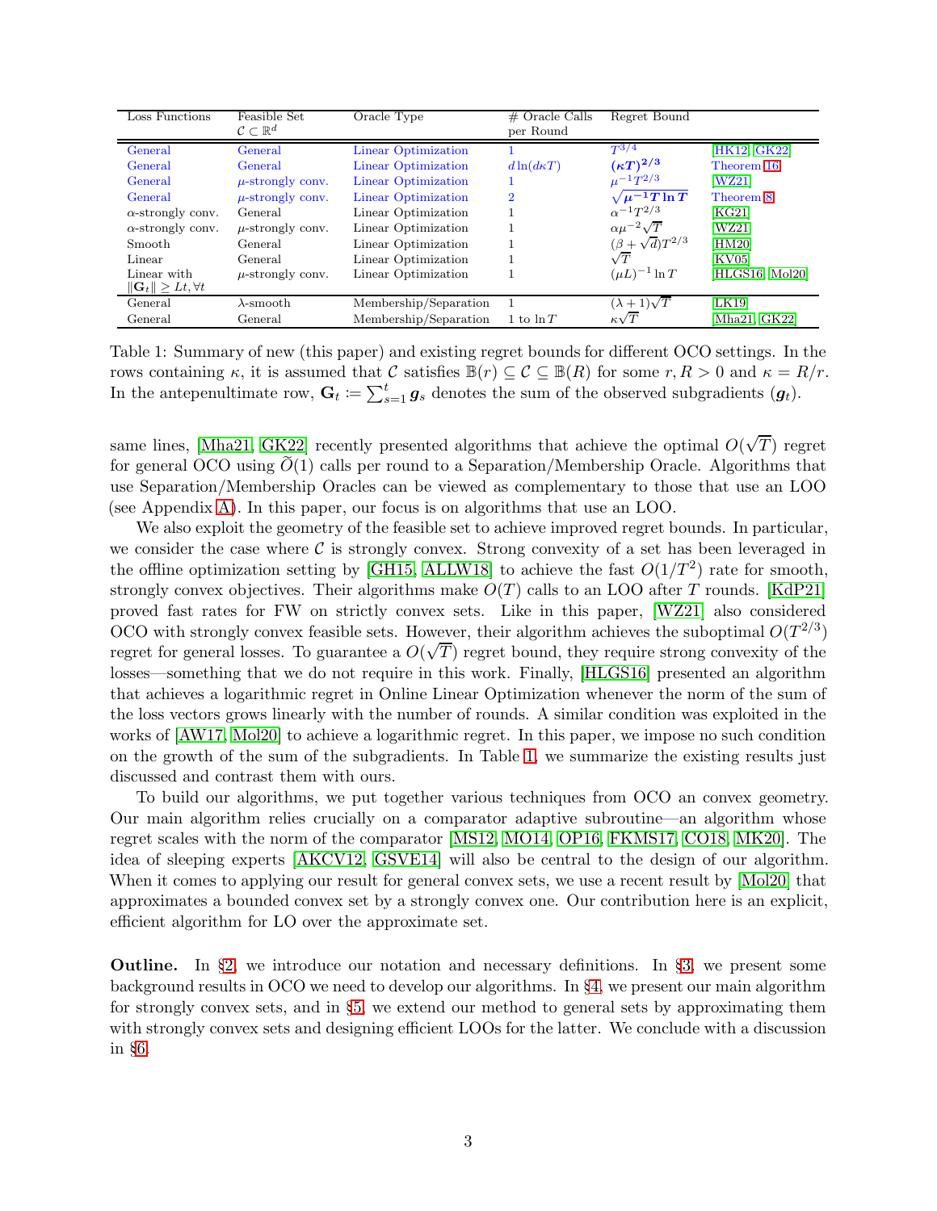| Loss Functions | Feasible Set $\mathcal{C} \subset \mathbb{R}^d$ | Oracle Type | # Oracle Calls per Round | Regret Bound | |
|---|---|---|---|---|---|
| General | General | Linear Optimization | 1 | $T^{3/4}$ | [HK12, GK22] |
| General | General | Linear Optimization | $d \ln(d\kappa T)$ | $\boldsymbol{(\kappa T)^{2/3}}$ | Theorem 16 |
| General | $\mu$-strongly conv. | Linear Optimization | 1 | $\mu^{-1}T^{2/3}$ | [WZ21] |
| General | $\mu$-strongly conv. | Linear Optimization | 2 | $\boldsymbol{\sqrt{\mu^{-1} T \ln T}}$ | Theorem 8 |
| $\alpha$-strongly conv. | General | Linear Optimization | 1 | $\alpha^{-1}T^{2/3}$ | [KG21] |
| $\alpha$-strongly conv. | $\mu$-strongly conv. | Linear Optimization | 1 | $\alpha\mu^{-2}\sqrt{T}$ | [WZ21] |
| Smooth | General | Linear Optimization | 1 | $(\beta + \sqrt{d})T^{2/3}$ | [HM20] |
| Linear | General | Linear Optimization | 1 | $\sqrt{T}$ | [KV05] |
| Linear with $\lVert \mathbf{G}_t \rVert \geq Lt, \forall t$ | $\mu$-strongly conv. | Linear Optimization | 1 | $(\mu L)^{-1} \ln T$ | [HLGS16, Mol20] |
| General | $\lambda$-smooth | Membership/Separation | 1 | $(\lambda + 1)\sqrt{T}$ | [LK19] |
| General | General | Membership/Separation | 1 to $\ln T$ | $\kappa\sqrt{T}$ | [Mha21, GK22] |

Table 1: Summary of new (this paper) and existing regret bounds for different OCO settings. In the rows containing $\kappa$, it is assumed that $\mathcal{C}$ satisfies $\mathbb{B}(r) \subseteq \mathcal{C} \subseteq \mathbb{B}(R)$ for some $r, R > 0$ and $\kappa = R/r$. In the antepenultimate row, $\mathbf{G}_t \coloneqq \sum_{s=1}^{t} \boldsymbol{g}_s$ denotes the sum of the observed subgradients ($\boldsymbol{g}_t$).

same lines, [Mha21, GK22] recently presented algorithms that achieve the optimal $O(\sqrt{T})$ regret for general OCO using $\widetilde{O}(1)$ calls per round to a Separation/Membership Oracle. Algorithms that use Separation/Membership Oracles can be viewed as complementary to those that use an LOO (see Appendix A). In this paper, our focus is on algorithms that use an LOO.

We also exploit the geometry of the feasible set to achieve improved regret bounds. In particular, we consider the case where $\mathcal{C}$ is strongly convex. Strong convexity of a set has been leveraged in the offline optimization setting by [GH15, ALLW18] to achieve the fast $O(1/T^2)$ rate for smooth, strongly convex objectives. Their algorithms make $O(T)$ calls to an LOO after $T$ rounds. [KdP21] proved fast rates for FW on strictly convex sets. Like in this paper, [WZ21] also considered OCO with strongly convex feasible sets. However, their algorithm achieves the suboptimal $O(T^{2/3})$ regret for general losses. To guarantee a $O(\sqrt{T})$ regret bound, they require strong convexity of the losses—something that we do not require in this work. Finally, [HLGS16] presented an algorithm that achieves a logarithmic regret in Online Linear Optimization whenever the norm of the sum of the loss vectors grows linearly with the number of rounds. A similar condition was exploited in the works of [AW17, Mol20] to achieve a logarithmic regret. In this paper, we impose no such condition on the growth of the sum of the subgradients. In Table 1, we summarize the existing results just discussed and contrast them with ours.

To build our algorithms, we put together various techniques from OCO an convex geometry. Our main algorithm relies crucially on a comparator adaptive subroutine—an algorithm whose regret scales with the norm of the comparator [MS12, MO14, OP16, FKMS17, CO18, MK20]. The idea of sleeping experts [AKCV12, GSVE14] will also be central to the design of our algorithm. When it comes to applying our result for general convex sets, we use a recent result by [Mol20] that approximates a bounded convex set by a strongly convex one. Our contribution here is an explicit, efficient algorithm for LO over the approximate set.

**Outline.** In §2, we introduce our notation and necessary definitions. In §3, we present some background results in OCO we need to develop our algorithms. In §4, we present our main algorithm for strongly convex sets, and in §5, we extend our method to general sets by approximating them with strongly convex sets and designing efficient LOOs for the latter. We conclude with a discussion in §6.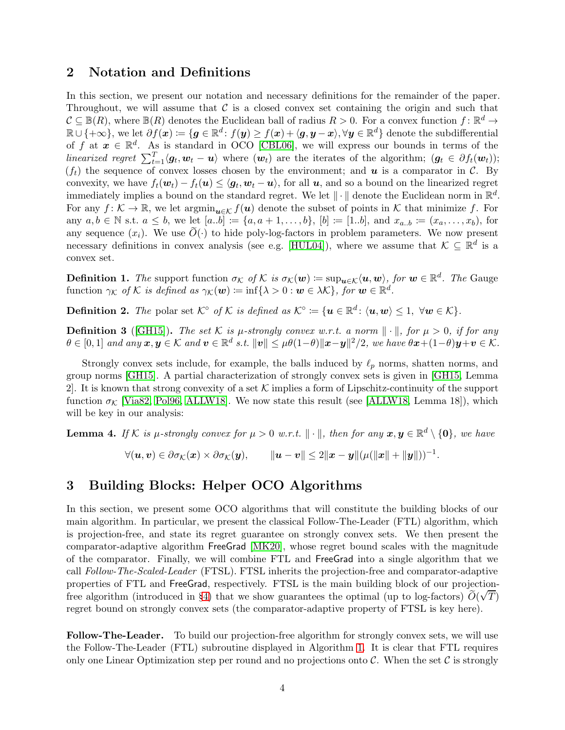## 2 Notation and Definitions

In this section, we present our notation and necessary definitions for the remainder of the paper. Throughout, we will assume that $\mathcal{C}$ is a closed convex set containing the origin and such that $\mathcal{C} \subseteq \mathbb{B}(R)$, where $\mathbb{B}(R)$ denotes the Euclidean ball of radius $R > 0$. For a convex function $f \colon \mathbb{R}^d \to \mathbb{R} \cup \{+\infty\}$, we let $\partial f(\boldsymbol{x}) \coloneqq \{\boldsymbol{g} \in \mathbb{R}^d \colon f(\boldsymbol{y}) \geq f(\boldsymbol{x}) + \langle \boldsymbol{g}, \boldsymbol{y} - \boldsymbol{x}\rangle, \forall \boldsymbol{y} \in \mathbb{R}^d\}$ denote the subdifferential of $f$ at $\boldsymbol{x} \in \mathbb{R}^d$. As is standard in OCO [CBL06], we will express our bounds in terms of the *linearized regret* $\sum_{t=1}^T \langle \boldsymbol{g}_t, \boldsymbol{w}_t - \boldsymbol{u}\rangle$ where $(\boldsymbol{w}_t)$ are the iterates of the algorithm; $(\boldsymbol{g}_t \in \partial f_t(\boldsymbol{w}_t))$; $(f_t)$ the sequence of convex losses chosen by the environment; and $\boldsymbol{u}$ is a comparator in $\mathcal{C}$. By convexity, we have $f_t(\boldsymbol{w}_t) - f_t(\boldsymbol{u}) \leq \langle \boldsymbol{g}_t, \boldsymbol{w}_t - \boldsymbol{u}\rangle$, for all $\boldsymbol{u}$, and so a bound on the linearized regret immediately implies a bound on the standard regret. We let $\|\cdot\|$ denote the Euclidean norm in $\mathbb{R}^d$. For any $f \colon \mathcal{K} \to \mathbb{R}$, we let $\operatorname{argmin}_{\boldsymbol{u} \in \mathcal{K}} f(\boldsymbol{u})$ denote the subset of points in $\mathcal{K}$ that minimize $f$. For any $a, b \in \mathbb{N}$ s.t. $a \leq b$, we let $[a..b] \coloneqq \{a, a+1, \dots, b\}$, $[b] \coloneqq [1..b]$, and $x_{a..b} \coloneqq (x_a, \dots, x_b)$, for any sequence $(x_i)$. We use $\widetilde{O}(\cdot)$ to hide poly-log-factors in problem parameters. We now present necessary definitions in convex analysis (see e.g. [HUL04]), where we assume that $\mathcal{K} \subseteq \mathbb{R}^d$ is a convex set.

**Definition 1.** *The* support function $\sigma_{\mathcal{K}}$ *of* $\mathcal{K}$ *is* $\sigma_{\mathcal{K}}(\boldsymbol{w}) \coloneqq \sup_{\boldsymbol{u} \in \mathcal{K}} \langle \boldsymbol{u}, \boldsymbol{w}\rangle$, *for* $\boldsymbol{w} \in \mathbb{R}^d$. *The* Gauge function $\gamma_{\mathcal{K}}$ *of* $\mathcal{K}$ *is defined as* $\gamma_{\mathcal{K}}(\boldsymbol{w}) \coloneqq \inf\{\lambda > 0 : \boldsymbol{w} \in \lambda \mathcal{K}\}$, *for* $\boldsymbol{w} \in \mathbb{R}^d$.

**Definition 2.** *The* polar set $\mathcal{K}^\circ$ *of* $\mathcal{K}$ *is defined as* $\mathcal{K}^\circ \coloneqq \{\boldsymbol{u} \in \mathbb{R}^d \colon \langle \boldsymbol{u}, \boldsymbol{w}\rangle \leq 1, \ \forall \boldsymbol{w} \in \mathcal{K}\}$.

**Definition 3** ([GH15]). *The set* $\mathcal{K}$ *is* $\mu$*-strongly convex w.r.t. a norm* $\|\cdot\|$, *for* $\mu > 0$, *if for any* $\theta \in [0, 1]$ *and any* $\boldsymbol{x}, \boldsymbol{y} \in \mathcal{K}$ *and* $\boldsymbol{v} \in \mathbb{R}^d$ *s.t.* $\|\boldsymbol{v}\| \leq \mu\theta(1-\theta)\|\boldsymbol{x} - \boldsymbol{y}\|^2/2$, *we have* $\theta \boldsymbol{x} + (1-\theta)\boldsymbol{y} + \boldsymbol{v} \in \mathcal{K}$.

Strongly convex sets include, for example, the balls induced by $\ell_p$ norms, shatten norms, and group norms [GH15]. A partial characterization of strongly convex sets is given in [GH15, Lemma 2]. It is known that strong convexity of a set $\mathcal{K}$ implies a form of Lipschitz-continuity of the support function $\sigma_{\mathcal{K}}$ [Via82, Pol96, ALLW18]. We now state this result (see [ALLW18, Lemma 18]), which will be key in our analysis:

**Lemma 4.** *If* $\mathcal{K}$ *is* $\mu$*-strongly convex for* $\mu > 0$ *w.r.t.* $\|\cdot\|$, *then for any* $\boldsymbol{x}, \boldsymbol{y} \in \mathbb{R}^d \setminus \{\boldsymbol{0}\}$, *we have*

$$\forall (\boldsymbol{u}, \boldsymbol{v}) \in \partial\sigma_{\mathcal{K}}(\boldsymbol{x}) \times \partial\sigma_{\mathcal{K}}(\boldsymbol{y}), \qquad \|\boldsymbol{u} - \boldsymbol{v}\| \leq 2\|\boldsymbol{x} - \boldsymbol{y}\|(\mu(\|\boldsymbol{x}\| + \|\boldsymbol{y}\|))^{-1}.$$

## 3 Building Blocks: Helper OCO Algorithms

In this section, we present some OCO algorithms that will constitute the building blocks of our main algorithm. In particular, we present the classical Follow-The-Leader (FTL) algorithm, which is projection-free, and state its regret guarantee on strongly convex sets. We then present the comparator-adaptive algorithm FreeGrad [MK20], whose regret bound scales with the magnitude of the comparator. Finally, we will combine FTL and FreeGrad into a single algorithm that we call *Follow-The-Scaled-Leader* (FTSL). FTSL inherits the projection-free and comparator-adaptive properties of FTL and FreeGrad, respectively. FTSL is the main building block of our projection-free algorithm (introduced in §4) that we show guarantees the optimal (up to log-factors) $\widetilde{O}(\sqrt{T})$ regret bound on strongly convex sets (the comparator-adaptive property of FTSL is key here).

**Follow-The-Leader.** To build our projection-free algorithm for strongly convex sets, we will use the Follow-The-Leader (FTL) subroutine displayed in Algorithm 1. It is clear that FTL requires only one Linear Optimization step per round and no projections onto $\mathcal{C}$. When the set $\mathcal{C}$ is strongly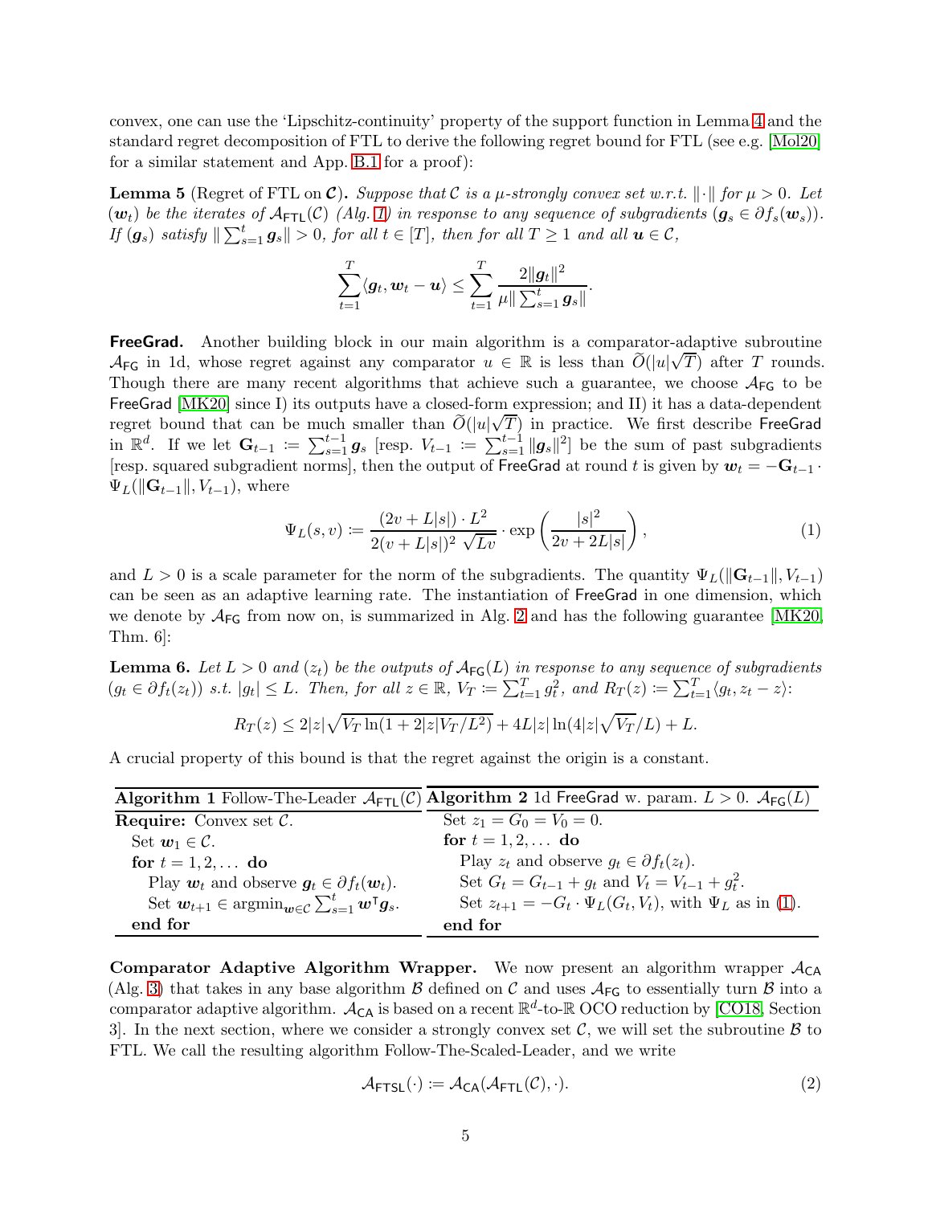convex, one can use the 'Lipschitz-continuity' property of the support function in Lemma 4 and the standard regret decomposition of FTL to derive the following regret bound for FTL (see e.g. [Mol20] for a similar statement and App. B.1 for a proof):

**Lemma 5** (Regret of FTL on $\mathcal{C}$)**.** *Suppose that $\mathcal{C}$ is a $\mu$-strongly convex set w.r.t. $\|\cdot\|$ for $\mu > 0$. Let $(\boldsymbol{w}_t)$ be the iterates of $\mathcal{A}_{\mathsf{FTL}}(\mathcal{C})$ (Alg. 1) in response to any sequence of subgradients $(\boldsymbol{g}_s \in \partial f_s(\boldsymbol{w}_s))$. If $(\boldsymbol{g}_s)$ satisfy $\|\sum_{s=1}^t \boldsymbol{g}_s\| > 0$, for all $t \in [T]$, then for all $T \geq 1$ and all $\boldsymbol{u} \in \mathcal{C}$,*

$$\sum_{t=1}^{T} \langle \boldsymbol{g}_t, \boldsymbol{w}_t - \boldsymbol{u} \rangle \leq \sum_{t=1}^{T} \frac{2\|\boldsymbol{g}_t\|^2}{\mu \|\sum_{s=1}^t \boldsymbol{g}_s\|}.$$

**FreeGrad.** Another building block in our main algorithm is a comparator-adaptive subroutine $\mathcal{A}_{\mathsf{FG}}$ in 1d, whose regret against any comparator $u \in \mathbb{R}$ is less than $\widetilde{O}(|u|\sqrt{T})$ after $T$ rounds. Though there are many recent algorithms that achieve such a guarantee, we choose $\mathcal{A}_{\mathsf{FG}}$ to be FreeGrad [MK20] since I) its outputs have a closed-form expression; and II) it has a data-dependent regret bound that can be much smaller than $\widetilde{O}(|u|\sqrt{T})$ in practice. We first describe FreeGrad in $\mathbb{R}^d$. If we let $\mathbf{G}_{t-1} \coloneqq \sum_{s=1}^{t-1} \boldsymbol{g}_s$ [resp. $V_{t-1} \coloneqq \sum_{s=1}^{t-1} \|\boldsymbol{g}_s\|^2$] be the sum of past subgradients [resp. squared subgradient norms], then the output of FreeGrad at round $t$ is given by $\boldsymbol{w}_t = -\mathbf{G}_{t-1} \cdot \Psi_L(\|\mathbf{G}_{t-1}\|, V_{t-1})$, where

$$\Psi_L(s, v) \coloneqq \frac{(2v + L|s|) \cdot L^2}{2(v + L|s|)^2 \sqrt{Lv}} \cdot \exp\left(\frac{|s|^2}{2v + 2L|s|}\right), \tag{1}$$

and $L > 0$ is a scale parameter for the norm of the subgradients. The quantity $\Psi_L(\|\mathbf{G}_{t-1}\|, V_{t-1})$ can be seen as an adaptive learning rate. The instantiation of FreeGrad in one dimension, which we denote by $\mathcal{A}_{\mathsf{FG}}$ from now on, is summarized in Alg. 2 and has the following guarantee [MK20, Thm. 6]:

**Lemma 6.** *Let $L > 0$ and $(z_t)$ be the outputs of $\mathcal{A}_{\mathsf{FG}}(L)$ in response to any sequence of subgradients $(g_t \in \partial f_t(z_t))$ s.t. $|g_t| \leq L$. Then, for all $z \in \mathbb{R}$, $V_T \coloneqq \sum_{t=1}^T g_t^2$, and $R_T(z) \coloneqq \sum_{t=1}^T \langle g_t, z_t - z \rangle$:*

$$R_T(z) \leq 2|z|\sqrt{V_T \ln(1 + 2|z|V_T/L^2)} + 4L|z|\ln(4|z|\sqrt{V_T}/L) + L.$$

A crucial property of this bound is that the regret against the origin is a constant.

**Algorithm 1** Follow-The-Leader $\mathcal{A}_{\mathsf{FTL}}(\mathcal{C})$

```
Require: Convex set C.
  Set w_1 ∈ C.
  for t = 1, 2, ... do
    Play w_t and observe g_t ∈ ∂f_t(w_t).
    Set w_{t+1} ∈ argmin_{w ∈ C} Σ_{s=1}^t w^T g_s.
  end for
```

**Algorithm 2** 1d FreeGrad w. param. $L > 0$. $\mathcal{A}_{\mathsf{FG}}(L)$

```
  Set z_1 = G_0 = V_0 = 0.
  for t = 1, 2, ... do
    Play z_t and observe g_t ∈ ∂f_t(z_t).
    Set G_t = G_{t-1} + g_t and V_t = V_{t-1} + g_t^2.
    Set z_{t+1} = -G_t · Ψ_L(G_t, V_t), with Ψ_L as in (1).
  end for
```

**Comparator Adaptive Algorithm Wrapper.** We now present an algorithm wrapper $\mathcal{A}_{\mathsf{CA}}$ (Alg. 3) that takes in any base algorithm $\mathcal{B}$ defined on $\mathcal{C}$ and uses $\mathcal{A}_{\mathsf{FG}}$ to essentially turn $\mathcal{B}$ into a comparator adaptive algorithm. $\mathcal{A}_{\mathsf{CA}}$ is based on a recent $\mathbb{R}^d$-to-$\mathbb{R}$ OCO reduction by [CO18, Section 3]. In the next section, where we consider a strongly convex set $\mathcal{C}$, we will set the subroutine $\mathcal{B}$ to FTL. We call the resulting algorithm Follow-The-Scaled-Leader, and we write

$$\mathcal{A}_{\mathsf{FTSL}}(\cdot) \coloneqq \mathcal{A}_{\mathsf{CA}}(\mathcal{A}_{\mathsf{FTL}}(\mathcal{C}), \cdot). \tag{2}$$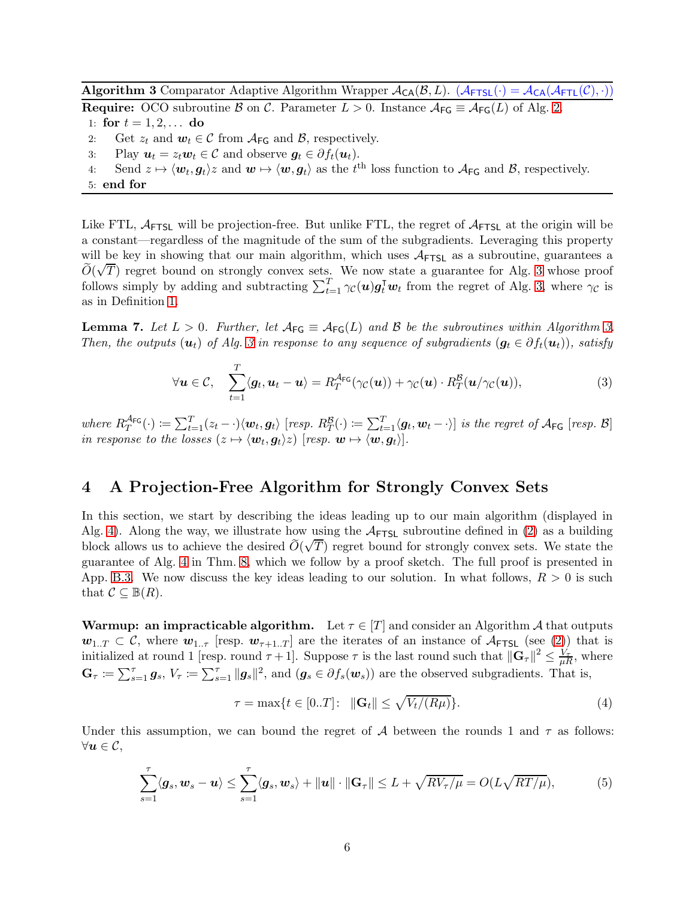**Algorithm 3** Comparator Adaptive Algorithm Wrapper $\mathcal{A}_{\mathsf{CA}}(\mathcal{B}, L)$. ($\mathcal{A}_{\mathsf{FTSL}}(\cdot) = \mathcal{A}_{\mathsf{CA}}(\mathcal{A}_{\mathsf{FTL}}(\mathcal{C}), \cdot)$)

**Require:** OCO subroutine $\mathcal{B}$ on $\mathcal{C}$. Parameter $L > 0$. Instance $\mathcal{A}_{\mathsf{FG}} \equiv \mathcal{A}_{\mathsf{FG}}(L)$ of Alg. 2.

```
1: for t = 1, 2, ... do
2:     Get z_t and w_t ∈ C from A_FG and B, respectively.
3:     Play u_t = z_t w_t ∈ C and observe g_t ∈ ∂f_t(u_t).
4:     Send z ↦ ⟨w_t, g_t⟩z and w ↦ ⟨w, g_t⟩ as the t-th loss function to A_FG and B, respectively.
5: end for
```

Like FTL, $\mathcal{A}_{\mathsf{FTSL}}$ will be projection-free. But unlike FTL, the regret of $\mathcal{A}_{\mathsf{FTSL}}$ at the origin will be a constant—regardless of the magnitude of the sum of the subgradients. Leveraging this property will be key in showing that our main algorithm, which uses $\mathcal{A}_{\mathsf{FTSL}}$ as a subroutine, guarantees a $\widetilde{O}(\sqrt{T})$ regret bound on strongly convex sets. We now state a guarantee for Alg. 3 whose proof follows simply by adding and subtracting $\sum_{t=1}^{T} \gamma_{\mathcal{C}}(\boldsymbol{u}) \boldsymbol{g}_t^\intercal \boldsymbol{w}_t$ from the regret of Alg. 3, where $\gamma_{\mathcal{C}}$ is as in Definition 1.

**Lemma 7.** *Let $L > 0$. Further, let $\mathcal{A}_{\mathsf{FG}} \equiv \mathcal{A}_{\mathsf{FG}}(L)$ and $\mathcal{B}$ be the subroutines within Algorithm 3. Then, the outputs $(\boldsymbol{u}_t)$ of Alg. 3 in response to any sequence of subgradients $(\boldsymbol{g}_t \in \partial f_t(\boldsymbol{u}_t))$, satisfy*

$$\forall \boldsymbol{u} \in \mathcal{C}, \quad \sum_{t=1}^{T} \langle \boldsymbol{g}_t, \boldsymbol{u}_t - \boldsymbol{u} \rangle = R_T^{\mathcal{A}_{\mathsf{FG}}}(\gamma_{\mathcal{C}}(\boldsymbol{u})) + \gamma_{\mathcal{C}}(\boldsymbol{u}) \cdot R_T^{\mathcal{B}}(\boldsymbol{u}/\gamma_{\mathcal{C}}(\boldsymbol{u})), \tag{3}$$

*where $R_T^{\mathcal{A}_{\mathsf{FG}}}(\cdot) := \sum_{t=1}^{T} (z_t - \cdot)\langle \boldsymbol{w}_t, \boldsymbol{g}_t \rangle$ [resp. $R_T^{\mathcal{B}}(\cdot) := \sum_{t=1}^{T} \langle \boldsymbol{g}_t, \boldsymbol{w}_t - \cdot \rangle$] is the regret of $\mathcal{A}_{\mathsf{FG}}$ [resp. $\mathcal{B}$] in response to the losses $(z \mapsto \langle \boldsymbol{w}_t, \boldsymbol{g}_t \rangle z)$ [resp. $\boldsymbol{w} \mapsto \langle \boldsymbol{w}, \boldsymbol{g}_t \rangle$].*

## 4 A Projection-Free Algorithm for Strongly Convex Sets

In this section, we start by describing the ideas leading up to our main algorithm (displayed in Alg. 4). Along the way, we illustrate how using the $\mathcal{A}_{\mathsf{FTSL}}$ subroutine defined in (2) as a building block allows us to achieve the desired $\widetilde{O}(\sqrt{T})$ regret bound for strongly convex sets. We state the guarantee of Alg. 4 in Thm. 8, which we follow by a proof sketch. The full proof is presented in App. B.3. We now discuss the key ideas leading to our solution. In what follows, $R > 0$ is such that $\mathcal{C} \subseteq \mathbb{B}(R)$.

**Warmup: an impracticable algorithm.** Let $\tau \in [T]$ and consider an Algorithm $\mathcal{A}$ that outputs $\boldsymbol{w}_{1..T} \subset \mathcal{C}$, where $\boldsymbol{w}_{1..\tau}$ [resp. $\boldsymbol{w}_{\tau+1..T}$] are the iterates of an instance of $\mathcal{A}_{\mathsf{FTSL}}$ (see (2)) that is initialized at round 1 [resp. round $\tau+1$]. Suppose $\tau$ is the last round such that $\|\mathbf{G}_\tau\|^2 \leq \frac{V_\tau}{\mu R}$, where $\mathbf{G}_\tau := \sum_{s=1}^{\tau} \boldsymbol{g}_s$, $V_\tau := \sum_{s=1}^{\tau} \|\boldsymbol{g}_s\|^2$, and $(\boldsymbol{g}_s \in \partial f_s(\boldsymbol{w}_s))$ are the observed subgradients. That is,

$$\tau = \max\{t \in [0..T] \colon \ \|\mathbf{G}_t\| \leq \sqrt{V_t/(R\mu)}\}. \tag{4}$$

Under this assumption, we can bound the regret of $\mathcal{A}$ between the rounds 1 and $\tau$ as follows: $\forall \boldsymbol{u} \in \mathcal{C}$,

$$\sum_{s=1}^{\tau} \langle \boldsymbol{g}_s, \boldsymbol{w}_s - \boldsymbol{u} \rangle \leq \sum_{s=1}^{\tau} \langle \boldsymbol{g}_s, \boldsymbol{w}_s \rangle + \|\boldsymbol{u}\| \cdot \|\mathbf{G}_\tau\| \leq L + \sqrt{RV_\tau/\mu} = O(L\sqrt{RT/\mu}), \tag{5}$$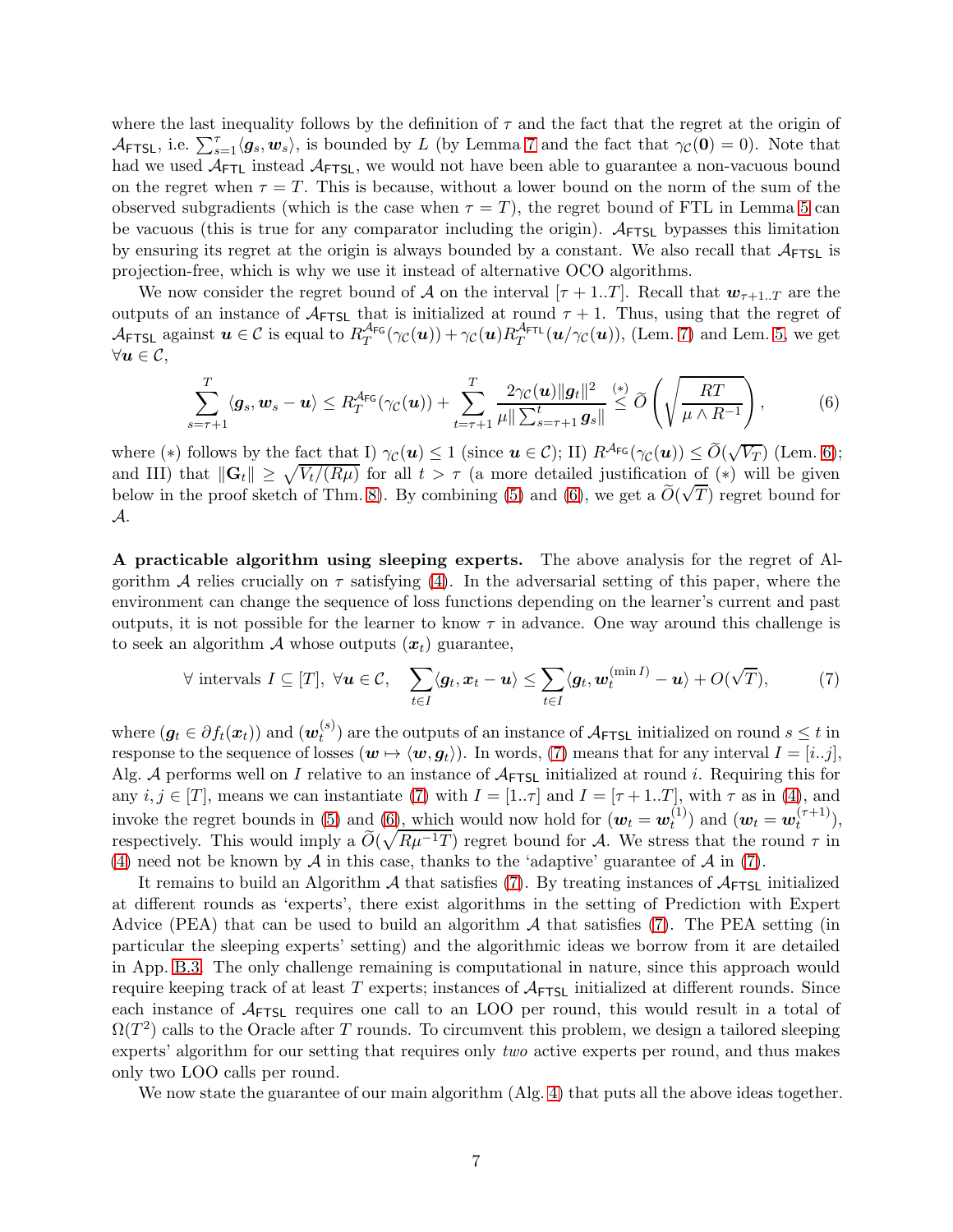where the last inequality follows by the definition of $\tau$ and the fact that the regret at the origin of $\mathcal{A}_{\mathsf{FTSL}}$, i.e. $\sum_{s=1}^{\tau}\langle \boldsymbol{g}_s, \boldsymbol{w}_s\rangle$, is bounded by $L$ (by Lemma 7 and the fact that $\gamma_{\mathcal{C}}(\mathbf{0}) = 0$). Note that had we used $\mathcal{A}_{\mathsf{FTL}}$ instead $\mathcal{A}_{\mathsf{FTSL}}$, we would not have been able to guarantee a non-vacuous bound on the regret when $\tau = T$. This is because, without a lower bound on the norm of the sum of the observed subgradients (which is the case when $\tau = T$), the regret bound of FTL in Lemma 5 can be vacuous (this is true for any comparator including the origin). $\mathcal{A}_{\mathsf{FTSL}}$ bypasses this limitation by ensuring its regret at the origin is always bounded by a constant. We also recall that $\mathcal{A}_{\mathsf{FTSL}}$ is projection-free, which is why we use it instead of alternative OCO algorithms.

We now consider the regret bound of $\mathcal{A}$ on the interval $[\tau+1..T]$. Recall that $\boldsymbol{w}_{\tau+1..T}$ are the outputs of an instance of $\mathcal{A}_{\mathsf{FTSL}}$ that is initialized at round $\tau+1$. Thus, using that the regret of $\mathcal{A}_{\mathsf{FTSL}}$ against $\boldsymbol{u} \in \mathcal{C}$ is equal to $R_T^{\mathcal{A}_{\mathsf{FG}}}(\gamma_{\mathcal{C}}(\boldsymbol{u})) + \gamma_{\mathcal{C}}(\boldsymbol{u}) R_T^{\mathcal{A}_{\mathsf{FTL}}}(\boldsymbol{u}/\gamma_{\mathcal{C}}(\boldsymbol{u}))$, (Lem. 7) and Lem. 5, we get $\forall \boldsymbol{u} \in \mathcal{C}$,

$$\sum_{s=\tau+1}^{T}\langle \boldsymbol{g}_s, \boldsymbol{w}_s - \boldsymbol{u}\rangle \leq R_T^{\mathcal{A}_{\mathsf{FG}}}(\gamma_{\mathcal{C}}(\boldsymbol{u})) + \sum_{t=\tau+1}^{T} \frac{2\gamma_{\mathcal{C}}(\boldsymbol{u})\|\boldsymbol{g}_t\|^2}{\mu\|\sum_{s=\tau+1}^{t}\boldsymbol{g}_s\|} \stackrel{(*)}{\leq} \widetilde{O}\left(\sqrt{\frac{RT}{\mu \wedge R^{-1}}}\right), \tag{6}$$

where $(*)$ follows by the fact that I) $\gamma_{\mathcal{C}}(\boldsymbol{u}) \leq 1$ (since $\boldsymbol{u} \in \mathcal{C}$); II) $R^{\mathcal{A}_{\mathsf{FG}}}(\gamma_{\mathcal{C}}(\boldsymbol{u})) \leq \widetilde{O}(\sqrt{V_T})$ (Lem. 6); and III) that $\|\mathbf{G}_t\| \geq \sqrt{V_t/(R\mu)}$ for all $t > \tau$ (a more detailed justification of $(*)$ will be given below in the proof sketch of Thm. 8). By combining (5) and (6), we get a $\widetilde{O}(\sqrt{T})$ regret bound for $\mathcal{A}$.

**A practicable algorithm using sleeping experts.** The above analysis for the regret of Algorithm $\mathcal{A}$ relies crucially on $\tau$ satisfying (4). In the adversarial setting of this paper, where the environment can change the sequence of loss functions depending on the learner's current and past outputs, it is not possible for the learner to know $\tau$ in advance. One way around this challenge is to seek an algorithm $\mathcal{A}$ whose outputs $(\boldsymbol{x}_t)$ guarantee,

$$\forall \text{ intervals } I \subseteq [T],\ \forall \boldsymbol{u} \in \mathcal{C}, \quad \sum_{t\in I}\langle \boldsymbol{g}_t, \boldsymbol{x}_t - \boldsymbol{u}\rangle \leq \sum_{t \in I}\langle \boldsymbol{g}_t, \boldsymbol{w}_t^{(\min I)} - \boldsymbol{u}\rangle + O(\sqrt{T}), \tag{7}$$

where $(\boldsymbol{g}_t \in \partial f_t(\boldsymbol{x}_t))$ and $(\boldsymbol{w}_t^{(s)})$ are the outputs of an instance of $\mathcal{A}_{\mathsf{FTSL}}$ initialized on round $s \leq t$ in response to the sequence of losses $(\boldsymbol{w} \mapsto \langle \boldsymbol{w}, \boldsymbol{g}_t\rangle)$. In words, (7) means that for any interval $I = [i..j]$, Alg. $\mathcal{A}$ performs well on $I$ relative to an instance of $\mathcal{A}_{\mathsf{FTSL}}$ initialized at round $i$. Requiring this for any $i, j \in [T]$, means we can instantiate (7) with $I = [1..\tau]$ and $I = [\tau+1..T]$, with $\tau$ as in (4), and invoke the regret bounds in (5) and (6), which would now hold for $(\boldsymbol{w}_t = \boldsymbol{w}_t^{(1)})$ and $(\boldsymbol{w}_t = \boldsymbol{w}_t^{(\tau+1)})$, respectively. This would imply a $\widetilde{O}(\sqrt{R\mu^{-1}T})$ regret bound for $\mathcal{A}$. We stress that the round $\tau$ in (4) need not be known by $\mathcal{A}$ in this case, thanks to the 'adaptive' guarantee of $\mathcal{A}$ in (7).

It remains to build an Algorithm $\mathcal{A}$ that satisfies (7). By treating instances of $\mathcal{A}_{\mathsf{FTSL}}$ initialized at different rounds as 'experts', there exist algorithms in the setting of Prediction with Expert Advice (PEA) that can be used to build an algorithm $\mathcal{A}$ that satisfies (7). The PEA setting (in particular the sleeping experts' setting) and the algorithmic ideas we borrow from it are detailed in App. B.3. The only challenge remaining is computational in nature, since this approach would require keeping track of at least $T$ experts; instances of $\mathcal{A}_{\mathsf{FTSL}}$ initialized at different rounds. Since each instance of $\mathcal{A}_{\mathsf{FTSL}}$ requires one call to an LOO per round, this would result in a total of $\Omega(T^2)$ calls to the Oracle after $T$ rounds. To circumvent this problem, we design a tailored sleeping experts' algorithm for our setting that requires only *two* active experts per round, and thus makes only two LOO calls per round.

We now state the guarantee of our main algorithm (Alg. 4) that puts all the above ideas together.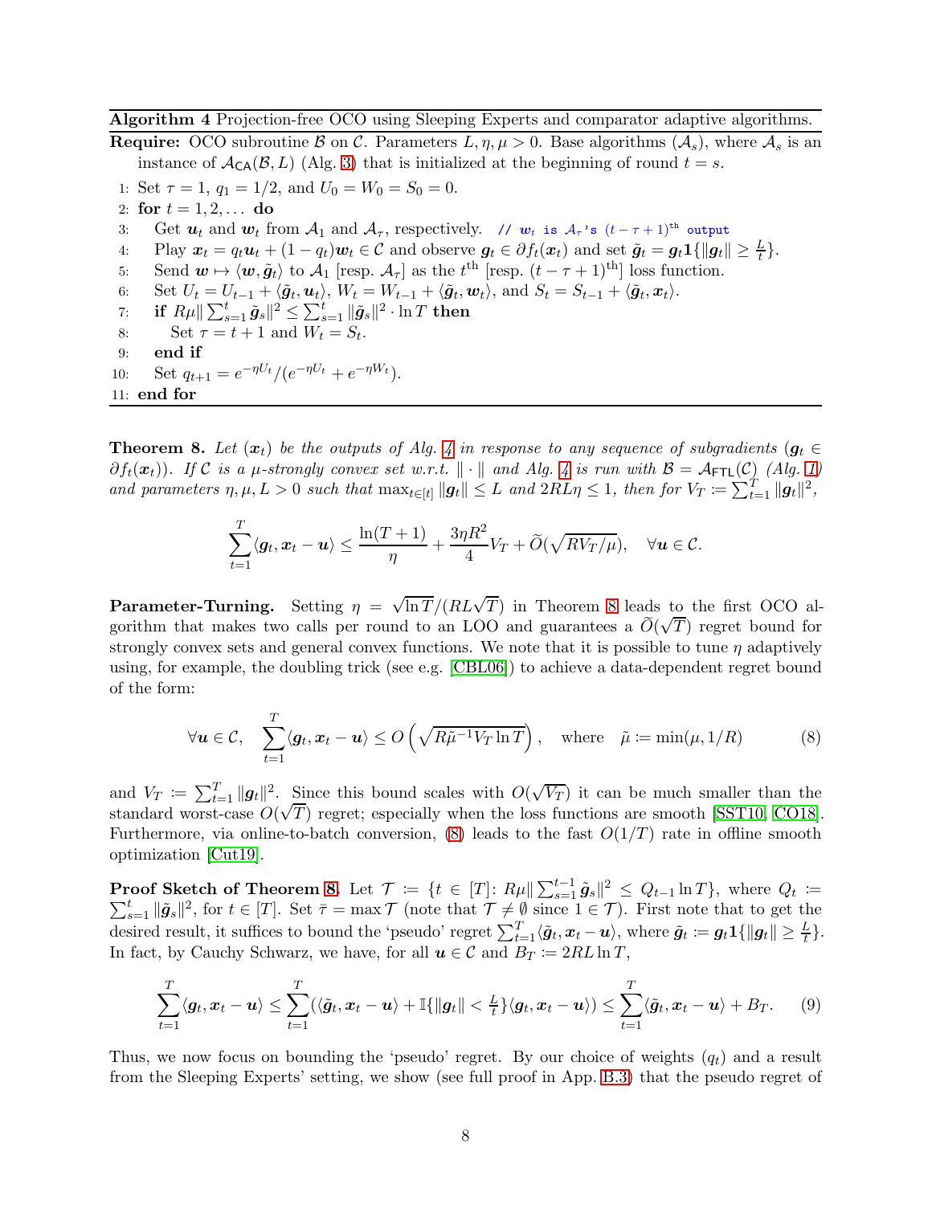**Algorithm 4** Projection-free OCO using Sleeping Experts and comparator adaptive algorithms.

**Require:** OCO subroutine $\mathcal{B}$ on $\mathcal{C}$. Parameters $L, \eta, \mu > 0$. Base algorithms $(\mathcal{A}_s)$, where $\mathcal{A}_s$ is an instance of $\mathcal{A}_{\mathsf{CA}}(\mathcal{B}, L)$ (Alg. 3) that is initialized at the beginning of round $t = s$.

1: Set $\tau = 1$, $q_1 = 1/2$, and $U_0 = W_0 = S_0 = 0$.
2: **for** $t = 1, 2, \dots$ **do**
3: Get $\boldsymbol{u}_t$ and $\boldsymbol{w}_t$ from $\mathcal{A}_1$ and $\mathcal{A}_\tau$, respectively. `// ` $\boldsymbol{w}_t$ `is` $\mathcal{A}_\tau$`'s` $(t-\tau+1)^{\text{th}}$ `output`
4: Play $\boldsymbol{x}_t = q_t \boldsymbol{u}_t + (1-q_t)\boldsymbol{w}_t \in \mathcal{C}$ and observe $\boldsymbol{g}_t \in \partial f_t(\boldsymbol{x}_t)$ and set $\tilde{\boldsymbol{g}}_t = \boldsymbol{g}_t \mathbf{1}\{\|\boldsymbol{g}_t\| \geq \frac{L}{t}\}$.
5: Send $\boldsymbol{w} \mapsto \langle \boldsymbol{w}, \tilde{\boldsymbol{g}}_t\rangle$ to $\mathcal{A}_1$ [resp. $\mathcal{A}_\tau$] as the $t^{\text{th}}$ [resp. $(t-\tau+1)^{\text{th}}$] loss function.
6: Set $U_t = U_{t-1} + \langle \tilde{\boldsymbol{g}}_t, \boldsymbol{u}_t\rangle$, $W_t = W_{t-1} + \langle \tilde{\boldsymbol{g}}_t, \boldsymbol{w}_t\rangle$, and $S_t = S_{t-1} + \langle \tilde{\boldsymbol{g}}_t, \boldsymbol{x}_t\rangle$.
7: **if** $R\mu\|\sum_{s=1}^t \tilde{\boldsymbol{g}}_s\|^2 \leq \sum_{s=1}^t \|\tilde{\boldsymbol{g}}_s\|^2 \cdot \ln T$ **then**
8: Set $\tau = t+1$ and $W_t = S_t$.
9: **end if**
10: Set $q_{t+1} = e^{-\eta U_t}/(e^{-\eta U_t} + e^{-\eta W_t})$.
11: **end for**

**Theorem 8.** *Let $(\boldsymbol{x}_t)$ be the outputs of Alg. 4 in response to any sequence of subgradients $(\boldsymbol{g}_t \in \partial f_t(\boldsymbol{x}_t))$. If $\mathcal{C}$ is a $\mu$-strongly convex set w.r.t. $\|\cdot\|$ and Alg. 4 is run with $\mathcal{B} = \mathcal{A}_{\mathsf{FTL}}(\mathcal{C})$ (Alg. 1) and parameters $\eta, \mu, L > 0$ such that $\max_{t\in[t]} \|\boldsymbol{g}_t\| \leq L$ and $2RL\eta \leq 1$, then for $V_T \coloneqq \sum_{t=1}^T \|\boldsymbol{g}_t\|^2$,*

$$\sum_{t=1}^T \langle \boldsymbol{g}_t, \boldsymbol{x}_t - \boldsymbol{u}\rangle \leq \frac{\ln(T+1)}{\eta} + \frac{3\eta R^2}{4} V_T + \widetilde{O}(\sqrt{RV_T/\mu}), \quad \forall \boldsymbol{u} \in \mathcal{C}.$$

**Parameter-Turning.** Setting $\eta = \sqrt{\ln T}/(RL\sqrt{T})$ in Theorem 8 leads to the first OCO algorithm that makes two calls per round to an LOO and guarantees a $\widetilde{O}(\sqrt{T})$ regret bound for strongly convex sets and general convex functions. We note that it is possible to tune $\eta$ adaptively using, for example, the doubling trick (see e.g. [CBL06]) to achieve a data-dependent regret bound of the form:

$$\forall \boldsymbol{u} \in \mathcal{C}, \quad \sum_{t=1}^T \langle \boldsymbol{g}_t, \boldsymbol{x}_t - \boldsymbol{u}\rangle \leq O\left(\sqrt{R\tilde{\mu}^{-1} V_T \ln T}\right), \quad \text{where} \quad \tilde{\mu} \coloneqq \min(\mu, 1/R) \tag{8}$$

and $V_T \coloneqq \sum_{t=1}^T \|\boldsymbol{g}_t\|^2$. Since this bound scales with $O(\sqrt{V_T})$ it can be much smaller than the standard worst-case $O(\sqrt{T})$ regret; especially when the loss functions are smooth [SST10, CO18]. Furthermore, via online-to-batch conversion, (8) leads to the fast $O(1/T)$ rate in offline smooth optimization [Cut19].

**Proof Sketch of Theorem 8.** Let $\mathcal{T} \coloneqq \{t \in [T] \colon R\mu\|\sum_{s=1}^{t-1} \tilde{\boldsymbol{g}}_s\|^2 \leq Q_{t-1} \ln T\}$, where $Q_t \coloneqq \sum_{s=1}^t \|\tilde{\boldsymbol{g}}_s\|^2$, for $t \in [T]$. Set $\bar{\tau} = \max \mathcal{T}$ (note that $\mathcal{T} \neq \emptyset$ since $1 \in \mathcal{T}$). First note that to get the desired result, it suffices to bound the 'pseudo' regret $\sum_{t=1}^T \langle \tilde{\boldsymbol{g}}_t, \boldsymbol{x}_t - \boldsymbol{u}\rangle$, where $\tilde{\boldsymbol{g}}_t \coloneqq \boldsymbol{g}_t \mathbf{1}\{\|\boldsymbol{g}_t\| \geq \frac{L}{t}\}$. In fact, by Cauchy Schwarz, we have, for all $\boldsymbol{u} \in \mathcal{C}$ and $B_T \coloneqq 2RL \ln T$,

$$\sum_{t=1}^T \langle \boldsymbol{g}_t, \boldsymbol{x}_t - \boldsymbol{u}\rangle \leq \sum_{t=1}^T (\langle \tilde{\boldsymbol{g}}_t, \boldsymbol{x}_t - \boldsymbol{u}\rangle + \mathbb{I}\{\|\boldsymbol{g}_t\| < \tfrac{L}{t}\}\langle \boldsymbol{g}_t, \boldsymbol{x}_t - \boldsymbol{u}\rangle) \leq \sum_{t=1}^T \langle \tilde{\boldsymbol{g}}_t, \boldsymbol{x}_t - \boldsymbol{u}\rangle + B_T. \tag{9}$$

Thus, we now focus on bounding the 'pseudo' regret. By our choice of weights $(q_t)$ and a result from the Sleeping Experts' setting, we show (see full proof in App. B.3) that the pseudo regret of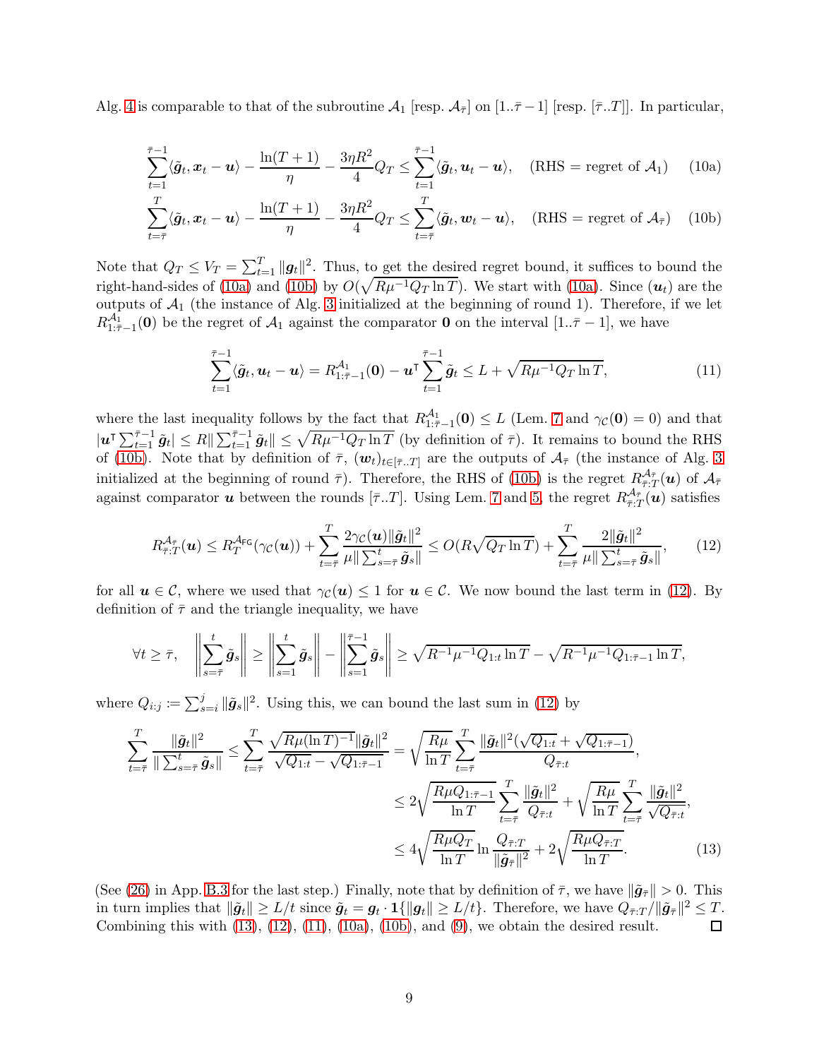Alg. 4 is comparable to that of the subroutine $\mathcal{A}_1$ [resp. $\mathcal{A}_{\bar\tau}$] on $[1..\bar\tau-1]$ [resp. $[\bar\tau..T]$]. In particular,

$$\sum_{t=1}^{\bar\tau-1}\langle \tilde{\boldsymbol{g}}_t, \boldsymbol{x}_t - \boldsymbol{u}\rangle - \frac{\ln(T+1)}{\eta} - \frac{3\eta R^2}{4}Q_T \le \sum_{t=1}^{\bar\tau-1}\langle \tilde{\boldsymbol{g}}_t, \boldsymbol{u}_t - \boldsymbol{u}\rangle, \quad (\text{RHS} = \text{regret of } \mathcal{A}_1) \tag{10a}$$

$$\sum_{t=\bar\tau}^{T}\langle \tilde{\boldsymbol{g}}_t, \boldsymbol{x}_t - \boldsymbol{u}\rangle - \frac{\ln(T+1)}{\eta} - \frac{3\eta R^2}{4}Q_T \le \sum_{t=\bar\tau}^{T}\langle \tilde{\boldsymbol{g}}_t, \boldsymbol{w}_t - \boldsymbol{u}\rangle, \quad (\text{RHS} = \text{regret of } \mathcal{A}_{\bar\tau}) \tag{10b}$$

Note that $Q_T \le V_T = \sum_{t=1}^T \|\boldsymbol{g}_t\|^2$. Thus, to get the desired regret bound, it suffices to bound the right-hand-sides of (10a) and (10b) by $O(\sqrt{R\mu^{-1}Q_T \ln T})$. We start with (10a). Since $(\boldsymbol{u}_t)$ are the outputs of $\mathcal{A}_1$ (the instance of Alg. 3 initialized at the beginning of round 1). Therefore, if we let $R^{\mathcal{A}_1}_{1:\bar\tau-1}(\boldsymbol{0})$ be the regret of $\mathcal{A}_1$ against the comparator $\boldsymbol{0}$ on the interval $[1..\bar\tau-1]$, we have

$$\sum_{t=1}^{\bar\tau-1}\langle \tilde{\boldsymbol{g}}_t, \boldsymbol{u}_t - \boldsymbol{u}\rangle = R^{\mathcal{A}_1}_{1:\bar\tau-1}(\boldsymbol{0}) - \boldsymbol{u}^\intercal \sum_{t=1}^{\bar\tau-1}\tilde{\boldsymbol{g}}_t \le L + \sqrt{R\mu^{-1}Q_T\ln T}, \tag{11}$$

where the last inequality follows by the fact that $R^{\mathcal{A}_1}_{1:\bar\tau-1}(\boldsymbol{0}) \le L$ (Lem. 7 and $\gamma_{\mathcal{C}}(\boldsymbol{0}) = 0$) and that $|\boldsymbol{u}^\intercal \sum_{t=1}^{\bar\tau-1}\tilde{\boldsymbol{g}}_t| \le R\|\sum_{t=1}^{\bar\tau-1}\tilde{\boldsymbol{g}}_t\| \le \sqrt{R\mu^{-1}Q_T\ln T}$ (by definition of $\bar\tau$). It remains to bound the RHS of (10b). Note that by definition of $\bar\tau$, $(\boldsymbol{w}_t)_{t\in[\bar\tau..T]}$ are the outputs of $\mathcal{A}_{\bar\tau}$ (the instance of Alg. 3 initialized at the beginning of round $\bar\tau$). Therefore, the RHS of (10b) is the regret $R^{\mathcal{A}_{\bar\tau}}_{\bar\tau:T}(\boldsymbol{u})$ of $\mathcal{A}_{\bar\tau}$ against comparator $\boldsymbol{u}$ between the rounds $[\bar\tau..T]$. Using Lem. 7 and 5, the regret $R^{\mathcal{A}_{\bar\tau}}_{\bar\tau:T}(\boldsymbol{u})$ satisfies

$$R^{\mathcal{A}_{\bar\tau}}_{\bar\tau:T}(\boldsymbol{u}) \le R^{\mathcal{A}^{\mathsf{FG}}}_{T}(\gamma_{\mathcal{C}}(\boldsymbol{u})) + \sum_{t=\bar\tau}^{T}\frac{2\gamma_{\mathcal{C}}(\boldsymbol{u})\|\tilde{\boldsymbol{g}}_t\|^2}{\mu\|\sum_{s=\bar\tau}^t\tilde{\boldsymbol{g}}_s\|} \le O(R\sqrt{Q_T\ln T}) + \sum_{t=\bar\tau}^{T}\frac{2\|\tilde{\boldsymbol{g}}_t\|^2}{\mu\|\sum_{s=\bar\tau}^t\tilde{\boldsymbol{g}}_s\|}, \tag{12}$$

for all $\boldsymbol{u}\in\mathcal{C}$, where we used that $\gamma_{\mathcal{C}}(\boldsymbol{u}) \le 1$ for $\boldsymbol{u}\in\mathcal{C}$. We now bound the last term in (12). By definition of $\bar\tau$ and the triangle inequality, we have

$$\forall t \ge \bar\tau, \quad \left\|\sum_{s=\bar\tau}^t \tilde{\boldsymbol{g}}_s\right\| \ge \left\|\sum_{s=1}^t \tilde{\boldsymbol{g}}_s\right\| - \left\|\sum_{s=1}^{\bar\tau-1} \tilde{\boldsymbol{g}}_s\right\| \ge \sqrt{R^{-1}\mu^{-1}Q_{1:t}\ln T} - \sqrt{R^{-1}\mu^{-1}Q_{1:\bar\tau-1}\ln T},$$

where $Q_{i:j} \coloneqq \sum_{s=i}^j \|\tilde{\boldsymbol{g}}_s\|^2$. Using this, we can bound the last sum in (12) by

$$\begin{aligned}
\sum_{t=\bar\tau}^{T}\frac{\|\tilde{\boldsymbol{g}}_t\|^2}{\|\sum_{s=\bar\tau}^t\tilde{\boldsymbol{g}}_s\|} \le \sum_{t=\bar\tau}^{T}\frac{\sqrt{R\mu(\ln T)^{-1}}\|\tilde{\boldsymbol{g}}_t\|^2}{\sqrt{Q_{1:t}}-\sqrt{Q_{1:\bar\tau-1}}} &= \sqrt{\frac{R\mu}{\ln T}}\sum_{t=\bar\tau}^{T}\frac{\|\tilde{\boldsymbol{g}}_t\|^2(\sqrt{Q_{1:t}}+\sqrt{Q_{1:\bar\tau-1}})}{Q_{\bar\tau:t}}, \\
&\le 2\sqrt{\frac{R\mu Q_{1:\bar\tau-1}}{\ln T}}\sum_{t=\bar\tau}^{T}\frac{\|\tilde{\boldsymbol{g}}_t\|^2}{Q_{\bar\tau:t}} + \sqrt{\frac{R\mu}{\ln T}}\sum_{t=\bar\tau}^{T}\frac{\|\tilde{\boldsymbol{g}}_t\|^2}{\sqrt{Q_{\bar\tau:t}}}, \\
&\le 4\sqrt{\frac{R\mu Q_T}{\ln T}}\ln\frac{Q_{\bar\tau:T}}{\|\tilde{\boldsymbol{g}}_{\bar\tau}\|^2} + 2\sqrt{\frac{R\mu Q_{\bar\tau:T}}{\ln T}}.
\end{aligned} \tag{13}$$

(See (26) in App. B.3 for the last step.) Finally, note that by definition of $\bar\tau$, we have $\|\tilde{\boldsymbol{g}}_{\bar\tau}\| > 0$. This in turn implies that $\|\tilde{\boldsymbol{g}}_t\| \ge L/t$ since $\tilde{\boldsymbol{g}}_t = \boldsymbol{g}_t \cdot \mathbf{1}\{\|\boldsymbol{g}_t\| \ge L/t\}$. Therefore, we have $Q_{\bar\tau:T}/\|\tilde{\boldsymbol{g}}_{\bar\tau}\|^2 \le T$. Combining this with (13), (12), (11), (10a), (10b), and (9), we obtain the desired result. $\square$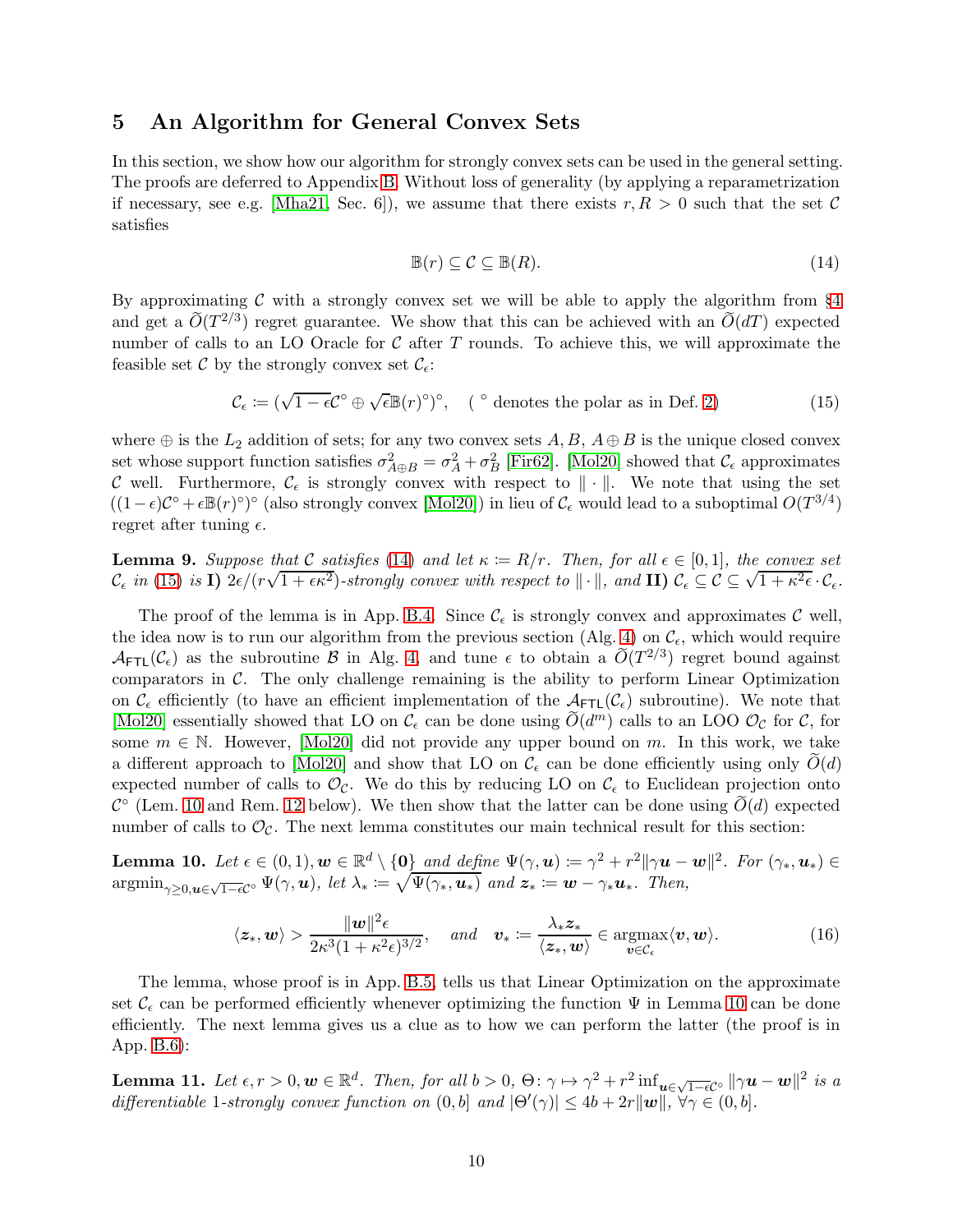# 5 An Algorithm for General Convex Sets

In this section, we show how our algorithm for strongly convex sets can be used in the general setting. The proofs are deferred to Appendix B. Without loss of generality (by applying a reparametrization if necessary, see e.g. [Mha21, Sec. 6]), we assume that there exists $r, R > 0$ such that the set $\mathcal{C}$ satisfies

$$\mathbb{B}(r) \subseteq \mathcal{C} \subseteq \mathbb{B}(R). \tag{14}$$

By approximating $\mathcal{C}$ with a strongly convex set we will be able to apply the algorithm from §4 and get a $\widetilde{O}(T^{2/3})$ regret guarantee. We show that this can be achieved with an $\widetilde{O}(dT)$ expected number of calls to an LO Oracle for $\mathcal{C}$ after $T$ rounds. To achieve this, we will approximate the feasible set $\mathcal{C}$ by the strongly convex set $\mathcal{C}_\epsilon$:

$$\mathcal{C}_\epsilon := (\sqrt{1-\epsilon}\mathcal{C}^\circ \oplus \sqrt{\epsilon}\mathbb{B}(r)^\circ)^\circ, \quad (\, ^\circ \text{ denotes the polar as in Def. 2}) \tag{15}$$

where $\oplus$ is the $L_2$ addition of sets; for any two convex sets $A, B$, $A \oplus B$ is the unique closed convex set whose support function satisfies $\sigma^2_{A\oplus B} = \sigma^2_A + \sigma^2_B$ [Fir62]. [Mol20] showed that $\mathcal{C}_\epsilon$ approximates $\mathcal{C}$ well. Furthermore, $\mathcal{C}_\epsilon$ is strongly convex with respect to $\|\cdot\|$. We note that using the set $((1-\epsilon)\mathcal{C}^\circ + \epsilon\mathbb{B}(r)^\circ)^\circ$ (also strongly convex [Mol20]) in lieu of $\mathcal{C}_\epsilon$ would lead to a suboptimal $O(T^{3/4})$ regret after tuning $\epsilon$.

**Lemma 9.** *Suppose that $\mathcal{C}$ satisfies (14) and let $\kappa := R/r$. Then, for all $\epsilon \in [0, 1]$, the convex set $\mathcal{C}_\epsilon$ in (15) is* **I)** *$2\epsilon/(r\sqrt{1+\epsilon\kappa^2})$-strongly convex with respect to $\|\cdot\|$, and* **II)** *$\mathcal{C}_\epsilon \subseteq \mathcal{C} \subseteq \sqrt{1+\kappa^2\epsilon}\cdot\mathcal{C}_\epsilon$.*

The proof of the lemma is in App. B.4. Since $\mathcal{C}_\epsilon$ is strongly convex and approximates $\mathcal{C}$ well, the idea now is to run our algorithm from the previous section (Alg. 4) on $\mathcal{C}_\epsilon$, which would require $\mathcal{A}_{\mathsf{FTL}}(\mathcal{C}_\epsilon)$ as the subroutine $\mathcal{B}$ in Alg. 4, and tune $\epsilon$ to obtain a $\widetilde{O}(T^{2/3})$ regret bound against comparators in $\mathcal{C}$. The only challenge remaining is the ability to perform Linear Optimization on $\mathcal{C}_\epsilon$ efficiently (to have an efficient implementation of the $\mathcal{A}_{\mathsf{FTL}}(\mathcal{C}_\epsilon)$ subroutine). We note that [Mol20] essentially showed that LO on $\mathcal{C}_\epsilon$ can be done using $\widetilde{O}(d^m)$ calls to an LOO $\mathcal{O}_{\mathcal{C}}$ for $\mathcal{C}$, for some $m \in \mathbb{N}$. However, [Mol20] did not provide any upper bound on $m$. In this work, we take a different approach to [Mol20] and show that LO on $\mathcal{C}_\epsilon$ can be done efficiently using only $\widetilde{O}(d)$ expected number of calls to $\mathcal{O}_{\mathcal{C}}$. We do this by reducing LO on $\mathcal{C}_\epsilon$ to Euclidean projection onto $\mathcal{C}^\circ$ (Lem. 10 and Rem. 12 below). We then show that the latter can be done using $\widetilde{O}(d)$ expected number of calls to $\mathcal{O}_{\mathcal{C}}$. The next lemma constitutes our main technical result for this section:

**Lemma 10.** *Let $\epsilon \in (0, 1), \boldsymbol{w} \in \mathbb{R}^d \setminus \{\boldsymbol{0}\}$ and define $\Psi(\gamma, \boldsymbol{u}) := \gamma^2 + r^2\|\gamma\boldsymbol{u} - \boldsymbol{w}\|^2$. For $(\gamma_*, \boldsymbol{u}_*) \in \operatorname{argmin}_{\gamma\geq 0, \boldsymbol{u}\in\sqrt{1-\epsilon}\mathcal{C}^\circ} \Psi(\gamma, \boldsymbol{u})$, let $\lambda_* := \sqrt{\Psi(\gamma_*, \boldsymbol{u}_*)}$ and $\boldsymbol{z}_* := \boldsymbol{w} - \gamma_*\boldsymbol{u}_*$. Then,*

$$\langle \boldsymbol{z}_*, \boldsymbol{w}\rangle > \frac{\|\boldsymbol{w}\|^2\epsilon}{2\kappa^3(1+\kappa^2\epsilon)^{3/2}}, \quad \text{and} \quad \boldsymbol{v}_* := \frac{\lambda_*\boldsymbol{z}_*}{\langle \boldsymbol{z}_*, \boldsymbol{w}\rangle} \in \operatorname*{argmax}_{\boldsymbol{v}\in\mathcal{C}_\epsilon} \langle \boldsymbol{v}, \boldsymbol{w}\rangle. \tag{16}$$

The lemma, whose proof is in App. B.5, tells us that Linear Optimization on the approximate set $\mathcal{C}_\epsilon$ can be performed efficiently whenever optimizing the function $\Psi$ in Lemma 10 can be done efficiently. The next lemma gives us a clue as to how we can perform the latter (the proof is in App. B.6):

**Lemma 11.** *Let $\epsilon, r > 0, \boldsymbol{w} \in \mathbb{R}^d$. Then, for all $b > 0$, $\Theta\colon \gamma \mapsto \gamma^2 + r^2 \inf_{\boldsymbol{u}\in\sqrt{1-\epsilon}\mathcal{C}^\circ} \|\gamma\boldsymbol{u} - \boldsymbol{w}\|^2$ is a differentiable 1-strongly convex function on $(0, b]$ and $|\Theta'(\gamma)| \leq 4b + 2r\|\boldsymbol{w}\|$, $\forall \gamma \in (0, b]$.*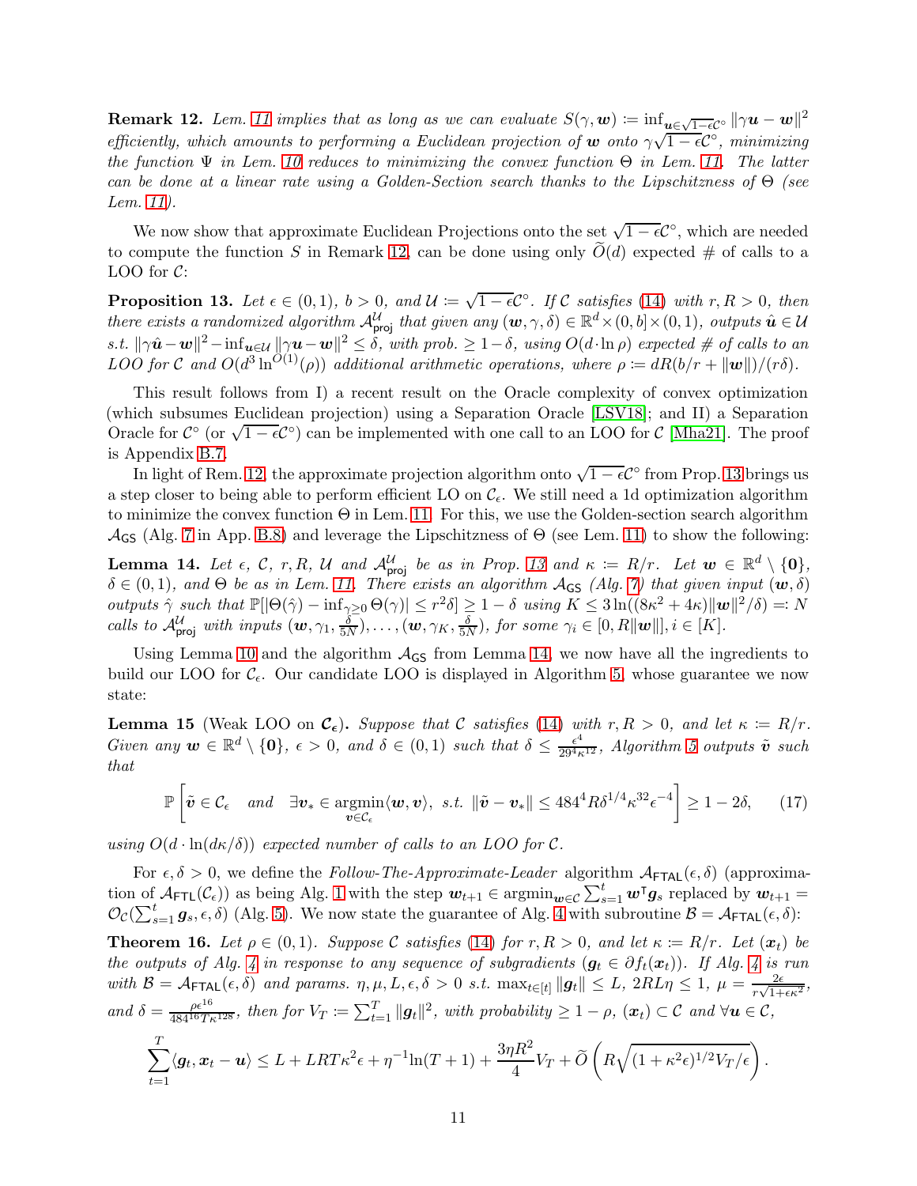**Remark 12.** *Lem. 11 implies that as long as we can evaluate $S(\gamma, \boldsymbol{w}) \coloneqq \inf_{\boldsymbol{u}\in\sqrt{1-\epsilon}\mathcal{C}^\circ} \|\gamma \boldsymbol{u} - \boldsymbol{w}\|^2$ efficiently, which amounts to performing a Euclidean projection of $\boldsymbol{w}$ onto $\gamma\sqrt{1-\epsilon}\mathcal{C}^\circ$, minimizing the function $\Psi$ in Lem. 10 reduces to minimizing the convex function $\Theta$ in Lem. 11. The latter can be done at a linear rate using a Golden-Section search thanks to the Lipschitzness of $\Theta$ (see Lem. 11).*

We now show that approximate Euclidean Projections onto the set $\sqrt{1-\epsilon}\mathcal{C}^\circ$, which are needed to compute the function $S$ in Remark 12, can be done using only $\widetilde{O}(d)$ expected # of calls to a LOO for $\mathcal{C}$:

**Proposition 13.** *Let $\epsilon \in (0,1)$, $b > 0$, and $\mathcal{U} \coloneqq \sqrt{1-\epsilon}\mathcal{C}^\circ$. If $\mathcal{C}$ satisfies (14) with $r, R > 0$, then there exists a randomized algorithm $\mathcal{A}^{\mathcal{U}}_{\mathsf{proj}}$ that given any $(\boldsymbol{w}, \gamma, \delta) \in \mathbb{R}^d \times (0, b] \times (0,1)$, outputs $\hat{\boldsymbol{u}} \in \mathcal{U}$ s.t. $\|\gamma\hat{\boldsymbol{u}} - \boldsymbol{w}\|^2 - \inf_{\boldsymbol{u}\in\mathcal{U}} \|\gamma\boldsymbol{u} - \boldsymbol{w}\|^2 \leq \delta$, with prob. $\geq 1-\delta$, using $O(d\cdot\ln\rho)$ expected # of calls to an LOO for $\mathcal{C}$ and $O(d^3 \ln^{O(1)}(\rho))$ additional arithmetic operations, where $\rho \coloneqq dR(b/r + \|\boldsymbol{w}\|)/(r\delta)$.*

This result follows from I) a recent result on the Oracle complexity of convex optimization (which subsumes Euclidean projection) using a Separation Oracle [LSV18]; and II) a Separation Oracle for $\mathcal{C}^\circ$ (or $\sqrt{1-\epsilon}\mathcal{C}^\circ$) can be implemented with one call to an LOO for $\mathcal{C}$ [Mha21]. The proof is Appendix B.7.

In light of Rem. 12, the approximate projection algorithm onto $\sqrt{1-\epsilon}\mathcal{C}^\circ$ from Prop. 13 brings us a step closer to being able to perform efficient LO on $\mathcal{C}_\epsilon$. We still need a 1d optimization algorithm to minimize the convex function $\Theta$ in Lem. 11. For this, we use the Golden-section search algorithm $\mathcal{A}_{\mathsf{GS}}$ (Alg. 7 in App. B.8) and leverage the Lipschitzness of $\Theta$ (see Lem. 11) to show the following:

**Lemma 14.** *Let $\epsilon$, $\mathcal{C}$, $r, R$, $\mathcal{U}$ and $\mathcal{A}^{\mathcal{U}}_{\mathsf{proj}}$ be as in Prop. 13 and $\kappa \coloneqq R/r$. Let $\boldsymbol{w} \in \mathbb{R}^d \setminus \{\boldsymbol{0}\}$, $\delta \in (0,1)$, and $\Theta$ be as in Lem. 11. There exists an algorithm $\mathcal{A}_{\mathsf{GS}}$ (Alg. 7) that given input $(\boldsymbol{w}, \delta)$ outputs $\hat{\gamma}$ such that $\mathbb{P}[|\Theta(\hat{\gamma}) - \inf_{\gamma\geq 0}\Theta(\gamma)| \leq r^2\delta] \geq 1-\delta$ using $K \leq 3\ln((8\kappa^2+4\kappa)\|\boldsymbol{w}\|^2/\delta) =: N$ calls to $\mathcal{A}^{\mathcal{U}}_{\mathsf{proj}}$ with inputs $(\boldsymbol{w}, \gamma_1, \frac{\delta}{5N}), \dots, (\boldsymbol{w}, \gamma_K, \frac{\delta}{5N})$, for some $\gamma_i \in [0, R\|\boldsymbol{w}\|]$, $i \in [K]$.*

Using Lemma 10 and the algorithm $\mathcal{A}_{\mathsf{GS}}$ from Lemma 14, we now have all the ingredients to build our LOO for $\mathcal{C}_\epsilon$. Our candidate LOO is displayed in Algorithm 5, whose guarantee we now state:

**Lemma 15** (Weak LOO on $\mathcal{C}_\epsilon$)**.** *Suppose that $\mathcal{C}$ satisfies (14) with $r, R > 0$, and let $\kappa \coloneqq R/r$. Given any $\boldsymbol{w} \in \mathbb{R}^d \setminus \{\boldsymbol{0}\}$, $\epsilon > 0$, and $\delta \in (0,1)$ such that $\delta \leq \frac{\epsilon^4}{29^4\kappa^{12}}$, Algorithm 5 outputs $\tilde{\boldsymbol{v}}$ such that*

$$\mathbb{P}\left[\tilde{\boldsymbol{v}} \in \mathcal{C}_\epsilon \quad \text{and} \quad \exists \boldsymbol{v}_* \in \operatorname*{argmin}_{\boldsymbol{v}\in\mathcal{C}_\epsilon} \langle \boldsymbol{w}, \boldsymbol{v}\rangle, \text{ s.t. } \|\tilde{\boldsymbol{v}} - \boldsymbol{v}_*\| \leq 484^4 R\delta^{1/4}\kappa^{32}\epsilon^{-4}\right] \geq 1 - 2\delta, \tag{17}$$

*using $O(d\cdot\ln(d\kappa/\delta))$ expected number of calls to an LOO for $\mathcal{C}$.*

For $\epsilon, \delta > 0$, we define the *Follow-The-Approximate-Leader* algorithm $\mathcal{A}_{\mathsf{FTAL}}(\epsilon,\delta)$ (approximation of $\mathcal{A}_{\mathsf{FTL}}(\mathcal{C}_\epsilon)$) as being Alg. 1 with the step $\boldsymbol{w}_{t+1} \in \operatorname{argmin}_{\boldsymbol{w}\in\mathcal{C}} \sum_{s=1}^t \boldsymbol{w}^\intercal \boldsymbol{g}_s$ replaced by $\boldsymbol{w}_{t+1} = \mathcal{O}_{\mathcal{C}}(\sum_{s=1}^t \boldsymbol{g}_s, \epsilon, \delta)$ (Alg. 5). We now state the guarantee of Alg. 4 with subroutine $\mathcal{B} = \mathcal{A}_{\mathsf{FTAL}}(\epsilon, \delta)$:

**Theorem 16.** *Let $\rho \in (0,1)$. Suppose $\mathcal{C}$ satisfies (14) for $r, R > 0$, and let $\kappa \coloneqq R/r$. Let $(\boldsymbol{x}_t)$ be the outputs of Alg. 4 in response to any sequence of subgradients $(\boldsymbol{g}_t \in \partial f_t(\boldsymbol{x}_t))$. If Alg. 4 is run with $\mathcal{B} = \mathcal{A}_{\mathsf{FTAL}}(\epsilon,\delta)$ and params. $\eta, \mu, L, \epsilon, \delta > 0$ s.t. $\max_{t\in[t]}\|\boldsymbol{g}_t\| \leq L$, $2RL\eta \leq 1$, $\mu = \frac{2\epsilon}{r\sqrt{1+\epsilon\kappa^2}}$, and $\delta = \frac{\rho\epsilon^{16}}{484^{16}T\kappa^{128}}$, then for $V_T \coloneqq \sum_{t=1}^T \|\boldsymbol{g}_t\|^2$, with probability $\geq 1-\rho$, $(\boldsymbol{x}_t) \subset \mathcal{C}$ and $\forall \boldsymbol{u} \in \mathcal{C}$,*

$$\sum_{t=1}^T \langle \boldsymbol{g}_t, \boldsymbol{x}_t - \boldsymbol{u}\rangle \leq L + LRT\kappa^2\epsilon + \eta^{-1}\ln(T+1) + \frac{3\eta R^2}{4}V_T + \widetilde{O}\left(R\sqrt{(1+\kappa^2\epsilon)^{1/2}V_T/\epsilon}\right).$$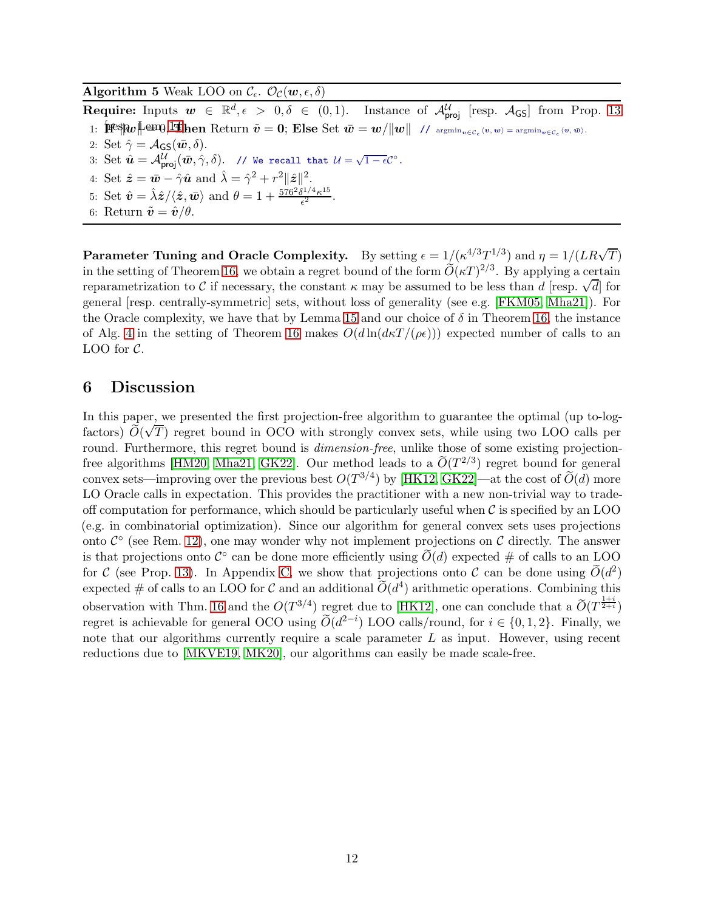**Algorithm 5** Weak LOO on $\mathcal{C}_\epsilon$. $\mathcal{O}_{\mathcal{C}}(\boldsymbol{w}, \epsilon, \delta)$

**Require:** Inputs $\boldsymbol{w} \in \mathbb{R}^d, \epsilon > 0, \delta \in (0,1)$. Instance of $\mathcal{A}^{\mathcal{U}}_{\mathsf{proj}}$ [resp. $\mathcal{A}_{\mathsf{GS}}$] from Prop. 13 [resp. Lem. 14].

1: **If** $\|\boldsymbol{w}\| = 0$, **Then** Return $\tilde{\boldsymbol{v}} = \boldsymbol{0}$; **Else** Set $\bar{\boldsymbol{w}} = \boldsymbol{w}/\|\boldsymbol{w}\|$ // $\operatorname{argmin}_{\boldsymbol{v}\in\mathcal{C}_\epsilon}\langle \boldsymbol{v}, \boldsymbol{w}\rangle = \operatorname{argmin}_{\boldsymbol{v}\in\mathcal{C}_\epsilon}\langle \boldsymbol{v}, \bar{\boldsymbol{w}}\rangle$.

2: Set $\hat{\gamma} = \mathcal{A}_{\mathsf{GS}}(\bar{\boldsymbol{w}}, \delta)$.

3: Set $\hat{\boldsymbol{u}} = \mathcal{A}^{\mathcal{U}}_{\mathsf{proj}}(\bar{\boldsymbol{w}}, \hat{\gamma}, \delta)$. // We recall that $\mathcal{U} = \sqrt{1-\epsilon}\,\mathcal{C}^\circ$.

4: Set $\hat{\boldsymbol{z}} = \bar{\boldsymbol{w}} - \hat{\gamma}\hat{\boldsymbol{u}}$ and $\hat{\lambda} = \hat{\gamma}^2 + r^2\|\hat{\boldsymbol{z}}\|^2$.

5: Set $\hat{\boldsymbol{v}} = \hat{\lambda}\hat{\boldsymbol{z}}/\langle \hat{\boldsymbol{z}}, \bar{\boldsymbol{w}}\rangle$ and $\theta = 1 + \frac{576^2\delta^{1/4}\kappa^{15}}{\epsilon^2}$.

6: Return $\tilde{\boldsymbol{v}} = \hat{\boldsymbol{v}}/\theta$.

**Parameter Tuning and Oracle Complexity.** By setting $\epsilon = 1/(\kappa^{4/3}T^{1/3})$ and $\eta = 1/(LR\sqrt{T})$ in the setting of Theorem 16, we obtain a regret bound of the form $\widetilde{O}(\kappa T)^{2/3}$. By applying a certain reparametrization to $\mathcal{C}$ if necessary, the constant $\kappa$ may be assumed to be less than $d$ [resp. $\sqrt{d}$] for general [resp. centrally-symmetric] sets, without loss of generality (see e.g. [FKM05, Mha21]). For the Oracle complexity, we have that by Lemma 15 and our choice of $\delta$ in Theorem 16, the instance of Alg. 4 in the setting of Theorem 16 makes $O(d\ln(d\kappa T/(\rho\epsilon)))$ expected number of calls to an LOO for $\mathcal{C}$.

# 6 Discussion

In this paper, we presented the first projection-free algorithm to guarantee the optimal (up to-log-factors) $\widetilde{O}(\sqrt{T})$ regret bound in OCO with strongly convex sets, while using two LOO calls per round. Furthermore, this regret bound is *dimension-free*, unlike those of some existing projection-free algorithms [HM20, Mha21, GK22]. Our method leads to a $\widetilde{O}(T^{2/3})$ regret bound for general convex sets—improving over the previous best $O(T^{3/4})$ by [HK12, GK22]—at the cost of $\widetilde{O}(d)$ more LO Oracle calls in expectation. This provides the practitioner with a new non-trivial way to trade-off computation for performance, which should be particularly useful when $\mathcal{C}$ is specified by an LOO (e.g. in combinatorial optimization). Since our algorithm for general convex sets uses projections onto $\mathcal{C}^\circ$ (see Rem. 12), one may wonder why not implement projections on $\mathcal{C}$ directly. The answer is that projections onto $\mathcal{C}^\circ$ can be done more efficiently using $\widetilde{O}(d)$ expected # of calls to an LOO for $\mathcal{C}$ (see Prop. 13). In Appendix C, we show that projections onto $\mathcal{C}$ can be done using $\widetilde{O}(d^2)$ expected # of calls to an LOO for $\mathcal{C}$ and an additional $\widetilde{O}(d^4)$ arithmetic operations. Combining this observation with Thm. 16 and the $O(T^{3/4})$ regret due to [HK12], one can conclude that a $\widetilde{O}(T^{\frac{1+i}{2+i}})$ regret is achievable for general OCO using $\widetilde{O}(d^{2-i})$ LOO calls/round, for $i \in \{0,1,2\}$. Finally, we note that our algorithms currently require a scale parameter $L$ as input. However, using recent reductions due to [MKVE19, MK20], our algorithms can easily be made scale-free.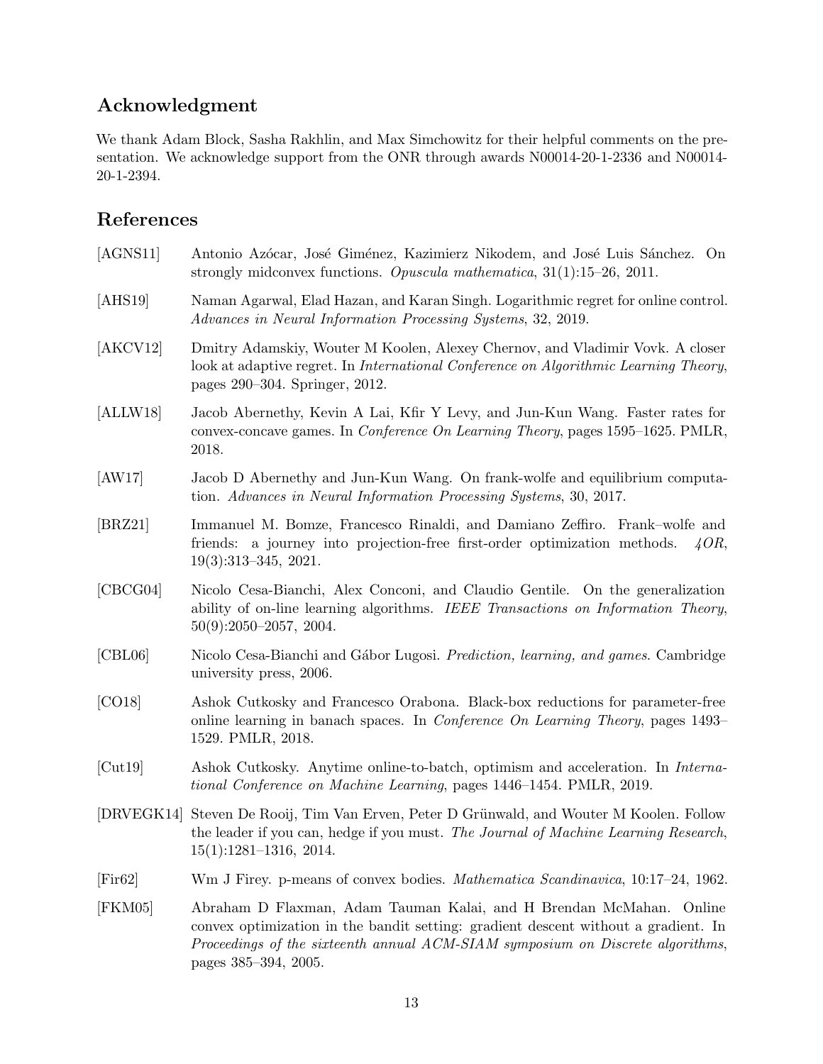## Acknowledgment

We thank Adam Block, Sasha Rakhlin, and Max Simchowitz for their helpful comments on the presentation. We acknowledge support from the ONR through awards N00014-20-1-2336 and N00014-20-1-2394.

## References

[AGNS11] Antonio Azócar, José Giménez, Kazimierz Nikodem, and José Luis Sánchez. On strongly midconvex functions. *Opuscula mathematica*, 31(1):15–26, 2011.

[AHS19] Naman Agarwal, Elad Hazan, and Karan Singh. Logarithmic regret for online control. *Advances in Neural Information Processing Systems*, 32, 2019.

[AKCV12] Dmitry Adamskiy, Wouter M Koolen, Alexey Chernov, and Vladimir Vovk. A closer look at adaptive regret. In *International Conference on Algorithmic Learning Theory*, pages 290–304. Springer, 2012.

[ALLW18] Jacob Abernethy, Kevin A Lai, Kfir Y Levy, and Jun-Kun Wang. Faster rates for convex-concave games. In *Conference On Learning Theory*, pages 1595–1625. PMLR, 2018.

[AW17] Jacob D Abernethy and Jun-Kun Wang. On frank-wolfe and equilibrium computation. *Advances in Neural Information Processing Systems*, 30, 2017.

[BRZ21] Immanuel M. Bomze, Francesco Rinaldi, and Damiano Zeffiro. Frank–wolfe and friends: a journey into projection-free first-order optimization methods. *4OR*, 19(3):313–345, 2021.

[CBCG04] Nicolo Cesa-Bianchi, Alex Conconi, and Claudio Gentile. On the generalization ability of on-line learning algorithms. *IEEE Transactions on Information Theory*, 50(9):2050–2057, 2004.

[CBL06] Nicolo Cesa-Bianchi and Gábor Lugosi. *Prediction, learning, and games*. Cambridge university press, 2006.

[CO18] Ashok Cutkosky and Francesco Orabona. Black-box reductions for parameter-free online learning in banach spaces. In *Conference On Learning Theory*, pages 1493–1529. PMLR, 2018.

[Cut19] Ashok Cutkosky. Anytime online-to-batch, optimism and acceleration. In *International Conference on Machine Learning*, pages 1446–1454. PMLR, 2019.

[DRVEGK14] Steven De Rooij, Tim Van Erven, Peter D Grünwald, and Wouter M Koolen. Follow the leader if you can, hedge if you must. *The Journal of Machine Learning Research*, 15(1):1281–1316, 2014.

[Fir62] Wm J Firey. p-means of convex bodies. *Mathematica Scandinavica*, 10:17–24, 1962.

[FKM05] Abraham D Flaxman, Adam Tauman Kalai, and H Brendan McMahan. Online convex optimization in the bandit setting: gradient descent without a gradient. In *Proceedings of the sixteenth annual ACM-SIAM symposium on Discrete algorithms*, pages 385–394, 2005.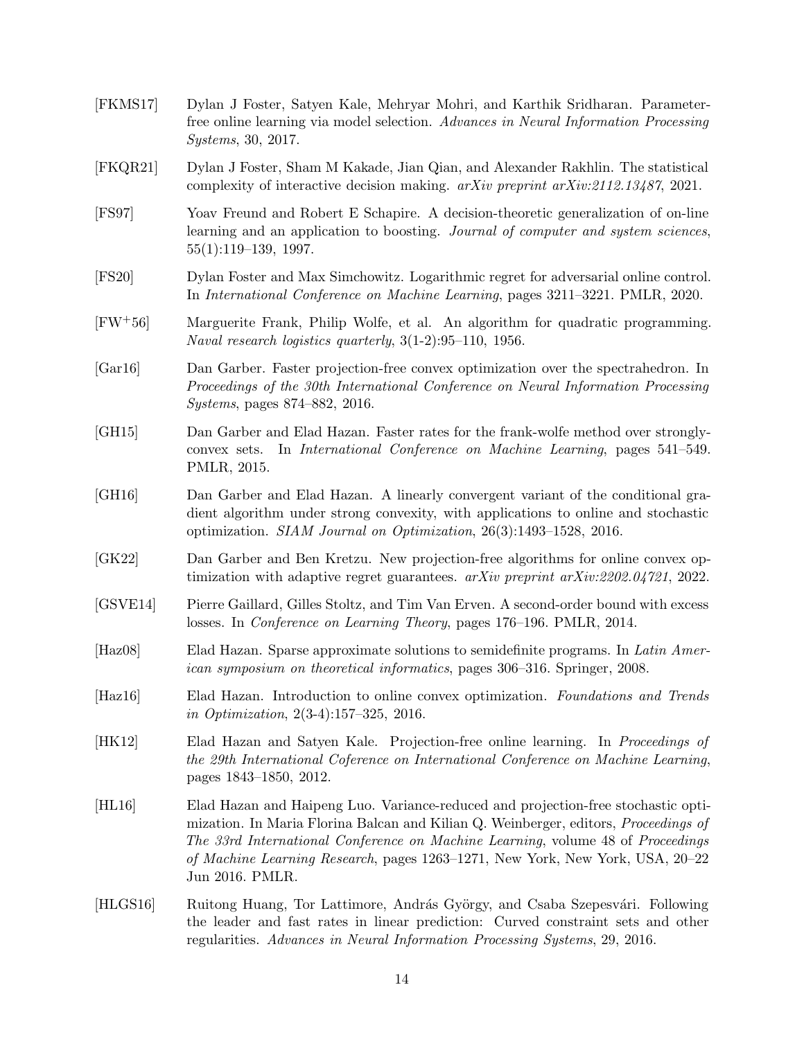[FKMS17] Dylan J Foster, Satyen Kale, Mehryar Mohri, and Karthik Sridharan. Parameter-free online learning via model selection. *Advances in Neural Information Processing Systems*, 30, 2017.

[FKQR21] Dylan J Foster, Sham M Kakade, Jian Qian, and Alexander Rakhlin. The statistical complexity of interactive decision making. *arXiv preprint arXiv:2112.13487*, 2021.

[FS97] Yoav Freund and Robert E Schapire. A decision-theoretic generalization of on-line learning and an application to boosting. *Journal of computer and system sciences*, 55(1):119–139, 1997.

[FS20] Dylan Foster and Max Simchowitz. Logarithmic regret for adversarial online control. In *International Conference on Machine Learning*, pages 3211–3221. PMLR, 2020.

[FW+56] Marguerite Frank, Philip Wolfe, et al. An algorithm for quadratic programming. *Naval research logistics quarterly*, 3(1-2):95–110, 1956.

[Gar16] Dan Garber. Faster projection-free convex optimization over the spectrahedron. In *Proceedings of the 30th International Conference on Neural Information Processing Systems*, pages 874–882, 2016.

[GH15] Dan Garber and Elad Hazan. Faster rates for the frank-wolfe method over strongly-convex sets. In *International Conference on Machine Learning*, pages 541–549. PMLR, 2015.

[GH16] Dan Garber and Elad Hazan. A linearly convergent variant of the conditional gradient algorithm under strong convexity, with applications to online and stochastic optimization. *SIAM Journal on Optimization*, 26(3):1493–1528, 2016.

[GK22] Dan Garber and Ben Kretzu. New projection-free algorithms for online convex optimization with adaptive regret guarantees. *arXiv preprint arXiv:2202.04721*, 2022.

[GSVE14] Pierre Gaillard, Gilles Stoltz, and Tim Van Erven. A second-order bound with excess losses. In *Conference on Learning Theory*, pages 176–196. PMLR, 2014.

[Haz08] Elad Hazan. Sparse approximate solutions to semidefinite programs. In *Latin American symposium on theoretical informatics*, pages 306–316. Springer, 2008.

[Haz16] Elad Hazan. Introduction to online convex optimization. *Foundations and Trends in Optimization*, 2(3-4):157–325, 2016.

[HK12] Elad Hazan and Satyen Kale. Projection-free online learning. In *Proceedings of the 29th International Coference on International Conference on Machine Learning*, pages 1843–1850, 2012.

[HL16] Elad Hazan and Haipeng Luo. Variance-reduced and projection-free stochastic optimization. In Maria Florina Balcan and Kilian Q. Weinberger, editors, *Proceedings of The 33rd International Conference on Machine Learning*, volume 48 of *Proceedings of Machine Learning Research*, pages 1263–1271, New York, New York, USA, 20–22 Jun 2016. PMLR.

[HLGS16] Ruitong Huang, Tor Lattimore, András György, and Csaba Szepesvári. Following the leader and fast rates in linear prediction: Curved constraint sets and other regularities. *Advances in Neural Information Processing Systems*, 29, 2016.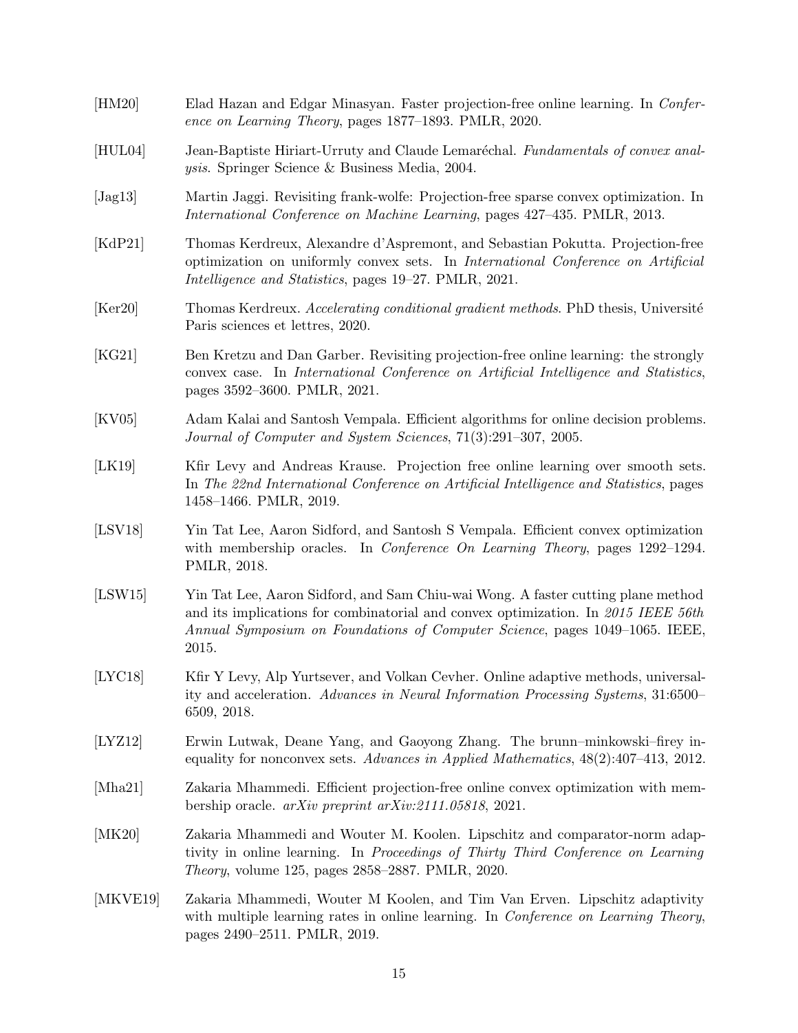[HM20] Elad Hazan and Edgar Minasyan. Faster projection-free online learning. In *Conference on Learning Theory*, pages 1877–1893. PMLR, 2020.

[HUL04] Jean-Baptiste Hiriart-Urruty and Claude Lemaréchal. *Fundamentals of convex analysis*. Springer Science & Business Media, 2004.

[Jag13] Martin Jaggi. Revisiting frank-wolfe: Projection-free sparse convex optimization. In *International Conference on Machine Learning*, pages 427–435. PMLR, 2013.

[KdP21] Thomas Kerdreux, Alexandre d'Aspremont, and Sebastian Pokutta. Projection-free optimization on uniformly convex sets. In *International Conference on Artificial Intelligence and Statistics*, pages 19–27. PMLR, 2021.

[Ker20] Thomas Kerdreux. *Accelerating conditional gradient methods*. PhD thesis, Université Paris sciences et lettres, 2020.

[KG21] Ben Kretzu and Dan Garber. Revisiting projection-free online learning: the strongly convex case. In *International Conference on Artificial Intelligence and Statistics*, pages 3592–3600. PMLR, 2021.

[KV05] Adam Kalai and Santosh Vempala. Efficient algorithms for online decision problems. *Journal of Computer and System Sciences*, 71(3):291–307, 2005.

[LK19] Kfir Levy and Andreas Krause. Projection free online learning over smooth sets. In *The 22nd International Conference on Artificial Intelligence and Statistics*, pages 1458–1466. PMLR, 2019.

[LSV18] Yin Tat Lee, Aaron Sidford, and Santosh S Vempala. Efficient convex optimization with membership oracles. In *Conference On Learning Theory*, pages 1292–1294. PMLR, 2018.

[LSW15] Yin Tat Lee, Aaron Sidford, and Sam Chiu-wai Wong. A faster cutting plane method and its implications for combinatorial and convex optimization. In *2015 IEEE 56th Annual Symposium on Foundations of Computer Science*, pages 1049–1065. IEEE, 2015.

[LYC18] Kfir Y Levy, Alp Yurtsever, and Volkan Cevher. Online adaptive methods, universality and acceleration. *Advances in Neural Information Processing Systems*, 31:6500–6509, 2018.

[LYZ12] Erwin Lutwak, Deane Yang, and Gaoyong Zhang. The brunn–minkowski–firey inequality for nonconvex sets. *Advances in Applied Mathematics*, 48(2):407–413, 2012.

[Mha21] Zakaria Mhammedi. Efficient projection-free online convex optimization with membership oracle. *arXiv preprint arXiv:2111.05818*, 2021.

[MK20] Zakaria Mhammedi and Wouter M. Koolen. Lipschitz and comparator-norm adaptivity in online learning. In *Proceedings of Thirty Third Conference on Learning Theory*, volume 125, pages 2858–2887. PMLR, 2020.

[MKVE19] Zakaria Mhammedi, Wouter M Koolen, and Tim Van Erven. Lipschitz adaptivity with multiple learning rates in online learning. In *Conference on Learning Theory*, pages 2490–2511. PMLR, 2019.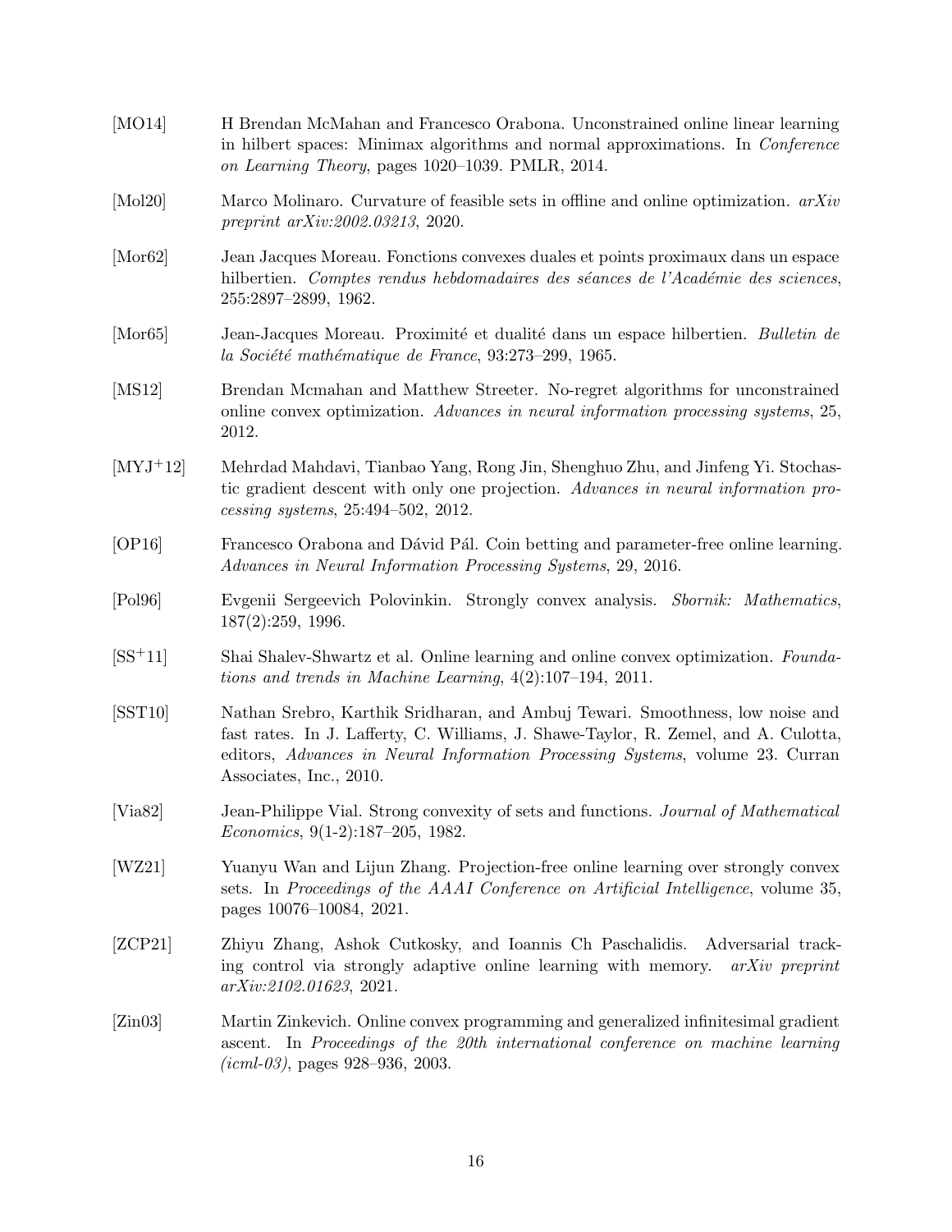[MO14] H Brendan McMahan and Francesco Orabona. Unconstrained online linear learning in hilbert spaces: Minimax algorithms and normal approximations. In *Conference on Learning Theory*, pages 1020–1039. PMLR, 2014.

[Mol20] Marco Molinaro. Curvature of feasible sets in offline and online optimization. *arXiv preprint arXiv:2002.03213*, 2020.

[Mor62] Jean Jacques Moreau. Fonctions convexes duales et points proximaux dans un espace hilbertien. *Comptes rendus hebdomadaires des séances de l'Académie des sciences*, 255:2897–2899, 1962.

[Mor65] Jean-Jacques Moreau. Proximité et dualité dans un espace hilbertien. *Bulletin de la Société mathématique de France*, 93:273–299, 1965.

[MS12] Brendan Mcmahan and Matthew Streeter. No-regret algorithms for unconstrained online convex optimization. *Advances in neural information processing systems*, 25, 2012.

[MYJ+12] Mehrdad Mahdavi, Tianbao Yang, Rong Jin, Shenghuo Zhu, and Jinfeng Yi. Stochastic gradient descent with only one projection. *Advances in neural information processing systems*, 25:494–502, 2012.

[OP16] Francesco Orabona and Dávid Pál. Coin betting and parameter-free online learning. *Advances in Neural Information Processing Systems*, 29, 2016.

[Pol96] Evgenii Sergeevich Polovinkin. Strongly convex analysis. *Sbornik: Mathematics*, 187(2):259, 1996.

[SS+11] Shai Shalev-Shwartz et al. Online learning and online convex optimization. *Foundations and trends in Machine Learning*, 4(2):107–194, 2011.

[SST10] Nathan Srebro, Karthik Sridharan, and Ambuj Tewari. Smoothness, low noise and fast rates. In J. Lafferty, C. Williams, J. Shawe-Taylor, R. Zemel, and A. Culotta, editors, *Advances in Neural Information Processing Systems*, volume 23. Curran Associates, Inc., 2010.

[Via82] Jean-Philippe Vial. Strong convexity of sets and functions. *Journal of Mathematical Economics*, 9(1-2):187–205, 1982.

[WZ21] Yuanyu Wan and Lijun Zhang. Projection-free online learning over strongly convex sets. In *Proceedings of the AAAI Conference on Artificial Intelligence*, volume 35, pages 10076–10084, 2021.

[ZCP21] Zhiyu Zhang, Ashok Cutkosky, and Ioannis Ch Paschalidis. Adversarial tracking control via strongly adaptive online learning with memory. *arXiv preprint arXiv:2102.01623*, 2021.

[Zin03] Martin Zinkevich. Online convex programming and generalized infinitesimal gradient ascent. In *Proceedings of the 20th international conference on machine learning (icml-03)*, pages 928–936, 2003.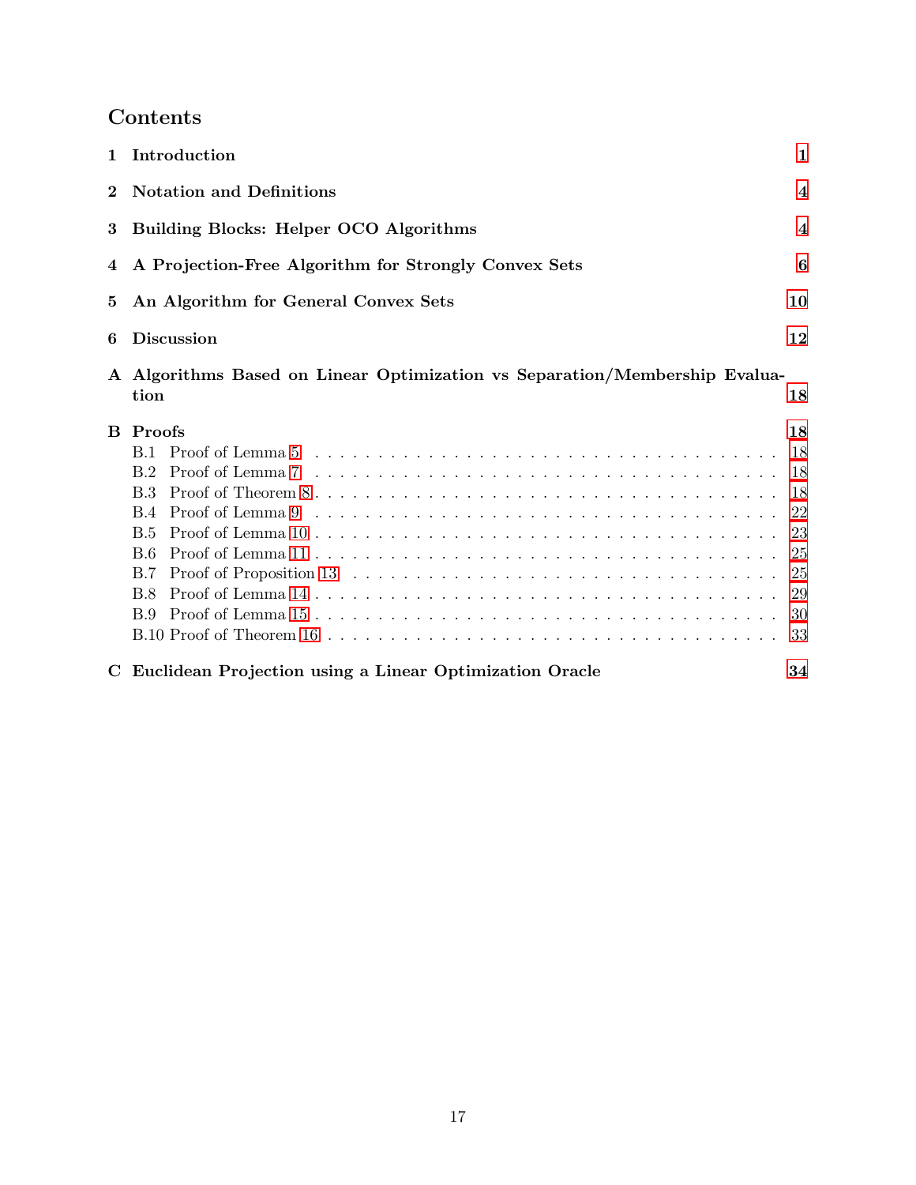# Contents

1 **Introduction** 1

2 **Notation and Definitions** 4

3 **Building Blocks: Helper OCO Algorithms** 4

4 **A Projection-Free Algorithm for Strongly Convex Sets** 6

5 **An Algorithm for General Convex Sets** 10

6 **Discussion** 12

A **Algorithms Based on Linear Optimization vs Separation/Membership Evaluation** 18

B **Proofs** 18
- B.1 Proof of Lemma 5 . . . . . . . . . . . . . . . . . . . . . . . . . . . . . . . . . . . 18
- B.2 Proof of Lemma 7 . . . . . . . . . . . . . . . . . . . . . . . . . . . . . . . . . . . 18
- B.3 Proof of Theorem 8 . . . . . . . . . . . . . . . . . . . . . . . . . . . . . . . . . . 18
- B.4 Proof of Lemma 9 . . . . . . . . . . . . . . . . . . . . . . . . . . . . . . . . . . . 22
- B.5 Proof of Lemma 10 . . . . . . . . . . . . . . . . . . . . . . . . . . . . . . . . . . 23
- B.6 Proof of Lemma 11 . . . . . . . . . . . . . . . . . . . . . . . . . . . . . . . . . . 25
- B.7 Proof of Proposition 13 . . . . . . . . . . . . . . . . . . . . . . . . . . . . . . . . 25
- B.8 Proof of Lemma 14 . . . . . . . . . . . . . . . . . . . . . . . . . . . . . . . . . . 29
- B.9 Proof of Lemma 15 . . . . . . . . . . . . . . . . . . . . . . . . . . . . . . . . . . 30
- B.10 Proof of Theorem 16 . . . . . . . . . . . . . . . . . . . . . . . . . . . . . . . . . 33

C **Euclidean Projection using a Linear Optimization Oracle** 34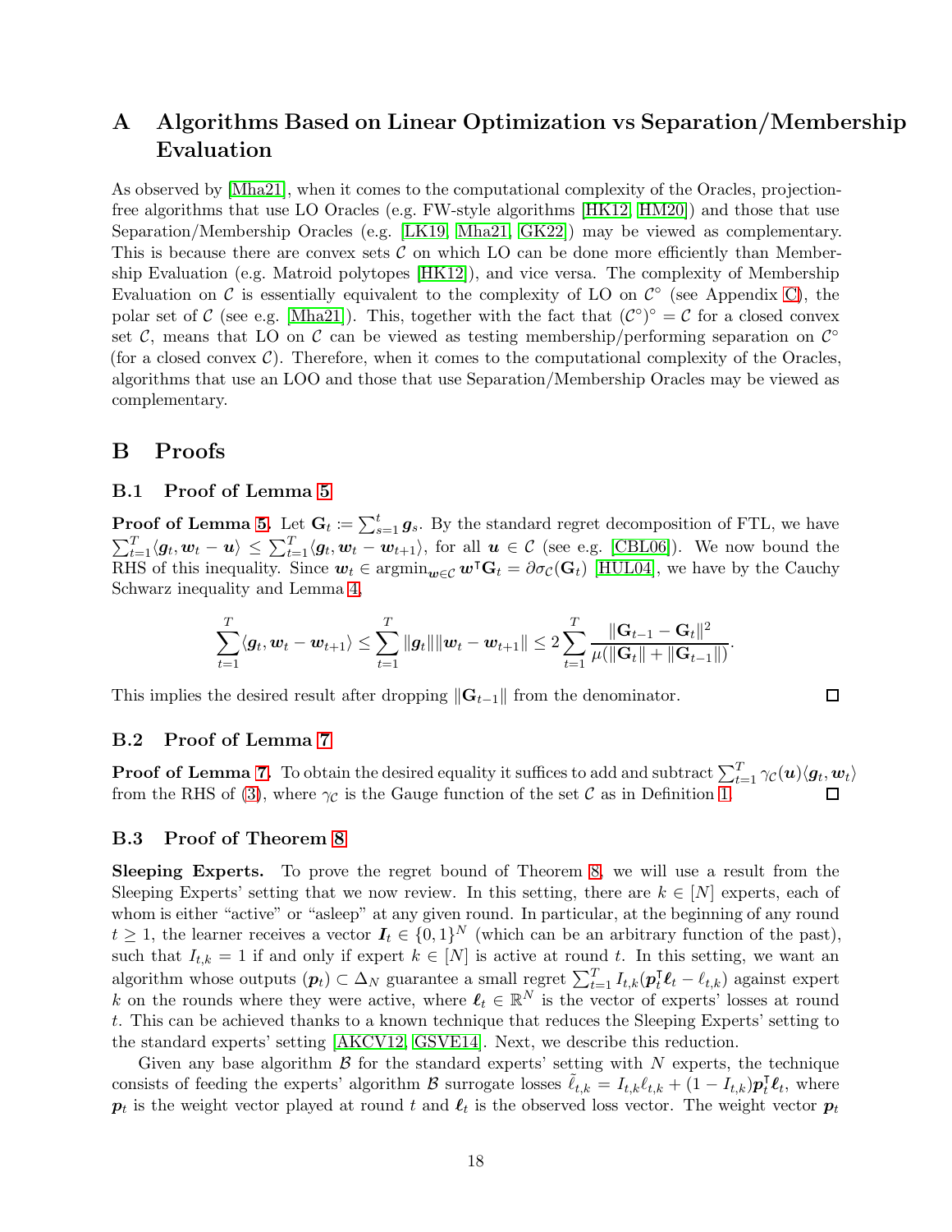# A Algorithms Based on Linear Optimization vs Separation/Membership Evaluation

As observed by [Mha21], when it comes to the computational complexity of the Oracles, projection-free algorithms that use LO Oracles (e.g. FW-style algorithms [HK12, HM20]) and those that use Separation/Membership Oracles (e.g. [LK19, Mha21, GK22]) may be viewed as complementary. This is because there are convex sets $\mathcal{C}$ on which LO can be done more efficiently than Membership Evaluation (e.g. Matroid polytopes [HK12]), and vice versa. The complexity of Membership Evaluation on $\mathcal{C}$ is essentially equivalent to the complexity of LO on $\mathcal{C}^\circ$ (see Appendix C), the polar set of $\mathcal{C}$ (see e.g. [Mha21]). This, together with the fact that $(\mathcal{C}^\circ)^\circ = \mathcal{C}$ for a closed convex set $\mathcal{C}$, means that LO on $\mathcal{C}$ can be viewed as testing membership/performing separation on $\mathcal{C}^\circ$ (for a closed convex $\mathcal{C}$). Therefore, when it comes to the computational complexity of the Oracles, algorithms that use an LOO and those that use Separation/Membership Oracles may be viewed as complementary.

# B Proofs

## B.1 Proof of Lemma 5

**Proof of Lemma 5.** Let $\mathbf{G}_t := \sum_{s=1}^t \boldsymbol{g}_s$. By the standard regret decomposition of FTL, we have $\sum_{t=1}^T \langle \boldsymbol{g}_t, \boldsymbol{w}_t - \boldsymbol{u}\rangle \leq \sum_{t=1}^T \langle \boldsymbol{g}_t, \boldsymbol{w}_t - \boldsymbol{w}_{t+1}\rangle$, for all $\boldsymbol{u} \in \mathcal{C}$ (see e.g. [CBL06]). We now bound the RHS of this inequality. Since $\boldsymbol{w}_t \in \operatorname{argmin}_{\boldsymbol{w}\in\mathcal{C}} \boldsymbol{w}^\intercal \mathbf{G}_t = \partial\sigma_{\mathcal{C}}(\mathbf{G}_t)$ [HUL04], we have by the Cauchy Schwarz inequality and Lemma 4,

$$\sum_{t=1}^T \langle \boldsymbol{g}_t, \boldsymbol{w}_t - \boldsymbol{w}_{t+1}\rangle \leq \sum_{t=1}^T \|\boldsymbol{g}_t\|\|\boldsymbol{w}_t - \boldsymbol{w}_{t+1}\| \leq 2\sum_{t=1}^T \frac{\|\mathbf{G}_{t-1} - \mathbf{G}_t\|^2}{\mu(\|\mathbf{G}_t\| + \|\mathbf{G}_{t-1}\|)}.$$

This implies the desired result after dropping $\|\mathbf{G}_{t-1}\|$ from the denominator. □

## B.2 Proof of Lemma 7

**Proof of Lemma 7.** To obtain the desired equality it suffices to add and subtract $\sum_{t=1}^T \gamma_{\mathcal{C}}(\boldsymbol{u})\langle \boldsymbol{g}_t, \boldsymbol{w}_t\rangle$ from the RHS of (3), where $\gamma_{\mathcal{C}}$ is the Gauge function of the set $\mathcal{C}$ as in Definition 1. □

## B.3 Proof of Theorem 8

**Sleeping Experts.** To prove the regret bound of Theorem 8, we will use a result from the Sleeping Experts' setting that we now review. In this setting, there are $k \in [N]$ experts, each of whom is either "active" or "asleep" at any given round. In particular, at the beginning of any round $t \geq 1$, the learner receives a vector $\boldsymbol{I}_t \in \{0,1\}^N$ (which can be an arbitrary function of the past), such that $I_{t,k} = 1$ if and only if expert $k \in [N]$ is active at round $t$. In this setting, we want an algorithm whose outputs $(\boldsymbol{p}_t) \subset \Delta_N$ guarantee a small regret $\sum_{t=1}^T I_{t,k}(\boldsymbol{p}_t^\intercal \boldsymbol{\ell}_t - \ell_{t,k})$ against expert $k$ on the rounds where they were active, where $\boldsymbol{\ell}_t \in \mathbb{R}^N$ is the vector of experts' losses at round $t$. This can be achieved thanks to a known technique that reduces the Sleeping Experts' setting to the standard experts' setting [AKCV12, GSVE14]. Next, we describe this reduction.

Given any base algorithm $\mathcal{B}$ for the standard experts' setting with $N$ experts, the technique consists of feeding the experts' algorithm $\mathcal{B}$ surrogate losses $\tilde{\ell}_{t,k} = I_{t,k}\ell_{t,k} + (1 - I_{t,k})\boldsymbol{p}_t^\intercal \boldsymbol{\ell}_t$, where $\boldsymbol{p}_t$ is the weight vector played at round $t$ and $\boldsymbol{\ell}_t$ is the observed loss vector. The weight vector $\boldsymbol{p}_t$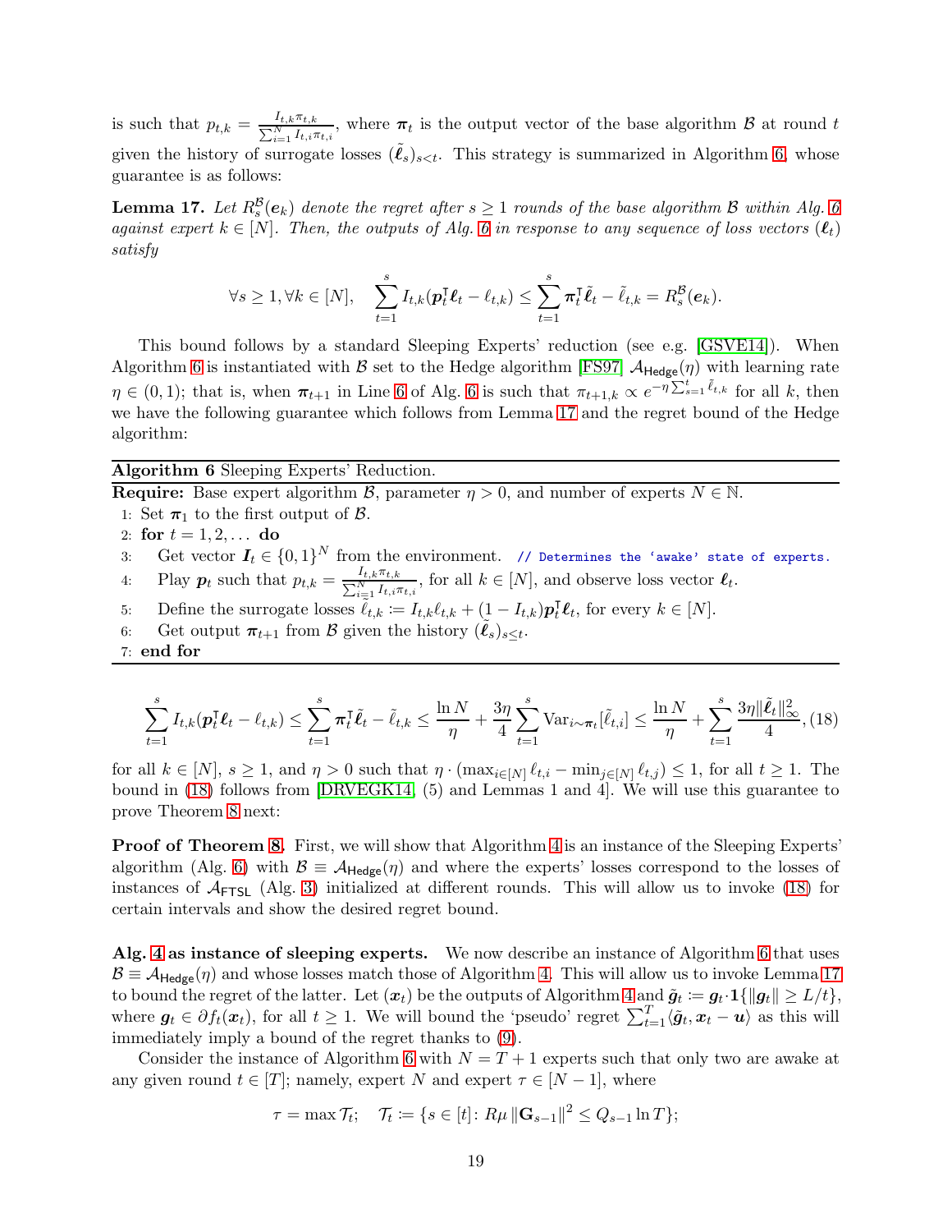is such that $p_{t,k} = \frac{I_{t,k}\pi_{t,k}}{\sum_{i=1}^N I_{t,i}\pi_{t,i}}$, where $\boldsymbol{\pi}_t$ is the output vector of the base algorithm $\mathcal{B}$ at round $t$ given the history of surrogate losses $(\tilde{\boldsymbol{\ell}}_s)_{s<t}$. This strategy is summarized in Algorithm 6, whose guarantee is as follows:

**Lemma 17.** *Let $R^{\mathcal{B}}_s(\boldsymbol{e}_k)$ denote the regret after $s \geq 1$ rounds of the base algorithm $\mathcal{B}$ within Alg. 6 against expert $k \in [N]$. Then, the outputs of Alg. 6 in response to any sequence of loss vectors $(\boldsymbol{\ell}_t)$ satisfy*

$$\forall s \geq 1, \forall k \in [N], \quad \sum_{t=1}^{s} I_{t,k}(\boldsymbol{p}_t^\intercal \boldsymbol{\ell}_t - \ell_{t,k}) \leq \sum_{t=1}^{s} \boldsymbol{\pi}_t^\intercal \tilde{\boldsymbol{\ell}}_t - \tilde{\ell}_{t,k} = R^{\mathcal{B}}_s(\boldsymbol{e}_k).$$

This bound follows by a standard Sleeping Experts' reduction (see e.g. [GSVE14]). When Algorithm 6 is instantiated with $\mathcal{B}$ set to the Hedge algorithm [FS97] $\mathcal{A}_{\mathsf{Hedge}}(\eta)$ with learning rate $\eta \in (0,1)$; that is, when $\boldsymbol{\pi}_{t+1}$ in Line 6 of Alg. 6 is such that $\pi_{t+1,k} \propto e^{-\eta \sum_{s=1}^t \tilde{\ell}_{t,k}}$ for all $k$, then we have the following guarantee which follows from Lemma 17 and the regret bound of the Hedge algorithm:

---

**Algorithm 6** Sleeping Experts' Reduction.

---

**Require:** Base expert algorithm $\mathcal{B}$, parameter $\eta > 0$, and number of experts $N \in \mathbb{N}$.

1: Set $\boldsymbol{\pi}_1$ to the first output of $\mathcal{B}$.
2: **for** $t = 1, 2, \dots$ **do**
3: &nbsp;&nbsp;&nbsp;&nbsp;Get vector $\boldsymbol{I}_t \in \{0,1\}^N$ from the environment. // Determines the 'awake' state of experts.
4: &nbsp;&nbsp;&nbsp;&nbsp;Play $\boldsymbol{p}_t$ such that $p_{t,k} = \frac{I_{t,k}\pi_{t,k}}{\sum_{i=1}^N I_{t,i}\pi_{t,i}}$, for all $k \in [N]$, and observe loss vector $\boldsymbol{\ell}_t$.
5: &nbsp;&nbsp;&nbsp;&nbsp;Define the surrogate losses $\tilde{\ell}_{t,k} := I_{t,k}\ell_{t,k} + (1 - I_{t,k})\boldsymbol{p}_t^\intercal \boldsymbol{\ell}_t$, for every $k \in [N]$.
6: &nbsp;&nbsp;&nbsp;&nbsp;Get output $\boldsymbol{\pi}_{t+1}$ from $\mathcal{B}$ given the history $(\tilde{\boldsymbol{\ell}}_s)_{s\leq t}$.
7: **end for**

---

$$\sum_{t=1}^{s} I_{t,k}(\boldsymbol{p}_t^\intercal \boldsymbol{\ell}_t - \ell_{t,k}) \leq \sum_{t=1}^{s} \boldsymbol{\pi}_t^\intercal \tilde{\boldsymbol{\ell}}_t - \tilde{\ell}_{t,k} \leq \frac{\ln N}{\eta} + \frac{3\eta}{4}\sum_{t=1}^{s} \mathrm{Var}_{i\sim\boldsymbol{\pi}_t}[\tilde{\ell}_{t,i}] \leq \frac{\ln N}{\eta} + \sum_{t=1}^{s} \frac{3\eta \|\tilde{\boldsymbol{\ell}}_t\|_\infty^2}{4}, \quad (18)$$

for all $k \in [N]$, $s \geq 1$, and $\eta > 0$ such that $\eta \cdot (\max_{i\in[N]} \ell_{t,i} - \min_{j\in[N]} \ell_{t,j}) \leq 1$, for all $t \geq 1$. The bound in (18) follows from [DRVEGK14, (5) and Lemmas 1 and 4]. We will use this guarantee to prove Theorem 8 next:

**Proof of Theorem 8.** First, we will show that Algorithm 4 is an instance of the Sleeping Experts' algorithm (Alg. 6) with $\mathcal{B} \equiv \mathcal{A}_{\mathsf{Hedge}}(\eta)$ and where the experts' losses correspond to the losses of instances of $\mathcal{A}_{\mathsf{FTSL}}$ (Alg. 3) initialized at different rounds. This will allow us to invoke (18) for certain intervals and show the desired regret bound.

**Alg. 4 as instance of sleeping experts.** We now describe an instance of Algorithm 6 that uses $\mathcal{B} \equiv \mathcal{A}_{\mathsf{Hedge}}(\eta)$ and whose losses match those of Algorithm 4. This will allow us to invoke Lemma 17 to bound the regret of the latter. Let $(\boldsymbol{x}_t)$ be the outputs of Algorithm 4 and $\tilde{\boldsymbol{g}}_t := \boldsymbol{g}_t \cdot \mathbf{1}\{\|\boldsymbol{g}_t\| \geq L/t\}$, where $\boldsymbol{g}_t \in \partial f_t(\boldsymbol{x}_t)$, for all $t \geq 1$. We will bound the 'pseudo' regret $\sum_{t=1}^T \langle \tilde{\boldsymbol{g}}_t, \boldsymbol{x}_t - \boldsymbol{u}\rangle$ as this will immediately imply a bound of the regret thanks to (9).

Consider the instance of Algorithm 6 with $N = T + 1$ experts such that only two are awake at any given round $t \in [T]$; namely, expert $N$ and expert $\tau \in [N-1]$, where

$$\tau = \max \mathcal{T}_t; \quad \mathcal{T}_t := \{s \in [t] \colon R\mu \|\mathbf{G}_{s-1}\|^2 \leq Q_{s-1} \ln T\};$$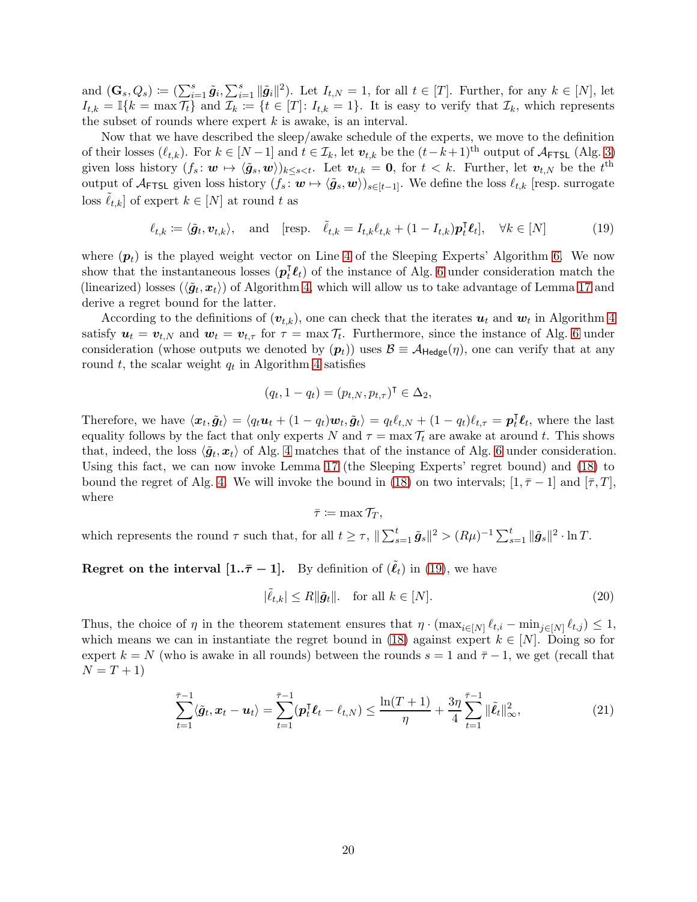and $(\mathbf{G}_s, Q_s) \coloneqq (\sum_{i=1}^{s} \tilde{\boldsymbol{g}}_i, \sum_{i=1}^{s} \|\tilde{\boldsymbol{g}}_i\|^2)$. Let $I_{t,N} = 1$, for all $t \in [T]$. Further, for any $k \in [N]$, let $I_{t,k} = \mathbb{I}\{k = \max \mathcal{T}_t\}$ and $\mathcal{I}_k \coloneqq \{t \in [T] \colon I_{t,k} = 1\}$. It is easy to verify that $\mathcal{I}_k$, which represents the subset of rounds where expert $k$ is awake, is an interval.

Now that we have described the sleep/awake schedule of the experts, we move to the definition of their losses $(\ell_{t,k})$. For $k \in [N-1]$ and $t \in \mathcal{I}_k$, let $\boldsymbol{v}_{t,k}$ be the $(t-k+1)^{\text{th}}$ output of $\mathcal{A}_{\mathsf{FTSL}}$ (Alg. 3) given loss history $(f_s \colon \boldsymbol{w} \mapsto \langle \tilde{\boldsymbol{g}}_s, \boldsymbol{w} \rangle)_{k \le s < t}$. Let $\boldsymbol{v}_{t,k} = \boldsymbol{0}$, for $t < k$. Further, let $\boldsymbol{v}_{t,N}$ be the $t^{\text{th}}$ output of $\mathcal{A}_{\mathsf{FTSL}}$ given loss history $(f_s \colon \boldsymbol{w} \mapsto \langle \tilde{\boldsymbol{g}}_s, \boldsymbol{w} \rangle)_{s \in [t-1]}$. We define the loss $\ell_{t,k}$ [resp. surrogate loss $\tilde{\ell}_{t,k}$] of expert $k \in [N]$ at round $t$ as

$$\ell_{t,k} \coloneqq \langle \tilde{\boldsymbol{g}}_t, \boldsymbol{v}_{t,k} \rangle, \quad \text{and} \quad [\text{resp.} \quad \tilde{\ell}_{t,k} = I_{t,k}\ell_{t,k} + (1 - I_{t,k})\boldsymbol{p}_t^\intercal \boldsymbol{\ell}_t], \quad \forall k \in [N] \tag{19}$$

where $(\boldsymbol{p}_t)$ is the played weight vector on Line 4 of the Sleeping Experts' Algorithm 6. We now show that the instantaneous losses $(\boldsymbol{p}_t^\intercal \boldsymbol{\ell}_t)$ of the instance of Alg. 6 under consideration match the (linearized) losses $(\langle \tilde{\boldsymbol{g}}_t, \boldsymbol{x}_t \rangle)$ of Algorithm 4, which will allow us to take advantage of Lemma 17 and derive a regret bound for the latter.

According to the definitions of $(\boldsymbol{v}_{t,k})$, one can check that the iterates $\boldsymbol{u}_t$ and $\boldsymbol{w}_t$ in Algorithm 4 satisfy $\boldsymbol{u}_t = \boldsymbol{v}_{t,N}$ and $\boldsymbol{w}_t = \boldsymbol{v}_{t,\tau}$ for $\tau = \max \mathcal{T}_t$. Furthermore, since the instance of Alg. 6 under consideration (whose outputs we denoted by $(\boldsymbol{p}_t)$) uses $\mathcal{B} \equiv \mathcal{A}_{\mathsf{Hedge}}(\eta)$, one can verify that at any round $t$, the scalar weight $q_t$ in Algorithm 4 satisfies

$$(q_t, 1 - q_t) = (p_{t,N}, p_{t,\tau})^\intercal \in \Delta_2,$$

Therefore, we have $\langle \boldsymbol{x}_t, \tilde{\boldsymbol{g}}_t \rangle = \langle q_t \boldsymbol{u}_t + (1 - q_t)\boldsymbol{w}_t, \tilde{\boldsymbol{g}}_t \rangle = q_t \ell_{t,N} + (1 - q_t)\ell_{t,\tau} = \boldsymbol{p}_t^\intercal \boldsymbol{\ell}_t$, where the last equality follows by the fact that only experts $N$ and $\tau = \max \mathcal{T}_t$ are awake at around $t$. This shows that, indeed, the loss $\langle \tilde{\boldsymbol{g}}_t, \boldsymbol{x}_t \rangle$ of Alg. 4 matches that of the instance of Alg. 6 under consideration. Using this fact, we can now invoke Lemma 17 (the Sleeping Experts' regret bound) and (18) to bound the regret of Alg. 4. We will invoke the bound in (18) on two intervals; $[1, \bar{\tau} - 1]$ and $[\bar{\tau}, T]$, where

$$\bar{\tau} \coloneqq \max \mathcal{T}_T,$$

which represents the round $\tau$ such that, for all $t \ge \tau$, $\|\sum_{s=1}^{t} \tilde{\boldsymbol{g}}_s\|^2 > (R\mu)^{-1} \sum_{s=1}^{t} \|\tilde{\boldsymbol{g}}_s\|^2 \cdot \ln T$.

**Regret on the interval $[1..\bar{\tau} - 1]$.** By definition of $(\tilde{\boldsymbol{\ell}}_t)$ in (19), we have

$$|\tilde{\ell}_{t,k}| \le R\|\tilde{\boldsymbol{g}}_t\|. \quad \text{for all } k \in [N]. \tag{20}$$

Thus, the choice of $\eta$ in the theorem statement ensures that $\eta \cdot (\max_{i \in [N]} \ell_{t,i} - \min_{j \in [N]} \ell_{t,j}) \le 1$, which means we can in instantiate the regret bound in (18) against expert $k \in [N]$. Doing so for expert $k = N$ (who is awake in all rounds) between the rounds $s = 1$ and $\bar{\tau} - 1$, we get (recall that $N = T + 1$)

$$\sum_{t=1}^{\bar{\tau}-1} \langle \tilde{\boldsymbol{g}}_t, \boldsymbol{x}_t - \boldsymbol{u}_t \rangle = \sum_{t=1}^{\bar{\tau}-1} (\boldsymbol{p}_t^\intercal \boldsymbol{\ell}_t - \ell_{t,N}) \le \frac{\ln(T+1)}{\eta} + \frac{3\eta}{4} \sum_{t=1}^{\bar{\tau}-1} \|\tilde{\boldsymbol{\ell}}_t\|_\infty^2, \tag{21}$$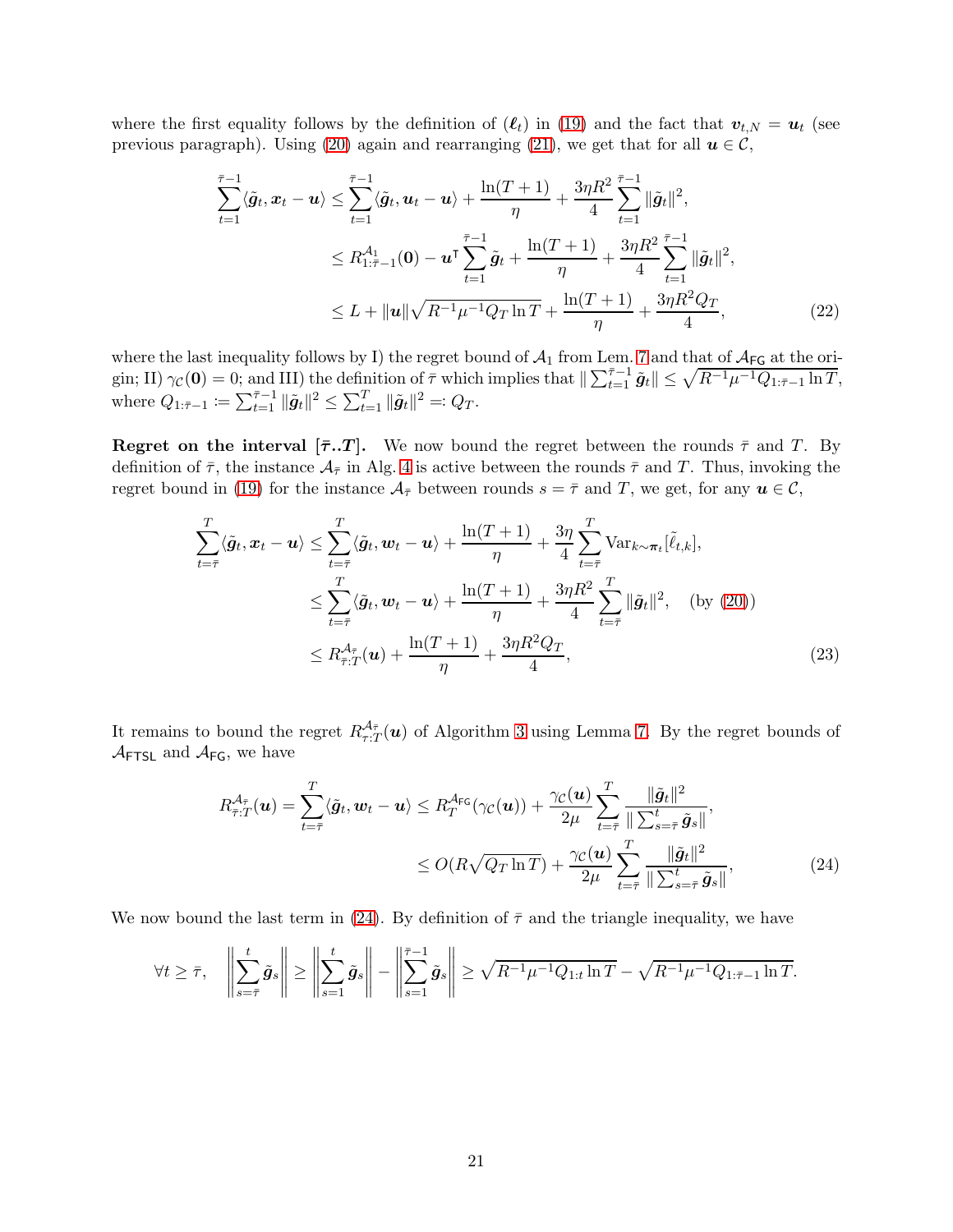where the first equality follows by the definition of $(\boldsymbol{\ell}_t)$ in (19) and the fact that $\boldsymbol{v}_{t,N} = \boldsymbol{u}_t$ (see previous paragraph). Using (20) again and rearranging (21), we get that for all $\boldsymbol{u} \in \mathcal{C}$,

$$
\begin{aligned}
\sum_{t=1}^{\bar{\tau}-1} \langle \tilde{\boldsymbol{g}}_t, \boldsymbol{x}_t - \boldsymbol{u} \rangle &\leq \sum_{t=1}^{\bar{\tau}-1} \langle \tilde{\boldsymbol{g}}_t, \boldsymbol{u}_t - \boldsymbol{u} \rangle + \frac{\ln(T+1)}{\eta} + \frac{3\eta R^2}{4} \sum_{t=1}^{\bar{\tau}-1} \|\tilde{\boldsymbol{g}}_t\|^2, \\
&\leq R^{\mathcal{A}_1}_{1:\bar{\tau}-1}(\mathbf{0}) - \boldsymbol{u}^\intercal \sum_{t=1}^{\bar{\tau}-1} \tilde{\boldsymbol{g}}_t + \frac{\ln(T+1)}{\eta} + \frac{3\eta R^2}{4} \sum_{t=1}^{\bar{\tau}-1} \|\tilde{\boldsymbol{g}}_t\|^2, \\
&\leq L + \|\boldsymbol{u}\| \sqrt{R^{-1}\mu^{-1} Q_T \ln T} + \frac{\ln(T+1)}{\eta} + \frac{3\eta R^2 Q_T}{4}, \qquad (22)
\end{aligned}
$$

where the last inequality follows by I) the regret bound of $\mathcal{A}_1$ from Lem. 7 and that of $\mathcal{A}_{\mathsf{FG}}$ at the origin; II) $\gamma_{\mathcal{C}}(\mathbf{0}) = 0$; and III) the definition of $\bar{\tau}$ which implies that $\| \sum_{t=1}^{\bar{\tau}-1} \tilde{\boldsymbol{g}}_t \| \leq \sqrt{R^{-1}\mu^{-1} Q_{1:\bar{\tau}-1} \ln T}$, where $Q_{1:\bar{\tau}-1} \coloneqq \sum_{t=1}^{\bar{\tau}-1} \|\tilde{\boldsymbol{g}}_t\|^2 \leq \sum_{t=1}^{T} \|\tilde{\boldsymbol{g}}_t\|^2 =: Q_T$.

**Regret on the interval $[\bar{\tau}..T]$.** We now bound the regret between the rounds $\bar{\tau}$ and $T$. By definition of $\bar{\tau}$, the instance $\mathcal{A}_{\bar{\tau}}$ in Alg. 4 is active between the rounds $\bar{\tau}$ and $T$. Thus, invoking the regret bound in (19) for the instance $\mathcal{A}_{\bar{\tau}}$ between rounds $s = \bar{\tau}$ and $T$, we get, for any $\boldsymbol{u} \in \mathcal{C}$,

$$
\begin{aligned}
\sum_{t=\bar{\tau}}^{T} \langle \tilde{\boldsymbol{g}}_t, \boldsymbol{x}_t - \boldsymbol{u} \rangle &\leq \sum_{t=\bar{\tau}}^{T} \langle \tilde{\boldsymbol{g}}_t, \boldsymbol{w}_t - \boldsymbol{u} \rangle + \frac{\ln(T+1)}{\eta} + \frac{3\eta}{4} \sum_{t=\bar{\tau}}^{T} \operatorname{Var}_{k \sim \boldsymbol{\pi}_t}[\tilde{\ell}_{t,k}], \\
&\leq \sum_{t=\bar{\tau}}^{T} \langle \tilde{\boldsymbol{g}}_t, \boldsymbol{w}_t - \boldsymbol{u} \rangle + \frac{\ln(T+1)}{\eta} + \frac{3\eta R^2}{4} \sum_{t=\bar{\tau}}^{T} \|\tilde{\boldsymbol{g}}_t\|^2, \quad \text{(by (20))} \\
&\leq R^{\mathcal{A}_{\bar{\tau}}}_{\bar{\tau}:T}(\boldsymbol{u}) + \frac{\ln(T+1)}{\eta} + \frac{3\eta R^2 Q_T}{4}, \qquad (23)
\end{aligned}
$$

It remains to bound the regret $R^{\mathcal{A}_{\bar{\tau}}}_{\bar{\tau}:T}(\boldsymbol{u})$ of Algorithm 3 using Lemma 7. By the regret bounds of $\mathcal{A}_{\mathsf{FTSL}}$ and $\mathcal{A}_{\mathsf{FG}}$, we have

$$
\begin{aligned}
R^{\mathcal{A}_{\bar{\tau}}}_{\bar{\tau}:T}(\boldsymbol{u}) = \sum_{t=\bar{\tau}}^{T} \langle \tilde{\boldsymbol{g}}_t, \boldsymbol{w}_t - \boldsymbol{u} \rangle &\leq R^{\mathcal{A}_{\mathsf{FG}}}_{T}(\gamma_{\mathcal{C}}(\boldsymbol{u})) + \frac{\gamma_{\mathcal{C}}(\boldsymbol{u})}{2\mu} \sum_{t=\bar{\tau}}^{T} \frac{\|\tilde{\boldsymbol{g}}_t\|^2}{\| \sum_{s=\bar{\tau}}^{t} \tilde{\boldsymbol{g}}_s \|}, \\
&\leq O(R\sqrt{Q_T \ln T}) + \frac{\gamma_{\mathcal{C}}(\boldsymbol{u})}{2\mu} \sum_{t=\bar{\tau}}^{T} \frac{\|\tilde{\boldsymbol{g}}_t\|^2}{\| \sum_{s=\bar{\tau}}^{t} \tilde{\boldsymbol{g}}_s \|}, \qquad (24)
\end{aligned}
$$

We now bound the last term in (24). By definition of $\bar{\tau}$ and the triangle inequality, we have

$$
\forall t \geq \bar{\tau}, \quad \left\| \sum_{s=\bar{\tau}}^{t} \tilde{\boldsymbol{g}}_s \right\| \geq \left\| \sum_{s=1}^{t} \tilde{\boldsymbol{g}}_s \right\| - \left\| \sum_{s=1}^{\bar{\tau}-1} \tilde{\boldsymbol{g}}_s \right\| \geq \sqrt{R^{-1}\mu^{-1} Q_{1:t} \ln T} - \sqrt{R^{-1}\mu^{-1} Q_{1:\bar{\tau}-1} \ln T}.
$$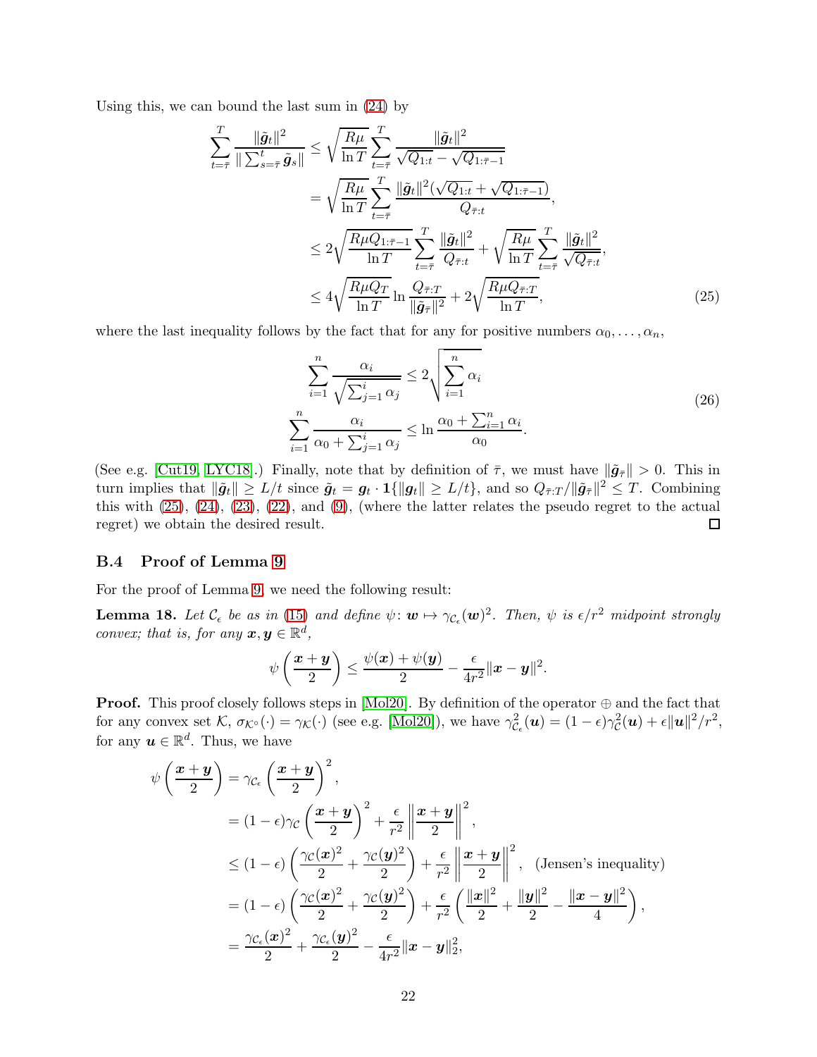Using this, we can bound the last sum in (24) by

$$
\begin{aligned}
\sum_{t=\bar{\tau}}^{T} \frac{\|\tilde{\boldsymbol{g}}_t\|^2}{\|\sum_{s=\bar{\tau}}^{t} \tilde{\boldsymbol{g}}_s\|} &\leq \sqrt{\frac{R\mu}{\ln T}} \sum_{t=\bar{\tau}}^{T} \frac{\|\tilde{\boldsymbol{g}}_t\|^2}{\sqrt{Q_{1:t}} - \sqrt{Q_{1:\bar{\tau}-1}}} \\
&= \sqrt{\frac{R\mu}{\ln T}} \sum_{t=\bar{\tau}}^{T} \frac{\|\tilde{\boldsymbol{g}}_t\|^2 (\sqrt{Q_{1:t}} + \sqrt{Q_{1:\bar{\tau}-1}})}{Q_{\bar{\tau}:t}}, \\
&\leq 2\sqrt{\frac{R\mu Q_{1:\bar{\tau}-1}}{\ln T}} \sum_{t=\bar{\tau}}^{T} \frac{\|\tilde{\boldsymbol{g}}_t\|^2}{Q_{\bar{\tau}:t}} + \sqrt{\frac{R\mu}{\ln T}} \sum_{t=\bar{\tau}}^{T} \frac{\|\tilde{\boldsymbol{g}}_t\|^2}{\sqrt{Q_{\bar{\tau}:t}}}, \\
&\leq 4\sqrt{\frac{R\mu Q_T}{\ln T}} \ln \frac{Q_{\bar{\tau}:T}}{\|\tilde{\boldsymbol{g}}_{\bar{\tau}}\|^2} + 2\sqrt{\frac{R\mu Q_{\bar{\tau}:T}}{\ln T}},
\end{aligned} \tag{25}
$$

where the last inequality follows by the fact that for any for positive numbers $\alpha_0, \dots, \alpha_n$,

$$
\begin{aligned}
\sum_{i=1}^{n} \frac{\alpha_i}{\sqrt{\sum_{j=1}^{i} \alpha_j}} &\leq 2\sqrt{\sum_{i=1}^{n} \alpha_i} \\
\sum_{i=1}^{n} \frac{\alpha_i}{\alpha_0 + \sum_{j=1}^{i} \alpha_j} &\leq \ln \frac{\alpha_0 + \sum_{i=1}^{n} \alpha_i}{\alpha_0}.
\end{aligned} \tag{26}
$$

(See e.g. [Cut19, LYC18].) Finally, note that by definition of $\bar{\tau}$, we must have $\|\tilde{\boldsymbol{g}}_{\bar{\tau}}\| > 0$. This in turn implies that $\|\tilde{\boldsymbol{g}}_t\| \geq L/t$ since $\tilde{\boldsymbol{g}}_t = \boldsymbol{g}_t \cdot \mathbf{1}\{\|\boldsymbol{g}_t\| \geq L/t\}$, and so $Q_{\bar{\tau}:T}/\|\tilde{\boldsymbol{g}}_{\bar{\tau}}\|^2 \leq T$. Combining this with (25), (24), (23), (22), and (9), (where the latter relates the pseudo regret to the actual regret) we obtain the desired result. □

### B.4 Proof of Lemma 9

For the proof of Lemma 9, we need the following result:

**Lemma 18.** *Let $\mathcal{C}_\epsilon$ be as in (15) and define $\psi\colon \boldsymbol{w} \mapsto \gamma_{\mathcal{C}_\epsilon}(\boldsymbol{w})^2$. Then, $\psi$ is $\epsilon/r^2$ midpoint strongly convex; that is, for any $\boldsymbol{x}, \boldsymbol{y} \in \mathbb{R}^d$,*

$$
\psi\left(\frac{\boldsymbol{x}+\boldsymbol{y}}{2}\right) \leq \frac{\psi(\boldsymbol{x}) + \psi(\boldsymbol{y})}{2} - \frac{\epsilon}{4r^2}\|\boldsymbol{x}-\boldsymbol{y}\|^2.
$$

**Proof.** This proof closely follows steps in [Mol20]. By definition of the operator $\oplus$ and the fact that for any convex set $\mathcal{K}$, $\sigma_{\mathcal{K}^\circ}(\cdot) = \gamma_{\mathcal{K}}(\cdot)$ (see e.g. [Mol20]), we have $\gamma^2_{\mathcal{C}_\epsilon}(\boldsymbol{u}) = (1-\epsilon)\gamma^2_{\mathcal{C}}(\boldsymbol{u}) + \epsilon\|\boldsymbol{u}\|^2/r^2$, for any $\boldsymbol{u} \in \mathbb{R}^d$. Thus, we have

$$
\begin{aligned}
\psi\left(\frac{\boldsymbol{x}+\boldsymbol{y}}{2}\right) &= \gamma_{\mathcal{C}_\epsilon}\left(\frac{\boldsymbol{x}+\boldsymbol{y}}{2}\right)^2, \\
&= (1-\epsilon)\gamma_{\mathcal{C}}\left(\frac{\boldsymbol{x}+\boldsymbol{y}}{2}\right)^2 + \frac{\epsilon}{r^2}\left\|\frac{\boldsymbol{x}+\boldsymbol{y}}{2}\right\|^2, \\
&\leq (1-\epsilon)\left(\frac{\gamma_{\mathcal{C}}(\boldsymbol{x})^2}{2} + \frac{\gamma_{\mathcal{C}}(\boldsymbol{y})^2}{2}\right) + \frac{\epsilon}{r^2}\left\|\frac{\boldsymbol{x}+\boldsymbol{y}}{2}\right\|^2, \quad \text{(Jensen's inequality)} \\
&= (1-\epsilon)\left(\frac{\gamma_{\mathcal{C}}(\boldsymbol{x})^2}{2} + \frac{\gamma_{\mathcal{C}}(\boldsymbol{y})^2}{2}\right) + \frac{\epsilon}{r^2}\left(\frac{\|\boldsymbol{x}\|^2}{2} + \frac{\|\boldsymbol{y}\|^2}{2} - \frac{\|\boldsymbol{x}-\boldsymbol{y}\|^2}{4}\right), \\
&= \frac{\gamma_{\mathcal{C}_\epsilon}(\boldsymbol{x})^2}{2} + \frac{\gamma_{\mathcal{C}_\epsilon}(\boldsymbol{y})^2}{2} - \frac{\epsilon}{4r^2}\|\boldsymbol{x}-\boldsymbol{y}\|_2^2,
\end{aligned}
$$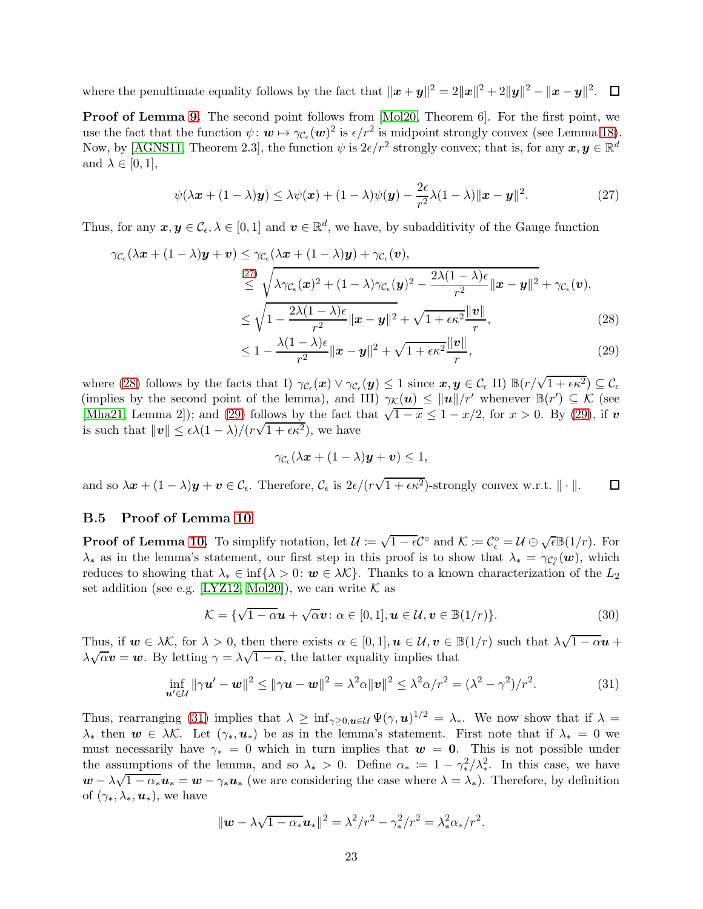where the penultimate equality follows by the fact that $\|\boldsymbol{x}+\boldsymbol{y}\|^2 = 2\|\boldsymbol{x}\|^2 + 2\|\boldsymbol{y}\|^2 - \|\boldsymbol{x}-\boldsymbol{y}\|^2$. $\square$

**Proof of Lemma 9.** The second point follows from [Mol20, Theorem 6]. For the first point, we use the fact that the function $\psi\colon \boldsymbol{w} \mapsto \gamma_{\mathcal{C}_\epsilon}(\boldsymbol{w})^2$ is $\epsilon/r^2$ is midpoint strongly convex (see Lemma 18). Now, by [AGNS11, Theorem 2.3], the function $\psi$ is $2\epsilon/r^2$ strongly convex; that is, for any $\boldsymbol{x}, \boldsymbol{y} \in \mathbb{R}^d$ and $\lambda \in [0,1]$,

$$
\psi(\lambda \boldsymbol{x} + (1-\lambda)\boldsymbol{y}) \leq \lambda \psi(\boldsymbol{x}) + (1-\lambda)\psi(\boldsymbol{y}) - \frac{2\epsilon}{r^2}\lambda(1-\lambda)\|\boldsymbol{x}-\boldsymbol{y}\|^2. \tag{27}
$$

Thus, for any $\boldsymbol{x}, \boldsymbol{y} \in \mathcal{C}_\epsilon, \lambda \in [0,1]$ and $\boldsymbol{v} \in \mathbb{R}^d$, we have, by subadditivity of the Gauge function

$$
\begin{aligned}
\gamma_{\mathcal{C}_\epsilon}(\lambda \boldsymbol{x} + (1-\lambda)\boldsymbol{y} + \boldsymbol{v}) &\leq \gamma_{\mathcal{C}_\epsilon}(\lambda \boldsymbol{x} + (1-\lambda)\boldsymbol{y}) + \gamma_{\mathcal{C}_\epsilon}(\boldsymbol{v}), \\
&\overset{(27)}{\leq} \sqrt{\lambda \gamma_{\mathcal{C}_\epsilon}(\boldsymbol{x})^2 + (1-\lambda)\gamma_{\mathcal{C}_\epsilon}(\boldsymbol{y})^2 - \frac{2\lambda(1-\lambda)\epsilon}{r^2}\|\boldsymbol{x}-\boldsymbol{y}\|^2} + \gamma_{\mathcal{C}_\epsilon}(\boldsymbol{v}), \\
&\leq \sqrt{1 - \frac{2\lambda(1-\lambda)\epsilon}{r^2}\|\boldsymbol{x}-\boldsymbol{y}\|^2} + \sqrt{1+\epsilon\kappa^2}\frac{\|\boldsymbol{v}\|}{r}, \qquad (28)\\
&\leq 1 - \frac{\lambda(1-\lambda)\epsilon}{r^2}\|\boldsymbol{x}-\boldsymbol{y}\|^2 + \sqrt{1+\epsilon\kappa^2}\frac{\|\boldsymbol{v}\|}{r}, \qquad (29)
\end{aligned}
$$

where (28) follows by the facts that I) $\gamma_{\mathcal{C}_\epsilon}(\boldsymbol{x}) \vee \gamma_{\mathcal{C}_\epsilon}(\boldsymbol{y}) \leq 1$ since $\boldsymbol{x}, \boldsymbol{y} \in \mathcal{C}_\epsilon$ II) $\mathbb{B}(r/\sqrt{1+\epsilon\kappa^2}) \subseteq \mathcal{C}_\epsilon$ (implies by the second point of the lemma), and III) $\gamma_{\mathcal{K}}(\boldsymbol{u}) \leq \|\boldsymbol{u}\|/r'$ whenever $\mathbb{B}(r') \subseteq \mathcal{K}$ (see [Mha21, Lemma 2]); and (29) follows by the fact that $\sqrt{1-x} \leq 1 - x/2$, for $x > 0$. By (29), if $\boldsymbol{v}$ is such that $\|\boldsymbol{v}\| \leq \epsilon\lambda(1-\lambda)/(r\sqrt{1+\epsilon\kappa^2})$, we have

$$
\gamma_{\mathcal{C}_\epsilon}(\lambda \boldsymbol{x} + (1-\lambda)\boldsymbol{y} + \boldsymbol{v}) \leq 1,
$$

and so $\lambda \boldsymbol{x} + (1-\lambda)\boldsymbol{y} + \boldsymbol{v} \in \mathcal{C}_\epsilon$. Therefore, $\mathcal{C}_\epsilon$ is $2\epsilon/(r\sqrt{1+\epsilon\kappa^2})$-strongly convex w.r.t. $\|\cdot\|$. $\square$

### B.5 Proof of Lemma 10

**Proof of Lemma 10.** To simplify notation, let $\mathcal{U} \coloneqq \sqrt{1-\epsilon}\mathcal{C}^\circ$ and $\mathcal{K} \coloneqq \mathcal{C}_\epsilon^\circ = \mathcal{U} \oplus \sqrt{\epsilon}\mathbb{B}(1/r)$. For $\lambda_*$ as in the lemma's statement, our first step in this proof is to show that $\lambda_* = \gamma_{\mathcal{C}_\epsilon^\circ}(\boldsymbol{w})$, which reduces to showing that $\lambda_* \in \inf\{\lambda > 0 \colon \boldsymbol{w} \in \lambda\mathcal{K}\}$. Thanks to a known characterization of the $L_2$ set addition (see e.g. [LYZ12, Mol20]), we can write $\mathcal{K}$ as

$$
\mathcal{K} = \{\sqrt{1-\alpha}\boldsymbol{u} + \sqrt{\alpha}\boldsymbol{v} \colon \alpha \in [0,1], \boldsymbol{u} \in \mathcal{U}, \boldsymbol{v} \in \mathbb{B}(1/r)\}. \tag{30}
$$

Thus, if $\boldsymbol{w} \in \lambda\mathcal{K}$, for $\lambda > 0$, then there exists $\alpha \in [0,1], \boldsymbol{u} \in \mathcal{U}, \boldsymbol{v} \in \mathbb{B}(1/r)$ such that $\lambda\sqrt{1-\alpha}\boldsymbol{u} + \lambda\sqrt{\alpha}\boldsymbol{v} = \boldsymbol{w}$. By letting $\gamma = \lambda\sqrt{1-\alpha}$, the latter equality implies that

$$
\inf_{\boldsymbol{u}' \in \mathcal{U}} \|\gamma \boldsymbol{u}' - \boldsymbol{w}\|^2 \leq \|\gamma \boldsymbol{u} - \boldsymbol{w}\|^2 = \lambda^2\alpha\|\boldsymbol{v}\|^2 \leq \lambda^2\alpha/r^2 = (\lambda^2 - \gamma^2)/r^2. \tag{31}
$$

Thus, rearranging (31) implies that $\lambda \geq \inf_{\gamma \geq 0, \boldsymbol{u} \in \mathcal{U}} \Psi(\gamma, \boldsymbol{u})^{1/2} = \lambda_*$. We now show that if $\lambda = \lambda_*$ then $\boldsymbol{w} \in \lambda\mathcal{K}$. Let $(\gamma_*, \boldsymbol{u}_*)$ be as in the lemma's statement. First note that if $\lambda_* = 0$ we must necessarily have $\gamma_* = 0$ which in turn implies that $\boldsymbol{w} = \boldsymbol{0}$. This is not possible under the assumptions of the lemma, and so $\lambda_* > 0$. Define $\alpha_* \coloneqq 1 - \gamma_*^2/\lambda_*^2$. In this case, we have $\boldsymbol{w} - \lambda\sqrt{1-\alpha_*}\boldsymbol{u}_* = \boldsymbol{w} - \gamma_*\boldsymbol{u}_*$ (we are considering the case where $\lambda = \lambda_*$). Therefore, by definition of $(\gamma_*, \lambda_*, \boldsymbol{u}_*)$, we have

$$
\|\boldsymbol{w} - \lambda\sqrt{1-\alpha_*}\boldsymbol{u}_*\|^2 = \lambda^2/r^2 - \gamma_*^2/r^2 = \lambda_*^2\alpha_*/r^2.
$$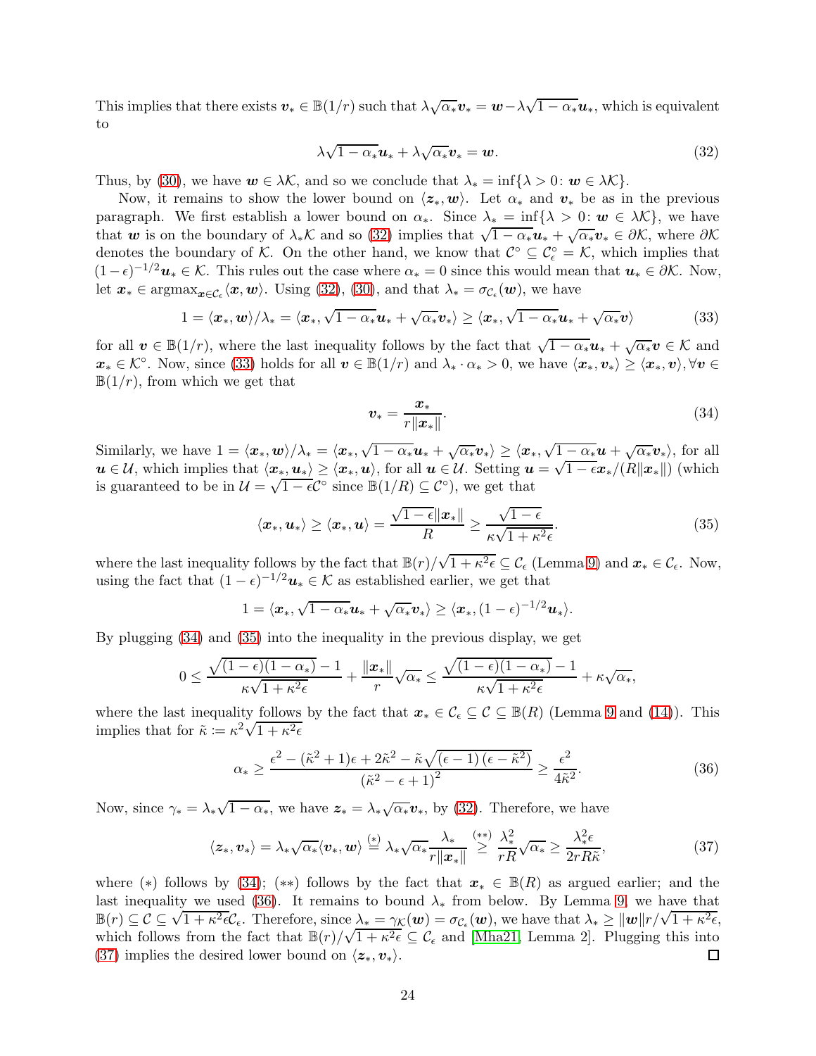This implies that there exists $\boldsymbol{v}_* \in \mathbb{B}(1/r)$ such that $\lambda\sqrt{\alpha_*}\boldsymbol{v}_* = \boldsymbol{w} - \lambda\sqrt{1-\alpha_*}\boldsymbol{u}_*$, which is equivalent to

$$\lambda\sqrt{1-\alpha_*}\boldsymbol{u}_* + \lambda\sqrt{\alpha_*}\boldsymbol{v}_* = \boldsymbol{w}. \tag{32}$$

Thus, by (30), we have $\boldsymbol{w} \in \lambda\mathcal{K}$, and so we conclude that $\lambda_* = \inf\{\lambda > 0 \colon \boldsymbol{w} \in \lambda\mathcal{K}\}$.

Now, it remains to show the lower bound on $\langle \boldsymbol{z}_*, \boldsymbol{w}\rangle$. Let $\alpha_*$ and $\boldsymbol{v}_*$ be as in the previous paragraph. We first establish a lower bound on $\alpha_*$. Since $\lambda_* = \inf\{\lambda > 0 \colon \boldsymbol{w} \in \lambda\mathcal{K}\}$, we have that $\boldsymbol{w}$ is on the boundary of $\lambda_*\mathcal{K}$ and so (32) implies that $\sqrt{1-\alpha_*}\boldsymbol{u}_* + \sqrt{\alpha_*}\boldsymbol{v}_* \in \partial\mathcal{K}$, where $\partial\mathcal{K}$ denotes the boundary of $\mathcal{K}$. On the other hand, we know that $\mathcal{C}^\circ \subseteq \mathcal{C}_\epsilon^\circ = \mathcal{K}$, which implies that $(1-\epsilon)^{-1/2}\boldsymbol{u}_* \in \mathcal{K}$. This rules out the case where $\alpha_* = 0$ since this would mean that $\boldsymbol{u}_* \in \partial\mathcal{K}$. Now, let $\boldsymbol{x}_* \in \operatorname{argmax}_{\boldsymbol{x}\in\mathcal{C}_\epsilon}\langle \boldsymbol{x}, \boldsymbol{w}\rangle$. Using (32), (30), and that $\lambda_* = \sigma_{\mathcal{C}_\epsilon}(\boldsymbol{w})$, we have

$$1 = \langle \boldsymbol{x}_*, \boldsymbol{w}\rangle/\lambda_* = \langle \boldsymbol{x}_*, \sqrt{1-\alpha_*}\boldsymbol{u}_* + \sqrt{\alpha_*}\boldsymbol{v}_*\rangle \geq \langle \boldsymbol{x}_*, \sqrt{1-\alpha_*}\boldsymbol{u}_* + \sqrt{\alpha_*}\boldsymbol{v}\rangle \tag{33}$$

for all $\boldsymbol{v} \in \mathbb{B}(1/r)$, where the last inequality follows by the fact that $\sqrt{1-\alpha_*}\boldsymbol{u}_* + \sqrt{\alpha_*}\boldsymbol{v} \in \mathcal{K}$ and $\boldsymbol{x}_* \in \mathcal{K}^\circ$. Now, since (33) holds for all $\boldsymbol{v} \in \mathbb{B}(1/r)$ and $\lambda_* \cdot \alpha_* > 0$, we have $\langle \boldsymbol{x}_*, \boldsymbol{v}_*\rangle \geq \langle \boldsymbol{x}_*, \boldsymbol{v}\rangle, \forall \boldsymbol{v} \in \mathbb{B}(1/r)$, from which we get that

$$\boldsymbol{v}_* = \frac{\boldsymbol{x}_*}{r\|\boldsymbol{x}_*\|}. \tag{34}$$

Similarly, we have $1 = \langle \boldsymbol{x}_*, \boldsymbol{w}\rangle/\lambda_* = \langle \boldsymbol{x}_*, \sqrt{1-\alpha_*}\boldsymbol{u}_* + \sqrt{\alpha_*}\boldsymbol{v}_*\rangle \geq \langle \boldsymbol{x}_*, \sqrt{1-\alpha_*}\boldsymbol{u} + \sqrt{\alpha_*}\boldsymbol{v}_*\rangle$, for all $\boldsymbol{u} \in \mathcal{U}$, which implies that $\langle \boldsymbol{x}_*, \boldsymbol{u}_*\rangle \geq \langle \boldsymbol{x}_*, \boldsymbol{u}\rangle$, for all $\boldsymbol{u} \in \mathcal{U}$. Setting $\boldsymbol{u} = \sqrt{1-\epsilon}\boldsymbol{x}_*/(R\|\boldsymbol{x}_*\|)$ (which is guaranteed to be in $\mathcal{U} = \sqrt{1-\epsilon}\mathcal{C}^\circ$ since $\mathbb{B}(1/R) \subseteq \mathcal{C}^\circ$), we get that

$$\langle \boldsymbol{x}_*, \boldsymbol{u}_*\rangle \geq \langle \boldsymbol{x}_*, \boldsymbol{u}\rangle = \frac{\sqrt{1-\epsilon}\|\boldsymbol{x}_*\|}{R} \geq \frac{\sqrt{1-\epsilon}}{\kappa\sqrt{1+\kappa^2\epsilon}}. \tag{35}$$

where the last inequality follows by the fact that $\mathbb{B}(r)/\sqrt{1+\kappa^2\epsilon} \subseteq \mathcal{C}_\epsilon$ (Lemma 9) and $\boldsymbol{x}_* \in \mathcal{C}_\epsilon$. Now, using the fact that $(1-\epsilon)^{-1/2}\boldsymbol{u}_* \in \mathcal{K}$ as established earlier, we get that

$$1 = \langle \boldsymbol{x}_*, \sqrt{1-\alpha_*}\boldsymbol{u}_* + \sqrt{\alpha_*}\boldsymbol{v}_*\rangle \geq \langle \boldsymbol{x}_*, (1-\epsilon)^{-1/2}\boldsymbol{u}_*\rangle.$$

By plugging (34) and (35) into the inequality in the previous display, we get

$$0 \leq \frac{\sqrt{(1-\epsilon)(1-\alpha_*)}-1}{\kappa\sqrt{1+\kappa^2\epsilon}} + \frac{\|\boldsymbol{x}_*\|}{r}\sqrt{\alpha_*} \leq \frac{\sqrt{(1-\epsilon)(1-\alpha_*)}-1}{\kappa\sqrt{1+\kappa^2\epsilon}} + \kappa\sqrt{\alpha_*},$$

where the last inequality follows by the fact that $\boldsymbol{x}_* \in \mathcal{C}_\epsilon \subseteq \mathcal{C} \subseteq \mathbb{B}(R)$ (Lemma 9 and (14)). This implies that for $\tilde{\kappa} \coloneqq \kappa^2\sqrt{1+\kappa^2\epsilon}$

$$\alpha_* \geq \frac{\epsilon^2 - (\tilde{\kappa}^2+1)\epsilon + 2\tilde{\kappa}^2 - \tilde{\kappa}\sqrt{(\epsilon-1)(\epsilon-\tilde{\kappa}^2)}}{(\tilde{\kappa}^2-\epsilon+1)^2} \geq \frac{\epsilon^2}{4\tilde{\kappa}^2}. \tag{36}$$

Now, since $\gamma_* = \lambda_*\sqrt{1-\alpha_*}$, we have $\boldsymbol{z}_* = \lambda_*\sqrt{\alpha_*}\boldsymbol{v}_*$, by (32). Therefore, we have

$$\langle \boldsymbol{z}_*, \boldsymbol{v}_*\rangle = \lambda_*\sqrt{\alpha_*}\langle \boldsymbol{v}_*, \boldsymbol{w}\rangle \overset{(*)}{=} \lambda_*\sqrt{\alpha_*}\frac{\lambda_*}{r\|\boldsymbol{x}_*\|} \overset{(**)}{\geq} \frac{\lambda_*^2}{rR}\sqrt{\alpha_*} \geq \frac{\lambda_*^2\epsilon}{2rR\tilde{\kappa}}, \tag{37}$$

where $(*)$ follows by (34); $(**)$ follows by the fact that $\boldsymbol{x}_* \in \mathbb{B}(R)$ as argued earlier; and the last inequality we used (36). It remains to bound $\lambda_*$ from below. By Lemma 9, we have that $\mathbb{B}(r) \subseteq \mathcal{C} \subseteq \sqrt{1+\kappa^2\epsilon}\mathcal{C}_\epsilon$. Therefore, since $\lambda_* = \gamma_{\mathcal{K}}(\boldsymbol{w}) = \sigma_{\mathcal{C}_\epsilon}(\boldsymbol{w})$, we have that $\lambda_* \geq \|\boldsymbol{w}\|r/\sqrt{1+\kappa^2\epsilon}$, which follows from the fact that $\mathbb{B}(r)/\sqrt{1+\kappa^2\epsilon} \subseteq \mathcal{C}_\epsilon$ and [Mha21, Lemma 2]. Plugging this into (37) implies the desired lower bound on $\langle \boldsymbol{z}_*, \boldsymbol{v}_*\rangle$. ◻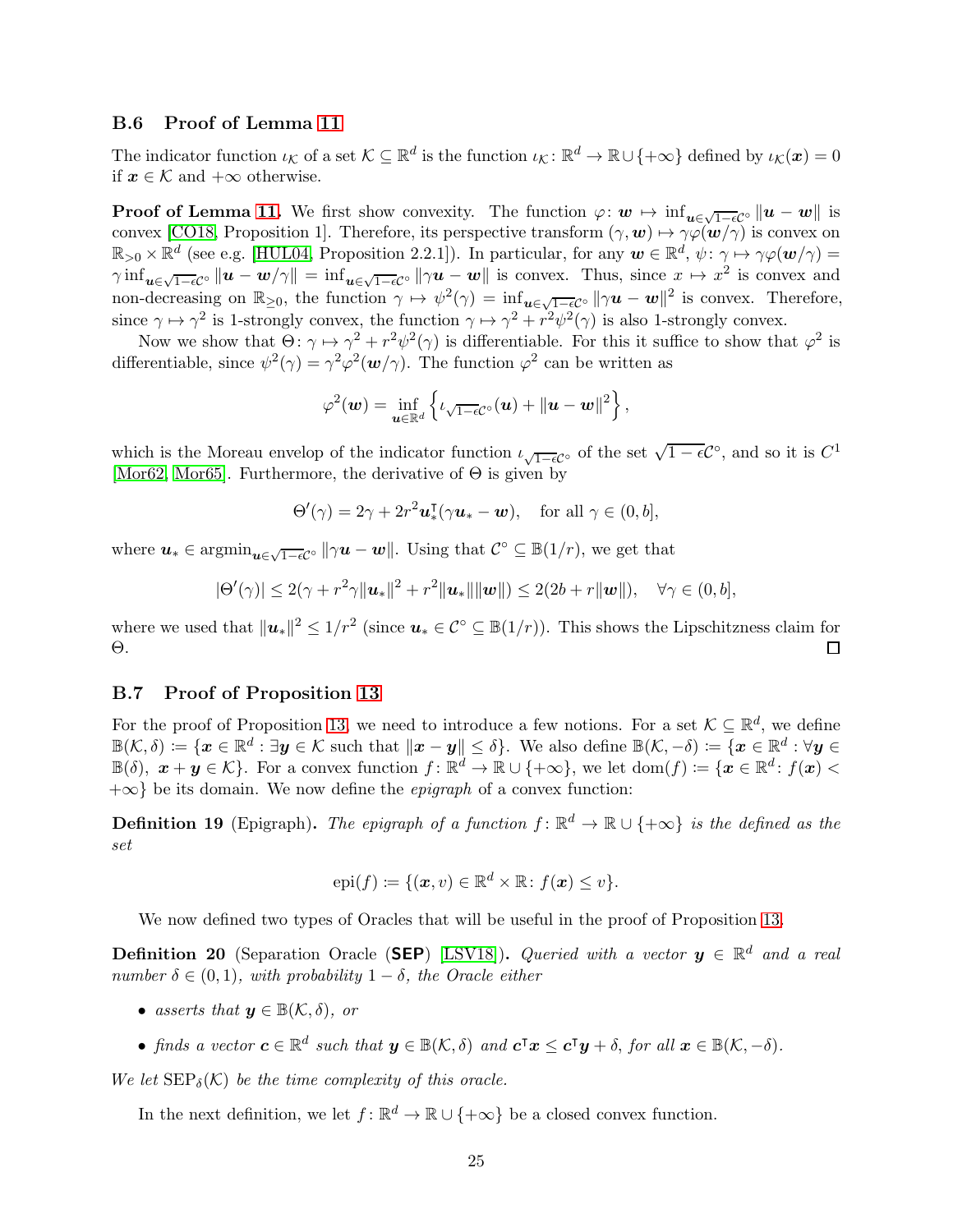### B.6 Proof of Lemma 11

The indicator function $\iota_{\mathcal{K}}$ of a set $\mathcal{K} \subseteq \mathbb{R}^d$ is the function $\iota_{\mathcal{K}} \colon \mathbb{R}^d \to \mathbb{R} \cup \{+\infty\}$ defined by $\iota_{\mathcal{K}}(\boldsymbol{x}) = 0$ if $\boldsymbol{x} \in \mathcal{K}$ and $+\infty$ otherwise.

**Proof of Lemma 11.** We first show convexity. The function $\varphi \colon \boldsymbol{w} \mapsto \inf_{\boldsymbol{u} \in \sqrt{1-\epsilon}\mathcal{C}^\circ} \|\boldsymbol{u} - \boldsymbol{w}\|$ is convex [CO18, Proposition 1]. Therefore, its perspective transform $(\gamma, \boldsymbol{w}) \mapsto \gamma\varphi(\boldsymbol{w}/\gamma)$ is convex on $\mathbb{R}_{>0} \times \mathbb{R}^d$ (see e.g. [HUL04, Proposition 2.2.1]). In particular, for any $\boldsymbol{w} \in \mathbb{R}^d$, $\psi \colon \gamma \mapsto \gamma\varphi(\boldsymbol{w}/\gamma) = \gamma \inf_{\boldsymbol{u} \in \sqrt{1-\epsilon}\mathcal{C}^\circ} \|\boldsymbol{u} - \boldsymbol{w}/\gamma\| = \inf_{\boldsymbol{u} \in \sqrt{1-\epsilon}\mathcal{C}^\circ} \|\gamma\boldsymbol{u} - \boldsymbol{w}\|$ is convex. Thus, since $x \mapsto x^2$ is convex and non-decreasing on $\mathbb{R}_{\geq 0}$, the function $\gamma \mapsto \psi^2(\gamma) = \inf_{\boldsymbol{u} \in \sqrt{1-\epsilon}\mathcal{C}^\circ} \|\gamma\boldsymbol{u} - \boldsymbol{w}\|^2$ is convex. Therefore, since $\gamma \mapsto \gamma^2$ is 1-strongly convex, the function $\gamma \mapsto \gamma^2 + r^2\psi^2(\gamma)$ is also 1-strongly convex.

Now we show that $\Theta \colon \gamma \mapsto \gamma^2 + r^2\psi^2(\gamma)$ is differentiable. For this it suffice to show that $\varphi^2$ is differentiable, since $\psi^2(\gamma) = \gamma^2\varphi^2(\boldsymbol{w}/\gamma)$. The function $\varphi^2$ can be written as

$$\varphi^2(\boldsymbol{w}) = \inf_{\boldsymbol{u} \in \mathbb{R}^d} \left\{ \iota_{\sqrt{1-\epsilon}\mathcal{C}^\circ}(\boldsymbol{u}) + \|\boldsymbol{u} - \boldsymbol{w}\|^2 \right\},$$

which is the Moreau envelop of the indicator function $\iota_{\sqrt{1-\epsilon}\mathcal{C}^\circ}$ of the set $\sqrt{1-\epsilon}\mathcal{C}^\circ$, and so it is $C^1$ [Mor62, Mor65]. Furthermore, the derivative of $\Theta$ is given by

$$\Theta'(\gamma) = 2\gamma + 2r^2\boldsymbol{u}_*^\intercal(\gamma\boldsymbol{u}_* - \boldsymbol{w}), \quad \text{for all } \gamma \in (0, b],$$

where $\boldsymbol{u}_* \in \operatorname{argmin}_{\boldsymbol{u} \in \sqrt{1-\epsilon}\mathcal{C}^\circ} \|\gamma\boldsymbol{u} - \boldsymbol{w}\|$. Using that $\mathcal{C}^\circ \subseteq \mathbb{B}(1/r)$, we get that

$$|\Theta'(\gamma)| \leq 2(\gamma + r^2\gamma\|\boldsymbol{u}_*\|^2 + r^2\|\boldsymbol{u}_*\|\|\boldsymbol{w}\|) \leq 2(2b + r\|\boldsymbol{w}\|), \quad \forall \gamma \in (0, b],$$

where we used that $\|\boldsymbol{u}_*\|^2 \leq 1/r^2$ (since $\boldsymbol{u}_* \in \mathcal{C}^\circ \subseteq \mathbb{B}(1/r)$). This shows the Lipschitzness claim for $\Theta$. $\square$

### B.7 Proof of Proposition 13

For the proof of Proposition 13, we need to introduce a few notions. For a set $\mathcal{K} \subseteq \mathbb{R}^d$, we define $\mathbb{B}(\mathcal{K}, \delta) := \{\boldsymbol{x} \in \mathbb{R}^d : \exists \boldsymbol{y} \in \mathcal{K} \text{ such that } \|\boldsymbol{x} - \boldsymbol{y}\| \leq \delta\}$. We also define $\mathbb{B}(\mathcal{K}, -\delta) := \{\boldsymbol{x} \in \mathbb{R}^d : \forall \boldsymbol{y} \in \mathbb{B}(\delta),\ \boldsymbol{x} + \boldsymbol{y} \in \mathcal{K}\}$. For a convex function $f \colon \mathbb{R}^d \to \mathbb{R} \cup \{+\infty\}$, we let $\operatorname{dom}(f) := \{\boldsymbol{x} \in \mathbb{R}^d \colon f(\boldsymbol{x}) < +\infty\}$ be its domain. We now define the *epigraph* of a convex function:

**Definition 19** (Epigraph)**.** *The epigraph of a function $f \colon \mathbb{R}^d \to \mathbb{R} \cup \{+\infty\}$ is the defined as the set*

$$\operatorname{epi}(f) := \{(\boldsymbol{x}, v) \in \mathbb{R}^d \times \mathbb{R} \colon f(\boldsymbol{x}) \leq v\}.$$

We now defined two types of Oracles that will be useful in the proof of Proposition 13.

**Definition 20** (Separation Oracle (**SEP**) [LSV18])**.** *Queried with a vector $\boldsymbol{y} \in \mathbb{R}^d$ and a real number $\delta \in (0, 1)$, with probability $1 - \delta$, the Oracle either*

- *asserts that $\boldsymbol{y} \in \mathbb{B}(\mathcal{K}, \delta)$, or*
- *finds a vector $\boldsymbol{c} \in \mathbb{R}^d$ such that $\boldsymbol{y} \in \mathbb{B}(\mathcal{K}, \delta)$ and $\boldsymbol{c}^\intercal\boldsymbol{x} \leq \boldsymbol{c}^\intercal\boldsymbol{y} + \delta$, for all $\boldsymbol{x} \in \mathbb{B}(\mathcal{K}, -\delta)$.*

*We let $\mathrm{SEP}_\delta(\mathcal{K})$ be the time complexity of this oracle.*

In the next definition, we let $f \colon \mathbb{R}^d \to \mathbb{R} \cup \{+\infty\}$ be a closed convex function.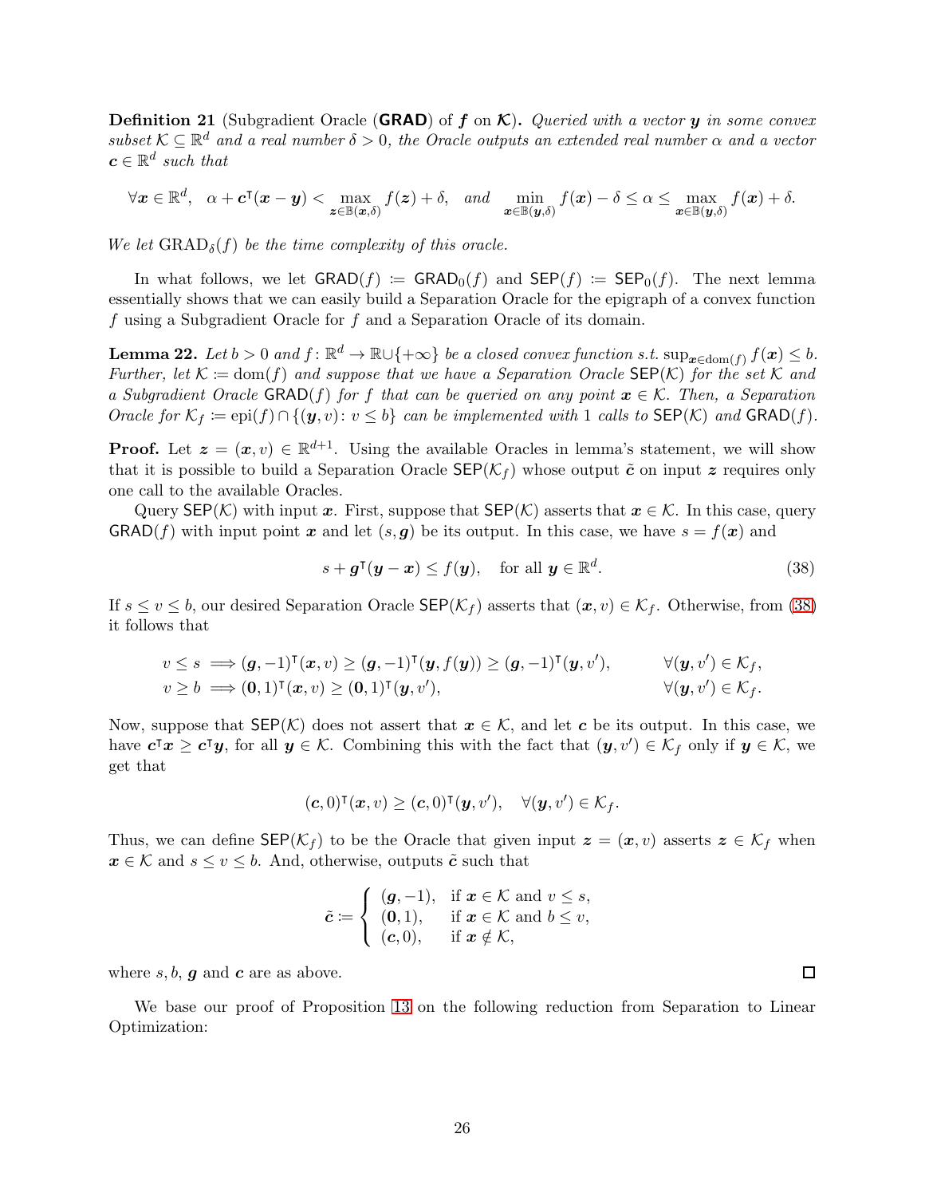**Definition 21** (Subgradient Oracle (**GRAD**) of $\boldsymbol{f}$ on $\boldsymbol{\mathcal{K}}$)**.** *Queried with a vector $\boldsymbol{y}$ in some convex subset $\mathcal{K} \subseteq \mathbb{R}^d$ and a real number $\delta > 0$, the Oracle outputs an extended real number $\alpha$ and a vector $\boldsymbol{c} \in \mathbb{R}^d$ such that*

$$\forall \boldsymbol{x} \in \mathbb{R}^d, \quad \alpha + \boldsymbol{c}^\intercal(\boldsymbol{x} - \boldsymbol{y}) < \max_{\boldsymbol{z} \in \mathbb{B}(\boldsymbol{x},\delta)} f(\boldsymbol{z}) + \delta, \quad \text{and} \quad \min_{\boldsymbol{x} \in \mathbb{B}(\boldsymbol{y},\delta)} f(\boldsymbol{x}) - \delta \leq \alpha \leq \max_{\boldsymbol{x} \in \mathbb{B}(\boldsymbol{y},\delta)} f(\boldsymbol{x}) + \delta.$$

*We let $\mathrm{GRAD}_\delta(f)$ be the time complexity of this oracle.*

In what follows, we let $\mathsf{GRAD}(f) \coloneqq \mathsf{GRAD}_0(f)$ and $\mathsf{SEP}(f) \coloneqq \mathsf{SEP}_0(f)$. The next lemma essentially shows that we can easily build a Separation Oracle for the epigraph of a convex function $f$ using a Subgradient Oracle for $f$ and a Separation Oracle of its domain.

**Lemma 22.** *Let $b > 0$ and $f \colon \mathbb{R}^d \to \mathbb{R} \cup \{+\infty\}$ be a closed convex function s.t. $\sup_{\boldsymbol{x} \in \mathrm{dom}(f)} f(\boldsymbol{x}) \leq b$. Further, let $\mathcal{K} \coloneqq \mathrm{dom}(f)$ and suppose that we have a Separation Oracle $\mathsf{SEP}(\mathcal{K})$ for the set $\mathcal{K}$ and a Subgradient Oracle $\mathsf{GRAD}(f)$ for $f$ that can be queried on any point $\boldsymbol{x} \in \mathcal{K}$. Then, a Separation Oracle for $\mathcal{K}_f \coloneqq \mathrm{epi}(f) \cap \{(\boldsymbol{y}, v) \colon v \leq b\}$ can be implemented with 1 calls to $\mathsf{SEP}(\mathcal{K})$ and $\mathsf{GRAD}(f)$.*

**Proof.** Let $\boldsymbol{z} = (\boldsymbol{x}, v) \in \mathbb{R}^{d+1}$. Using the available Oracles in lemma's statement, we will show that it is possible to build a Separation Oracle $\mathsf{SEP}(\mathcal{K}_f)$ whose output $\tilde{\boldsymbol{c}}$ on input $\boldsymbol{z}$ requires only one call to the available Oracles.

Query $\mathsf{SEP}(\mathcal{K})$ with input $\boldsymbol{x}$. First, suppose that $\mathsf{SEP}(\mathcal{K})$ asserts that $\boldsymbol{x} \in \mathcal{K}$. In this case, query $\mathsf{GRAD}(f)$ with input point $\boldsymbol{x}$ and let $(s, \boldsymbol{g})$ be its output. In this case, we have $s = f(\boldsymbol{x})$ and

$$s + \boldsymbol{g}^\intercal(\boldsymbol{y} - \boldsymbol{x}) \leq f(\boldsymbol{y}), \quad \text{for all } \boldsymbol{y} \in \mathbb{R}^d. \tag{38}$$

If $s \leq v \leq b$, our desired Separation Oracle $\mathsf{SEP}(\mathcal{K}_f)$ asserts that $(\boldsymbol{x}, v) \in \mathcal{K}_f$. Otherwise, from (38) it follows that

$$\begin{aligned}
v \leq s &\implies (\boldsymbol{g}, -1)^\intercal(\boldsymbol{x}, v) \geq (\boldsymbol{g}, -1)^\intercal(\boldsymbol{y}, f(\boldsymbol{y})) \geq (\boldsymbol{g}, -1)^\intercal(\boldsymbol{y}, v'), && \forall (\boldsymbol{y}, v') \in \mathcal{K}_f, \\
v \geq b &\implies (\boldsymbol{0}, 1)^\intercal(\boldsymbol{x}, v) \geq (\boldsymbol{0}, 1)^\intercal(\boldsymbol{y}, v'), && \forall (\boldsymbol{y}, v') \in \mathcal{K}_f.
\end{aligned}$$

Now, suppose that $\mathsf{SEP}(\mathcal{K})$ does not assert that $\boldsymbol{x} \in \mathcal{K}$, and let $\boldsymbol{c}$ be its output. In this case, we have $\boldsymbol{c}^\intercal \boldsymbol{x} \geq \boldsymbol{c}^\intercal \boldsymbol{y}$, for all $\boldsymbol{y} \in \mathcal{K}$. Combining this with the fact that $(\boldsymbol{y}, v') \in \mathcal{K}_f$ only if $\boldsymbol{y} \in \mathcal{K}$, we get that

$$(\boldsymbol{c}, 0)^\intercal(\boldsymbol{x}, v) \geq (\boldsymbol{c}, 0)^\intercal(\boldsymbol{y}, v'), \quad \forall (\boldsymbol{y}, v') \in \mathcal{K}_f.$$

Thus, we can define $\mathsf{SEP}(\mathcal{K}_f)$ to be the Oracle that given input $\boldsymbol{z} = (\boldsymbol{x}, v)$ asserts $\boldsymbol{z} \in \mathcal{K}_f$ when $\boldsymbol{x} \in \mathcal{K}$ and $s \leq v \leq b$. And, otherwise, outputs $\tilde{\boldsymbol{c}}$ such that

$$\tilde{\boldsymbol{c}} \coloneqq \begin{cases} (\boldsymbol{g}, -1), & \text{if } \boldsymbol{x} \in \mathcal{K} \text{ and } v \leq s, \\ (\boldsymbol{0}, 1), & \text{if } \boldsymbol{x} \in \mathcal{K} \text{ and } b \leq v, \\ (\boldsymbol{c}, 0), & \text{if } \boldsymbol{x} \notin \mathcal{K}, \end{cases}$$

where $s, b$, $\boldsymbol{g}$ and $\boldsymbol{c}$ are as above. ∎

We base our proof of Proposition 13 on the following reduction from Separation to Linear Optimization: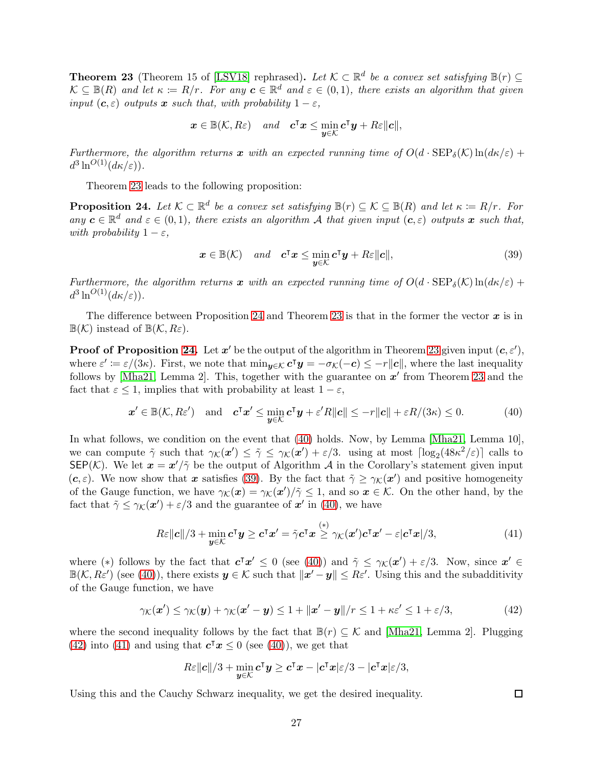**Theorem 23** (Theorem 15 of [LSV18] rephrased)**.** *Let $\mathcal{K} \subset \mathbb{R}^d$ be a convex set satisfying $\mathbb{B}(r) \subseteq \mathcal{K} \subseteq \mathbb{B}(R)$ and let $\kappa := R/r$. For any $\boldsymbol{c} \in \mathbb{R}^d$ and $\varepsilon \in (0,1)$, there exists an algorithm that given input $(\boldsymbol{c}, \varepsilon)$ outputs $\boldsymbol{x}$ such that, with probability $1-\varepsilon$,*

$$\boldsymbol{x} \in \mathbb{B}(\mathcal{K}, R\varepsilon) \quad \text{and} \quad \boldsymbol{c}^\intercal \boldsymbol{x} \leq \min_{\boldsymbol{y} \in \mathcal{K}} \boldsymbol{c}^\intercal \boldsymbol{y} + R\varepsilon \|\boldsymbol{c}\|,$$

*Furthermore, the algorithm returns $\boldsymbol{x}$ with an expected running time of $O(d \cdot \mathrm{SEP}_\delta(\mathcal{K}) \ln(d\kappa/\varepsilon) + d^3 \ln^{O(1)}(d\kappa/\varepsilon))$.*

Theorem 23 leads to the following proposition:

**Proposition 24.** *Let $\mathcal{K} \subset \mathbb{R}^d$ be a convex set satisfying $\mathbb{B}(r) \subseteq \mathcal{K} \subseteq \mathbb{B}(R)$ and let $\kappa := R/r$. For any $\boldsymbol{c} \in \mathbb{R}^d$ and $\varepsilon \in (0,1)$, there exists an algorithm $\mathcal{A}$ that given input $(\boldsymbol{c}, \varepsilon)$ outputs $\boldsymbol{x}$ such that, with probability $1-\varepsilon$,*

$$\boldsymbol{x} \in \mathbb{B}(\mathcal{K}) \quad \text{and} \quad \boldsymbol{c}^\intercal \boldsymbol{x} \leq \min_{\boldsymbol{y} \in \mathcal{K}} \boldsymbol{c}^\intercal \boldsymbol{y} + R\varepsilon \|\boldsymbol{c}\|, \tag{39}$$

*Furthermore, the algorithm returns $\boldsymbol{x}$ with an expected running time of $O(d \cdot \mathrm{SEP}_\delta(\mathcal{K}) \ln(d\kappa/\varepsilon) + d^3 \ln^{O(1)}(d\kappa/\varepsilon))$.*

The difference between Proposition 24 and Theorem 23 is that in the former the vector $\boldsymbol{x}$ is in $\mathbb{B}(\mathcal{K})$ instead of $\mathbb{B}(\mathcal{K}, R\varepsilon)$.

**Proof of Proposition 24.** Let $\boldsymbol{x}'$ be the output of the algorithm in Theorem 23 given input $(\boldsymbol{c}, \varepsilon')$, where $\varepsilon' := \varepsilon/(3\kappa)$. First, we note that $\min_{\boldsymbol{y} \in \mathcal{K}} \boldsymbol{c}^\intercal \boldsymbol{y} = -\sigma_{\mathcal{K}}(-\boldsymbol{c}) \leq -r\|\boldsymbol{c}\|$, where the last inequality follows by [Mha21, Lemma 2]. This, together with the guarantee on $\boldsymbol{x}'$ from Theorem 23 and the fact that $\varepsilon \leq 1$, implies that with probability at least $1-\varepsilon$,

$$\boldsymbol{x}' \in \mathbb{B}(\mathcal{K}, R\varepsilon') \quad \text{and} \quad \boldsymbol{c}^\intercal \boldsymbol{x}' \leq \min_{\boldsymbol{y} \in \mathcal{K}} \boldsymbol{c}^\intercal \boldsymbol{y} + \varepsilon' R \|\boldsymbol{c}\| \leq -r\|\boldsymbol{c}\| + \varepsilon R/(3\kappa) \leq 0. \tag{40}$$

In what follows, we condition on the event that (40) holds. Now, by Lemma [Mha21, Lemma 10], we can compute $\tilde{\gamma}$ such that $\gamma_{\mathcal{K}}(\boldsymbol{x}') \leq \tilde{\gamma} \leq \gamma_{\mathcal{K}}(\boldsymbol{x}') + \varepsilon/3$. using at most $\lceil \log_2(48\kappa^2/\varepsilon) \rceil$ calls to $\mathsf{SEP}(\mathcal{K})$. We let $\boldsymbol{x} = \boldsymbol{x}'/\tilde{\gamma}$ be the output of Algorithm $\mathcal{A}$ in the Corollary's statement given input $(\boldsymbol{c}, \varepsilon)$. We now show that $\boldsymbol{x}$ satisfies (39). By the fact that $\tilde{\gamma} \geq \gamma_{\mathcal{K}}(\boldsymbol{x}')$ and positive homogeneity of the Gauge function, we have $\gamma_{\mathcal{K}}(\boldsymbol{x}) = \gamma_{\mathcal{K}}(\boldsymbol{x}')/\tilde{\gamma} \leq 1$, and so $\boldsymbol{x} \in \mathcal{K}$. On the other hand, by the fact that $\tilde{\gamma} \leq \gamma_{\mathcal{K}}(\boldsymbol{x}') + \varepsilon/3$ and the guarantee of $\boldsymbol{x}'$ in (40), we have

$$R\varepsilon\|\boldsymbol{c}\|/3 + \min_{\boldsymbol{y} \in \mathcal{K}} \boldsymbol{c}^\intercal \boldsymbol{y} \geq \boldsymbol{c}^\intercal \boldsymbol{x}' = \tilde{\gamma} \boldsymbol{c}^\intercal \boldsymbol{x} \overset{(*)}{\geq} \gamma_{\mathcal{K}}(\boldsymbol{x}') \boldsymbol{c}^\intercal \boldsymbol{x}' - \varepsilon |\boldsymbol{c}^\intercal \boldsymbol{x}|/3, \tag{41}$$

where $(*)$ follows by the fact that $\boldsymbol{c}^\intercal \boldsymbol{x}' \leq 0$ (see (40)) and $\tilde{\gamma} \leq \gamma_{\mathcal{K}}(\boldsymbol{x}') + \varepsilon/3$. Now, since $\boldsymbol{x}' \in \mathbb{B}(\mathcal{K}, R\varepsilon')$ (see (40)), there exists $\boldsymbol{y} \in \mathcal{K}$ such that $\|\boldsymbol{x}' - \boldsymbol{y}\| \leq R\varepsilon'$. Using this and the subadditivity of the Gauge function, we have

$$\gamma_{\mathcal{K}}(\boldsymbol{x}') \leq \gamma_{\mathcal{K}}(\boldsymbol{y}) + \gamma_{\mathcal{K}}(\boldsymbol{x}' - \boldsymbol{y}) \leq 1 + \|\boldsymbol{x}' - \boldsymbol{y}\|/r \leq 1 + \kappa\varepsilon' \leq 1 + \varepsilon/3, \tag{42}$$

where the second inequality follows by the fact that $\mathbb{B}(r) \subseteq \mathcal{K}$ and [Mha21, Lemma 2]. Plugging (42) into (41) and using that $\boldsymbol{c}^\intercal \boldsymbol{x} \leq 0$ (see (40)), we get that

$$R\varepsilon\|\boldsymbol{c}\|/3 + \min_{\boldsymbol{y} \in \mathcal{K}} \boldsymbol{c}^\intercal \boldsymbol{y} \geq \boldsymbol{c}^\intercal \boldsymbol{x} - |\boldsymbol{c}^\intercal \boldsymbol{x}|\varepsilon/3 - |\boldsymbol{c}^\intercal \boldsymbol{x}|\varepsilon/3,$$

Using this and the Cauchy Schwarz inequality, we get the desired inequality. ◻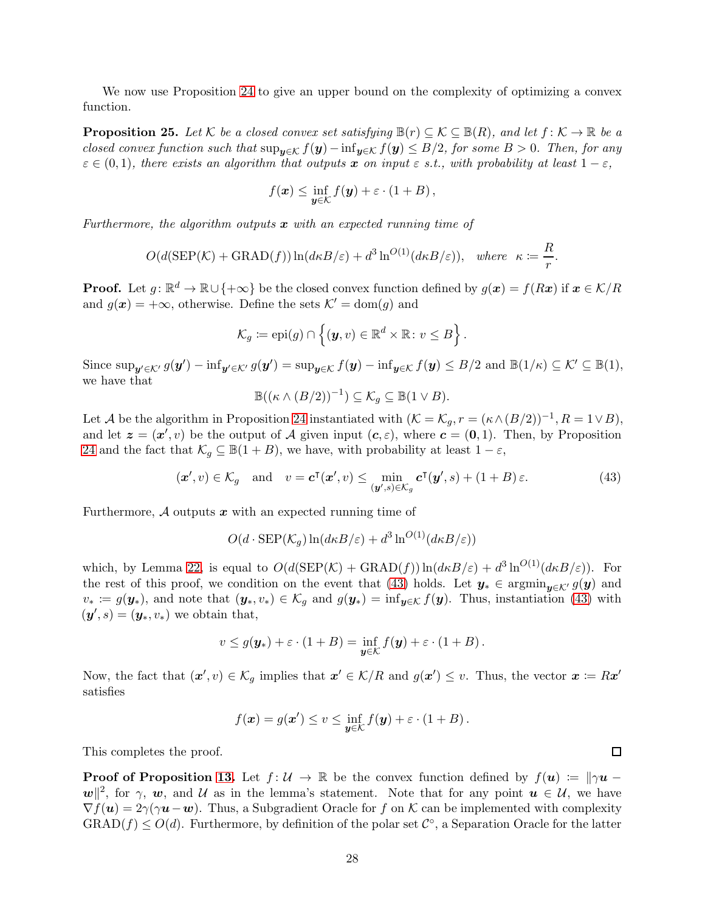We now use Proposition 24 to give an upper bound on the complexity of optimizing a convex function.

**Proposition 25.** *Let $\mathcal{K}$ be a closed convex set satisfying $\mathbb{B}(r) \subseteq \mathcal{K} \subseteq \mathbb{B}(R)$, and let $f\colon \mathcal{K} \to \mathbb{R}$ be a closed convex function such that $\sup_{\boldsymbol{y}\in\mathcal{K}} f(\boldsymbol{y}) - \inf_{\boldsymbol{y}\in\mathcal{K}} f(\boldsymbol{y}) \le B/2$, for some $B > 0$. Then, for any $\varepsilon \in (0,1)$, there exists an algorithm that outputs $\boldsymbol{x}$ on input $\varepsilon$ s.t., with probability at least $1-\varepsilon$,*

$$
f(\boldsymbol{x}) \le \inf_{\boldsymbol{y}\in\mathcal{K}} f(\boldsymbol{y}) + \varepsilon \cdot (1 + B),
$$

*Furthermore, the algorithm outputs $\boldsymbol{x}$ with an expected running time of*

$$
O(d(\mathrm{SEP}(\mathcal{K}) + \mathrm{GRAD}(f)) \ln(d\kappa B/\varepsilon) + d^3 \ln^{O(1)}(d\kappa B/\varepsilon)), \quad \textit{where} \;\; \kappa \coloneqq \frac{R}{r}.
$$

**Proof.** Let $g\colon \mathbb{R}^d \to \mathbb{R}\cup\{+\infty\}$ be the closed convex function defined by $g(\boldsymbol{x}) = f(R\boldsymbol{x})$ if $\boldsymbol{x} \in \mathcal{K}/R$ and $g(\boldsymbol{x}) = +\infty$, otherwise. Define the sets $\mathcal{K}' = \mathrm{dom}(g)$ and

$$
\mathcal{K}_g \coloneqq \mathrm{epi}(g) \cap \left\{ (\boldsymbol{y}, v) \in \mathbb{R}^d \times \mathbb{R} \colon v \le B \right\}.
$$

Since $\sup_{\boldsymbol{y}'\in\mathcal{K}'} g(\boldsymbol{y}') - \inf_{\boldsymbol{y}'\in\mathcal{K}'} g(\boldsymbol{y}') = \sup_{\boldsymbol{y}\in\mathcal{K}} f(\boldsymbol{y}) - \inf_{\boldsymbol{y}\in\mathcal{K}} f(\boldsymbol{y}) \le B/2$ and $\mathbb{B}(1/\kappa) \subseteq \mathcal{K}' \subseteq \mathbb{B}(1)$, we have that

$$
\mathbb{B}((\kappa \wedge (B/2))^{-1}) \subseteq \mathcal{K}_g \subseteq \mathbb{B}(1 \vee B).
$$

Let $\mathcal{A}$ be the algorithm in Proposition 24 instantiated with $(\mathcal{K} = \mathcal{K}_g, r = (\kappa \wedge (B/2))^{-1}, R = 1 \vee B)$, and let $\boldsymbol{z} = (\boldsymbol{x}', v)$ be the output of $\mathcal{A}$ given input $(\boldsymbol{c}, \varepsilon)$, where $\boldsymbol{c} = (\boldsymbol{0}, 1)$. Then, by Proposition 24 and the fact that $\mathcal{K}_g \subseteq \mathbb{B}(1+B)$, we have, with probability at least $1-\varepsilon$,

$$
(\boldsymbol{x}', v) \in \mathcal{K}_g \quad \text{and} \quad v = \boldsymbol{c}^\intercal(\boldsymbol{x}', v) \le \min_{(\boldsymbol{y}', s)\in\mathcal{K}_g} \boldsymbol{c}^\intercal(\boldsymbol{y}', s) + (1+B)\,\varepsilon. \tag{43}
$$

Furthermore, $\mathcal{A}$ outputs $\boldsymbol{x}$ with an expected running time of

$$
O(d \cdot \mathrm{SEP}(\mathcal{K}_g) \ln(d\kappa B/\varepsilon) + d^3 \ln^{O(1)}(d\kappa B/\varepsilon))
$$

which, by Lemma 22, is equal to $O(d(\mathrm{SEP}(\mathcal{K}) + \mathrm{GRAD}(f)) \ln(d\kappa B/\varepsilon) + d^3 \ln^{O(1)}(d\kappa B/\varepsilon))$. For the rest of this proof, we condition on the event that (43) holds. Let $\boldsymbol{y}_* \in \mathrm{argmin}_{\boldsymbol{y}\in\mathcal{K}'} g(\boldsymbol{y})$ and $v_* \coloneqq g(\boldsymbol{y}_*)$, and note that $(\boldsymbol{y}_*, v_*) \in \mathcal{K}_g$ and $g(\boldsymbol{y}_*) = \inf_{\boldsymbol{y}\in\mathcal{K}} f(\boldsymbol{y})$. Thus, instantiation (43) with $(\boldsymbol{y}', s) = (\boldsymbol{y}_*, v_*)$ we obtain that,

$$
v \le g(\boldsymbol{y}_*) + \varepsilon \cdot (1+B) = \inf_{\boldsymbol{y}\in\mathcal{K}} f(\boldsymbol{y}) + \varepsilon \cdot (1+B).
$$

Now, the fact that $(\boldsymbol{x}', v) \in \mathcal{K}_g$ implies that $\boldsymbol{x}' \in \mathcal{K}/R$ and $g(\boldsymbol{x}') \le v$. Thus, the vector $\boldsymbol{x} \coloneqq R\boldsymbol{x}'$ satisfies

$$
f(\boldsymbol{x}) = g(\boldsymbol{x}') \le v \le \inf_{\boldsymbol{y}\in\mathcal{K}} f(\boldsymbol{y}) + \varepsilon \cdot (1+B).
$$

This completes the proof. $\square$

**Proof of Proposition 13.** Let $f\colon \mathcal{U} \to \mathbb{R}$ be the convex function defined by $f(\boldsymbol{u}) \coloneqq \|\gamma\boldsymbol{u} - \boldsymbol{w}\|^2$, for $\gamma$, $\boldsymbol{w}$, and $\mathcal{U}$ as in the lemma's statement. Note that for any point $\boldsymbol{u} \in \mathcal{U}$, we have $\nabla f(\boldsymbol{u}) = 2\gamma(\gamma\boldsymbol{u} - \boldsymbol{w})$. Thus, a Subgradient Oracle for $f$ on $\mathcal{K}$ can be implemented with complexity $\mathrm{GRAD}(f) \le O(d)$. Furthermore, by definition of the polar set $\mathcal{C}^\circ$, a Separation Oracle for the latter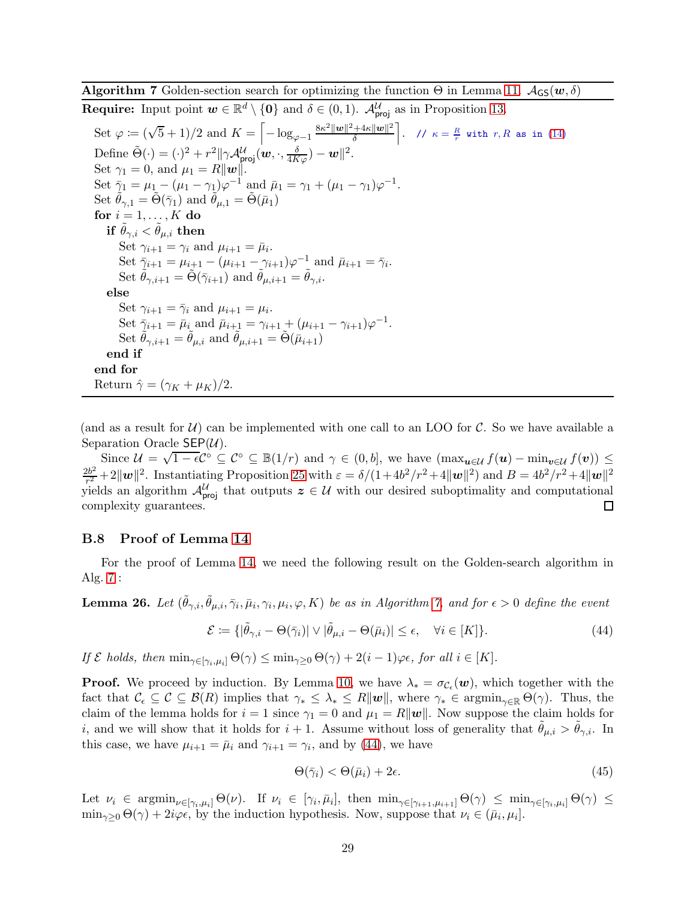**Algorithm 7** Golden-section search for optimizing the function $\Theta$ in Lemma 11. $\mathcal{A}_{\mathsf{GS}}(\boldsymbol{w}, \delta)$

**Require:** Input point $\boldsymbol{w} \in \mathbb{R}^d \setminus \{\mathbf{0}\}$ and $\delta \in (0,1)$. $\mathcal{A}^{\mathcal{U}}_{\mathsf{proj}}$ as in Proposition 13.

```
Set φ := (√5 + 1)/2 and K = ⌈ −log_{φ^{-1}} (8κ²‖w‖² + 4κ‖w‖²)/δ ⌉.   // κ = R/r with r, R as in (14)
Define Θ̃(·) = (·)² + r²‖γ A^U_proj(w, ·, δ/(4Kφ)) − w‖².
Set γ_1 = 0, and μ_1 = R‖w‖.
Set γ̄_1 = μ_1 − (μ_1 − γ_1)φ^{-1} and μ̄_1 = γ_1 + (μ_1 − γ_1)φ^{-1}.
Set θ̃_{γ,1} = Θ̃(γ̄_1) and θ̃_{μ,1} = Θ̃(μ̄_1)
for i = 1, ..., K do
  if θ̃_{γ,i} < θ̃_{μ,i} then
    Set γ_{i+1} = γ_i and μ_{i+1} = μ̄_i.
    Set γ̄_{i+1} = μ_{i+1} − (μ_{i+1} − γ_{i+1})φ^{-1} and μ̄_{i+1} = γ̄_i.
    Set θ̃_{γ,i+1} = Θ̃(γ̄_{i+1}) and θ̃_{μ,i+1} = θ̃_{γ,i}.
  else
    Set γ_{i+1} = γ̄_i and μ_{i+1} = μ_i.
    Set γ̄_{i+1} = μ̄_i and μ̄_{i+1} = γ_{i+1} + (μ_{i+1} − γ_{i+1})φ^{-1}.
    Set θ̃_{γ,i+1} = θ̃_{μ,i} and θ̃_{μ,i+1} = Θ̃(μ̄_{i+1})
  end if
end for
Return γ̂ = (γ_K + μ_K)/2.
```

(and as a result for $\mathcal{U}$) can be implemented with one call to an LOO for $\mathcal{C}$. So we have available a Separation Oracle $\mathsf{SEP}(\mathcal{U})$.

Since $\mathcal{U} = \sqrt{1-\epsilon}\mathcal{C}^\circ \subseteq \mathcal{C}^\circ \subseteq \mathbb{B}(1/r)$ and $\gamma \in (0, b]$, we have $(\max_{\boldsymbol{u}\in\mathcal{U}} f(\boldsymbol{u}) - \min_{\boldsymbol{v}\in\mathcal{U}} f(\boldsymbol{v})) \leq \frac{2b^2}{r^2} + 2\|\boldsymbol{w}\|^2$. Instantiating Proposition 25 with $\varepsilon = \delta/(1+4b^2/r^2+4\|\boldsymbol{w}\|^2)$ and $B = 4b^2/r^2+4\|\boldsymbol{w}\|^2$ yields an algorithm $\mathcal{A}^{\mathcal{U}}_{\mathsf{proj}}$ that outputs $\boldsymbol{z} \in \mathcal{U}$ with our desired suboptimality and computational complexity guarantees. $\square$

### B.8 Proof of Lemma 14

For the proof of Lemma 14, we need the following result on the Golden-search algorithm in Alg. 7:

**Lemma 26.** *Let $(\tilde{\theta}_{\gamma,i}, \tilde{\theta}_{\mu,i}, \bar{\gamma}_i, \bar{\mu}_i, \gamma_i, \mu_i, \varphi, K)$ be as in Algorithm 7, and for $\epsilon > 0$ define the event*

$$\mathcal{E} := \{|\tilde{\theta}_{\gamma,i} - \Theta(\bar{\gamma}_i)| \vee |\tilde{\theta}_{\mu,i} - \Theta(\bar{\mu}_i)| \leq \epsilon, \quad \forall i \in [K]\}. \tag{44}$$

*If $\mathcal{E}$ holds, then $\min_{\gamma\in[\gamma_i,\mu_i]} \Theta(\gamma) \leq \min_{\gamma\geq 0} \Theta(\gamma) + 2(i-1)\varphi\epsilon$, for all $i \in [K]$.*

**Proof.** We proceed by induction. By Lemma 10, we have $\lambda_* = \sigma_{\mathcal{C}_\epsilon}(\boldsymbol{w})$, which together with the fact that $\mathcal{C}_\epsilon \subseteq \mathcal{C} \subseteq \mathcal{B}(R)$ implies that $\gamma_* \leq \lambda_* \leq R\|\boldsymbol{w}\|$, where $\gamma_* \in \operatorname{argmin}_{\gamma\in\mathbb{R}} \Theta(\gamma)$. Thus, the claim of the lemma holds for $i = 1$ since $\gamma_1 = 0$ and $\mu_1 = R\|\boldsymbol{w}\|$. Now suppose the claim holds for $i$, and we will show that it holds for $i+1$. Assume without loss of generality that $\tilde{\theta}_{\mu,i} > \tilde{\theta}_{\gamma,i}$. In this case, we have $\mu_{i+1} = \bar{\mu}_i$ and $\gamma_{i+1} = \gamma_i$, and by (44), we have

$$\Theta(\bar{\gamma}_i) < \Theta(\bar{\mu}_i) + 2\epsilon. \tag{45}$$

Let $\nu_i \in \operatorname{argmin}_{\nu\in[\gamma_i,\mu_i]} \Theta(\nu)$. If $\nu_i \in [\gamma_i, \bar{\mu}_i]$, then $\min_{\gamma\in[\gamma_{i+1},\mu_{i+1}]} \Theta(\gamma) \leq \min_{\gamma\in[\gamma_i,\mu_i]} \Theta(\gamma) \leq \min_{\gamma\geq 0} \Theta(\gamma) + 2i\varphi\epsilon$, by the induction hypothesis. Now, suppose that $\nu_i \in (\bar{\mu}_i, \mu_i]$.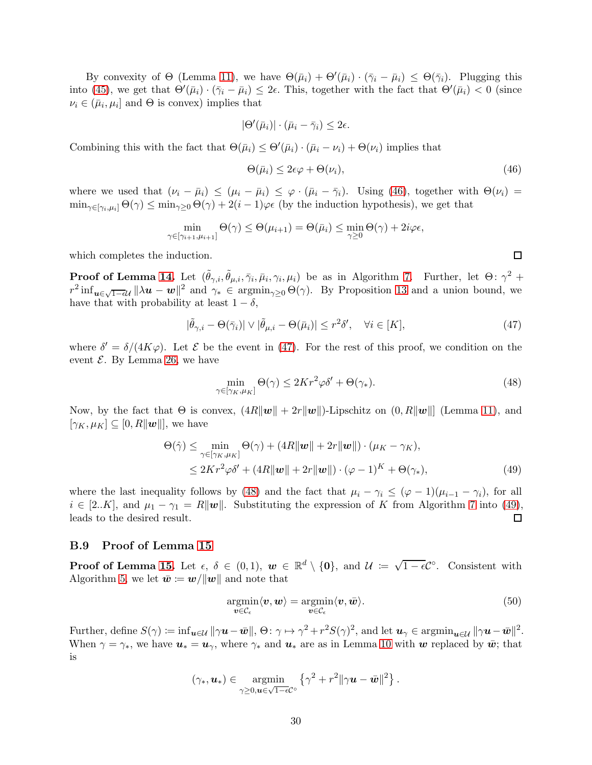By convexity of $\Theta$ (Lemma 11), we have $\Theta(\bar{\mu}_i) + \Theta'(\bar{\mu}_i) \cdot (\bar{\gamma}_i - \bar{\mu}_i) \leq \Theta(\bar{\gamma}_i)$. Plugging this into (45), we get that $\Theta'(\bar{\mu}_i) \cdot (\bar{\gamma}_i - \bar{\mu}_i) \leq 2\epsilon$. This, together with the fact that $\Theta'(\bar{\mu}_i) < 0$ (since $\nu_i \in (\bar{\mu}_i, \mu_i]$ and $\Theta$ is convex) implies that

$$|\Theta'(\bar{\mu}_i)| \cdot (\bar{\mu}_i - \bar{\gamma}_i) \leq 2\epsilon.$$

Combining this with the fact that $\Theta(\bar{\mu}_i) \leq \Theta'(\bar{\mu}_i) \cdot (\bar{\mu}_i - \nu_i) + \Theta(\nu_i)$ implies that

$$\Theta(\bar{\mu}_i) \leq 2\epsilon\varphi + \Theta(\nu_i), \tag{46}$$

where we used that $(\nu_i - \bar{\mu}_i) \leq (\mu_i - \bar{\mu}_i) \leq \varphi \cdot (\bar{\mu}_i - \bar{\gamma}_i)$. Using (46), together with $\Theta(\nu_i) = \min_{\gamma \in [\gamma_i, \mu_i]} \Theta(\gamma) \leq \min_{\gamma \geq 0} \Theta(\gamma) + 2(i-1)\varphi\epsilon$ (by the induction hypothesis), we get that

$$\min_{\gamma \in [\gamma_{i+1}, \mu_{i+1}]} \Theta(\gamma) \leq \Theta(\mu_{i+1}) = \Theta(\bar{\mu}_i) \leq \min_{\gamma \geq 0} \Theta(\gamma) + 2i\varphi\epsilon,$$

which completes the induction. $\square$

**Proof of Lemma 14.** Let $(\tilde{\theta}_{\gamma,i}, \tilde{\theta}_{\mu,i}, \bar{\gamma}_i, \bar{\mu}_i, \gamma_i, \mu_i)$ be as in Algorithm 7. Further, let $\Theta\colon \gamma^2 + r^2 \inf_{\boldsymbol{u} \in \sqrt{1-\epsilon}\mathcal{U}} \|\lambda \boldsymbol{u} - \boldsymbol{w}\|^2$ and $\gamma_* \in \operatorname{argmin}_{\gamma \geq 0} \Theta(\gamma)$. By Proposition 13 and a union bound, we have that with probability at least $1 - \delta$,

$$|\tilde{\theta}_{\gamma,i} - \Theta(\bar{\gamma}_i)| \vee |\tilde{\theta}_{\mu,i} - \Theta(\bar{\mu}_i)| \leq r^2\delta', \quad \forall i \in [K], \tag{47}$$

where $\delta' = \delta/(4K\varphi)$. Let $\mathcal{E}$ be the event in (47). For the rest of this proof, we condition on the event $\mathcal{E}$. By Lemma 26, we have

$$\min_{\gamma \in [\gamma_K, \mu_K]} \Theta(\gamma) \leq 2Kr^2\varphi\delta' + \Theta(\gamma_*). \tag{48}$$

Now, by the fact that $\Theta$ is convex, $(4R\|\boldsymbol{w}\| + 2r\|\boldsymbol{w}\|)$-Lipschitz on $(0, R\|\boldsymbol{w}\|]$ (Lemma 11), and $[\gamma_K, \mu_K] \subseteq [0, R\|\boldsymbol{w}\|]$, we have

$$\begin{aligned}
\Theta(\hat{\gamma}) &\leq \min_{\gamma \in [\gamma_K, \mu_K]} \Theta(\gamma) + (4R\|\boldsymbol{w}\| + 2r\|\boldsymbol{w}\|) \cdot (\mu_K - \gamma_K), \\
&\leq 2Kr^2\varphi\delta' + (4R\|\boldsymbol{w}\| + 2r\|\boldsymbol{w}\|) \cdot (\varphi - 1)^K + \Theta(\gamma_*),
\end{aligned} \tag{49}$$

where the last inequality follows by (48) and the fact that $\mu_i - \gamma_i \leq (\varphi - 1)(\mu_{i-1} - \gamma_i)$, for all $i \in [2..K]$, and $\mu_1 - \gamma_1 = R\|\boldsymbol{w}\|$. Substituting the expression of $K$ from Algorithm 7 into (49), leads to the desired result. $\square$

### B.9 Proof of Lemma 15

**Proof of Lemma 15.** Let $\epsilon, \delta \in (0,1)$, $\boldsymbol{w} \in \mathbb{R}^d \setminus \{\boldsymbol{0}\}$, and $\mathcal{U} \coloneqq \sqrt{1-\epsilon}\mathcal{C}^\circ$. Consistent with Algorithm 5, we let $\bar{\boldsymbol{w}} \coloneqq \boldsymbol{w}/\|\boldsymbol{w}\|$ and note that

$$\underset{\boldsymbol{v} \in \mathcal{C}_\epsilon}{\operatorname{argmin}} \langle \boldsymbol{v}, \boldsymbol{w} \rangle = \underset{\boldsymbol{v} \in \mathcal{C}_\epsilon}{\operatorname{argmin}} \langle \boldsymbol{v}, \bar{\boldsymbol{w}} \rangle. \tag{50}$$

Further, define $S(\gamma) \coloneqq \inf_{\boldsymbol{u} \in \mathcal{U}} \|\gamma \boldsymbol{u} - \bar{\boldsymbol{w}}\|$, $\Theta\colon \gamma \mapsto \gamma^2 + r^2 S(\gamma)^2$, and let $\boldsymbol{u}_\gamma \in \operatorname{argmin}_{\boldsymbol{u} \in \mathcal{U}} \|\gamma \boldsymbol{u} - \bar{\boldsymbol{w}}\|^2$. When $\gamma = \gamma_*$, we have $\boldsymbol{u}_* = \boldsymbol{u}_\gamma$, where $\gamma_*$ and $\boldsymbol{u}_*$ are as in Lemma 10 with $\boldsymbol{w}$ replaced by $\bar{\boldsymbol{w}}$; that is

$$(\gamma_*, \boldsymbol{u}_*) \in \underset{\gamma \geq 0, \boldsymbol{u} \in \sqrt{1-\epsilon}\mathcal{C}^\circ}{\operatorname{argmin}} \left\{ \gamma^2 + r^2 \|\gamma \boldsymbol{u} - \bar{\boldsymbol{w}}\|^2 \right\}.$$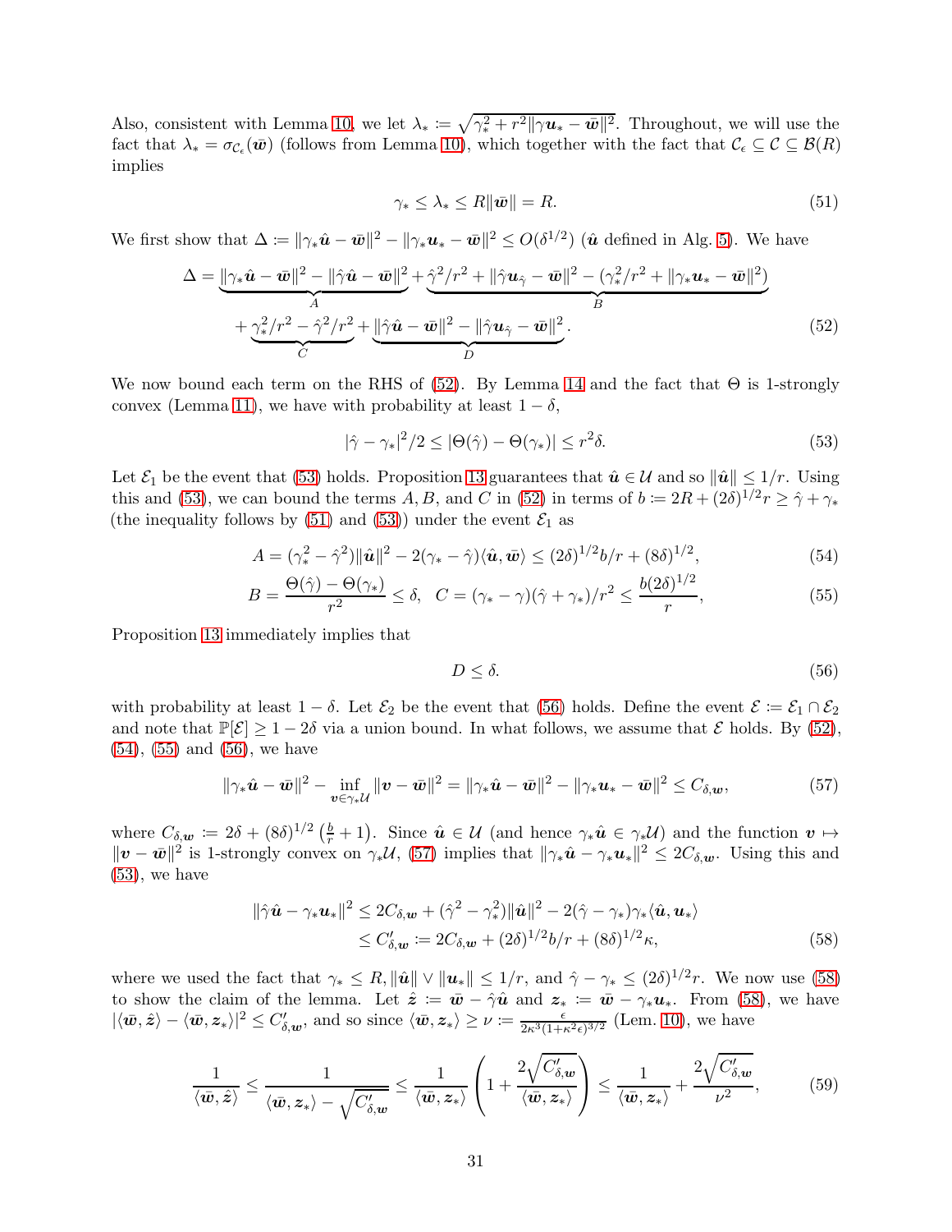Also, consistent with Lemma 10, we let $\lambda_* \coloneqq \sqrt{\gamma_*^2 + r^2\|\gamma \boldsymbol{u}_* - \bar{\boldsymbol{w}}\|^2}$. Throughout, we will use the fact that $\lambda_* = \sigma_{\mathcal{C}_\epsilon}(\bar{\boldsymbol{w}})$ (follows from Lemma 10), which together with the fact that $\mathcal{C}_\epsilon \subseteq \mathcal{C} \subseteq \mathcal{B}(R)$ implies

$$
\gamma_* \leq \lambda_* \leq R\|\bar{\boldsymbol{w}}\| = R. \tag{51}
$$

We first show that $\Delta \coloneqq \|\gamma_* \hat{\boldsymbol{u}} - \bar{\boldsymbol{w}}\|^2 - \|\gamma_* \boldsymbol{u}_* - \bar{\boldsymbol{w}}\|^2 \leq O(\delta^{1/2})$ ($\hat{\boldsymbol{u}}$ defined in Alg. 5). We have

$$
\begin{aligned}
\Delta = \underbrace{\|\gamma_* \hat{\boldsymbol{u}} - \bar{\boldsymbol{w}}\|^2 - \|\hat{\gamma} \hat{\boldsymbol{u}} - \bar{\boldsymbol{w}}\|^2}_{A} + \underbrace{\hat{\gamma}^2/r^2 + \|\hat{\gamma}\boldsymbol{u}_{\hat{\gamma}} - \bar{\boldsymbol{w}}\|^2 - (\gamma_*^2/r^2 + \|\gamma_* \boldsymbol{u}_* - \bar{\boldsymbol{w}}\|^2)}_{B} \\
+ \underbrace{\gamma_*^2/r^2 - \hat{\gamma}^2/r^2}_{C} + \underbrace{\|\hat{\gamma}\hat{\boldsymbol{u}} - \bar{\boldsymbol{w}}\|^2 - \|\hat{\gamma}\boldsymbol{u}_{\hat{\gamma}} - \bar{\boldsymbol{w}}\|^2}_{D}.
\end{aligned} \tag{52}
$$

We now bound each term on the RHS of (52). By Lemma 14 and the fact that $\Theta$ is 1-strongly convex (Lemma 11), we have with probability at least $1-\delta$,

$$
|\hat{\gamma} - \gamma_*|^2/2 \leq |\Theta(\hat{\gamma}) - \Theta(\gamma_*)| \leq r^2\delta. \tag{53}
$$

Let $\mathcal{E}_1$ be the event that (53) holds. Proposition 13 guarantees that $\hat{\boldsymbol{u}} \in \mathcal{U}$ and so $\|\hat{\boldsymbol{u}}\| \leq 1/r$. Using this and (53), we can bound the terms $A, B$, and $C$ in (52) in terms of $b \coloneqq 2R + (2\delta)^{1/2} r \geq \hat{\gamma} + \gamma_*$ (the inequality follows by (51) and (53)) under the event $\mathcal{E}_1$ as

$$
A = (\gamma_*^2 - \hat{\gamma}^2)\|\hat{\boldsymbol{u}}\|^2 - 2(\gamma_* - \hat{\gamma})\langle \hat{\boldsymbol{u}}, \bar{\boldsymbol{w}}\rangle \leq (2\delta)^{1/2} b/r + (8\delta)^{1/2}, \tag{54}
$$

$$
B = \frac{\Theta(\hat{\gamma}) - \Theta(\gamma_*)}{r^2} \leq \delta, \quad C = (\gamma_* - \gamma)(\hat{\gamma} + \gamma_*)/r^2 \leq \frac{b(2\delta)^{1/2}}{r}, \tag{55}
$$

Proposition 13 immediately implies that

$$
D \leq \delta. \tag{56}
$$

with probability at least $1-\delta$. Let $\mathcal{E}_2$ be the event that (56) holds. Define the event $\mathcal{E} \coloneqq \mathcal{E}_1 \cap \mathcal{E}_2$ and note that $\mathbb{P}[\mathcal{E}] \geq 1 - 2\delta$ via a union bound. In what follows, we assume that $\mathcal{E}$ holds. By (52), (54), (55) and (56), we have

$$
\|\gamma_* \hat{\boldsymbol{u}} - \bar{\boldsymbol{w}}\|^2 - \inf_{\boldsymbol{v} \in \gamma_* \mathcal{U}} \|\boldsymbol{v} - \bar{\boldsymbol{w}}\|^2 = \|\gamma_* \hat{\boldsymbol{u}} - \bar{\boldsymbol{w}}\|^2 - \|\gamma_* \boldsymbol{u}_* - \bar{\boldsymbol{w}}\|^2 \leq C_{\delta, \boldsymbol{w}}, \tag{57}
$$

where $C_{\delta,\boldsymbol{w}} \coloneqq 2\delta + (8\delta)^{1/2}\left(\frac{b}{r} + 1\right)$. Since $\hat{\boldsymbol{u}} \in \mathcal{U}$ (and hence $\gamma_* \hat{\boldsymbol{u}} \in \gamma_* \mathcal{U}$) and the function $\boldsymbol{v} \mapsto \|\boldsymbol{v} - \bar{\boldsymbol{w}}\|^2$ is 1-strongly convex on $\gamma_* \mathcal{U}$, (57) implies that $\|\gamma_* \hat{\boldsymbol{u}} - \gamma_* \boldsymbol{u}_*\|^2 \leq 2C_{\delta,\boldsymbol{w}}$. Using this and (53), we have

$$
\begin{aligned}
\|\hat{\gamma}\hat{\boldsymbol{u}} - \gamma_* \boldsymbol{u}_*\|^2 &\leq 2C_{\delta,\boldsymbol{w}} + (\hat{\gamma}^2 - \gamma_*^2)\|\hat{\boldsymbol{u}}\|^2 - 2(\hat{\gamma} - \gamma_*)\gamma_* \langle \hat{\boldsymbol{u}}, \boldsymbol{u}_* \rangle \\
&\leq C'_{\delta,\boldsymbol{w}} \coloneqq 2C_{\delta,\boldsymbol{w}} + (2\delta)^{1/2} b/r + (8\delta)^{1/2}\kappa,
\end{aligned} \tag{58}
$$

where we used the fact that $\gamma_* \leq R, \|\hat{\boldsymbol{u}}\| \vee \|\boldsymbol{u}_*\| \leq 1/r$, and $\hat{\gamma} - \gamma_* \leq (2\delta)^{1/2} r$. We now use (58) to show the claim of the lemma. Let $\hat{\boldsymbol{z}} \coloneqq \bar{\boldsymbol{w}} - \hat{\gamma}\hat{\boldsymbol{u}}$ and $\boldsymbol{z}_* \coloneqq \bar{\boldsymbol{w}} - \gamma_* \boldsymbol{u}_*$. From (58), we have $|\langle \bar{\boldsymbol{w}}, \hat{\boldsymbol{z}}\rangle - \langle \bar{\boldsymbol{w}}, \boldsymbol{z}_*\rangle|^2 \leq C'_{\delta,\boldsymbol{w}}$, and so since $\langle \bar{\boldsymbol{w}}, \boldsymbol{z}_* \rangle \geq \nu \coloneqq \frac{\epsilon}{2\kappa^3(1+\kappa^2\epsilon)^{3/2}}$ (Lem. 10), we have

$$
\frac{1}{\langle \bar{\boldsymbol{w}}, \hat{\boldsymbol{z}}\rangle} \leq \frac{1}{\langle \bar{\boldsymbol{w}}, \boldsymbol{z}_* \rangle - \sqrt{C'_{\delta,\boldsymbol{w}}}} \leq \frac{1}{\langle \bar{\boldsymbol{w}}, \boldsymbol{z}_*\rangle}\left(1 + \frac{2\sqrt{C'_{\delta,\boldsymbol{w}}}}{\langle \bar{\boldsymbol{w}}, \boldsymbol{z}_*\rangle}\right) \leq \frac{1}{\langle \bar{\boldsymbol{w}}, \boldsymbol{z}_*\rangle} + \frac{2\sqrt{C'_{\delta,\boldsymbol{w}}}}{\nu^2}, \tag{59}
$$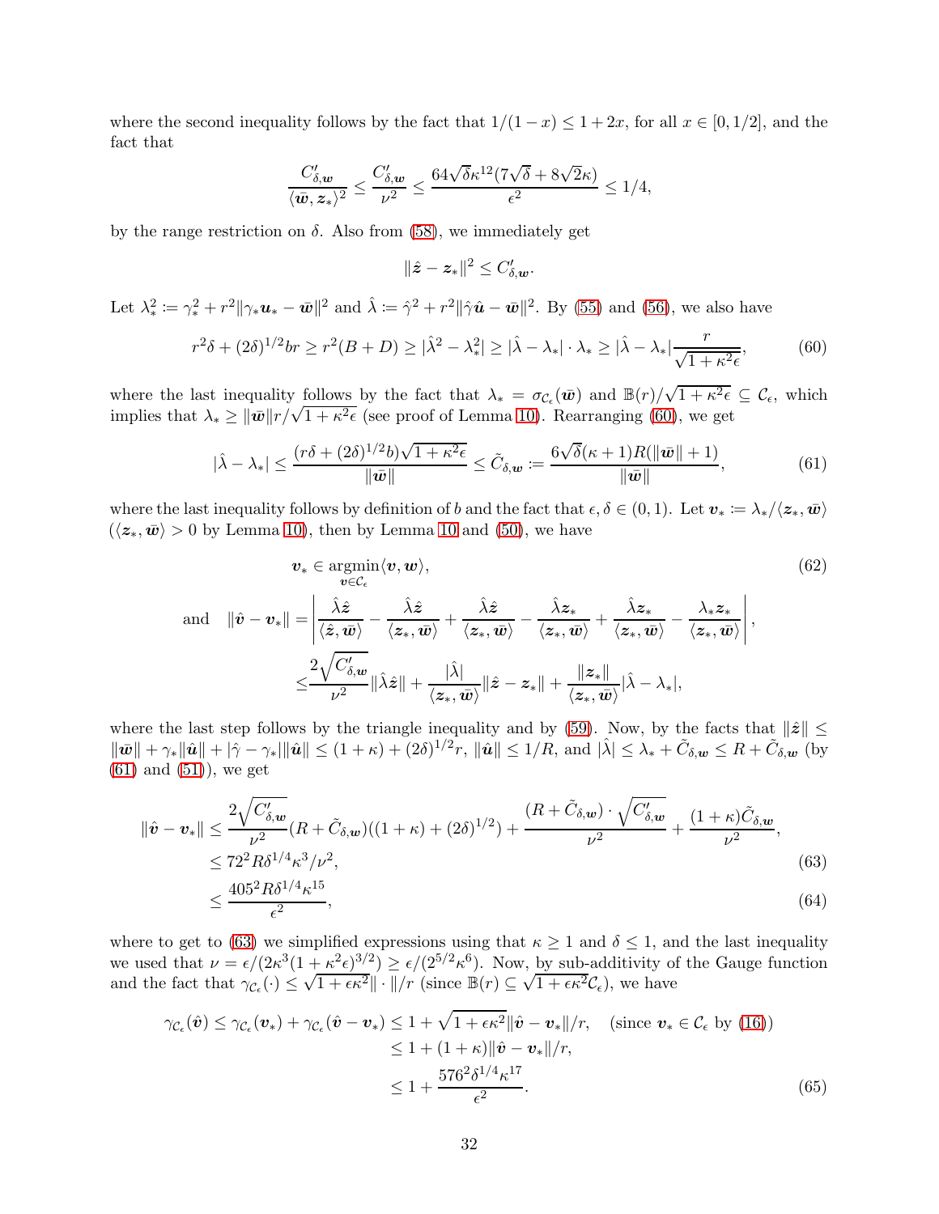where the second inequality follows by the fact that $1/(1-x) \leq 1+2x$, for all $x \in [0, 1/2]$, and the fact that

$$
\frac{C'_{\delta,\boldsymbol{w}}}{\langle \bar{\boldsymbol{w}}, \boldsymbol{z}_* \rangle^2} \leq \frac{C'_{\delta,\boldsymbol{w}}}{\nu^2} \leq \frac{64\sqrt{\delta}\kappa^{12}(7\sqrt{\delta} + 8\sqrt{2}\kappa)}{\epsilon^2} \leq 1/4,
$$

by the range restriction on $\delta$. Also from (58), we immediately get

$$
\|\hat{\boldsymbol{z}} - \boldsymbol{z}_*\|^2 \leq C'_{\delta,\boldsymbol{w}}.
$$

Let $\lambda_*^2 \coloneqq \gamma_*^2 + r^2\|\gamma_* \boldsymbol{u}_* - \bar{\boldsymbol{w}}\|^2$ and $\hat{\lambda} \coloneqq \hat{\gamma}^2 + r^2\|\hat{\gamma}\hat{\boldsymbol{u}} - \bar{\boldsymbol{w}}\|^2$. By (55) and (56), we also have

$$
r^2\delta + (2\delta)^{1/2} br \geq r^2(B + D) \geq |\hat{\lambda}^2 - \lambda_*^2| \geq |\hat{\lambda} - \lambda_*| \cdot \lambda_* \geq |\hat{\lambda} - \lambda_*| \frac{r}{\sqrt{1+\kappa^2\epsilon}}, \tag{60}
$$

where the last inequality follows by the fact that $\lambda_* = \sigma_{\mathcal{C}_\epsilon}(\bar{\boldsymbol{w}})$ and $\mathbb{B}(r)/\sqrt{1+\kappa^2\epsilon} \subseteq \mathcal{C}_\epsilon$, which implies that $\lambda_* \geq \|\bar{\boldsymbol{w}}\| r/\sqrt{1+\kappa^2\epsilon}$ (see proof of Lemma 10). Rearranging (60), we get

$$
|\hat{\lambda} - \lambda_*| \leq \frac{(r\delta + (2\delta)^{1/2} b)\sqrt{1+\kappa^2\epsilon}}{\|\bar{\boldsymbol{w}}\|} \leq \tilde{C}_{\delta,\boldsymbol{w}} \coloneqq \frac{6\sqrt{\delta}(\kappa+1)R(\|\bar{\boldsymbol{w}}\| + 1)}{\|\bar{\boldsymbol{w}}\|}, \tag{61}
$$

where the last inequality follows by definition of $b$ and the fact that $\epsilon, \delta \in (0,1)$. Let $\boldsymbol{v}_* \coloneqq \lambda_*/\langle \boldsymbol{z}_*, \bar{\boldsymbol{w}} \rangle$ ($\langle \boldsymbol{z}_*, \bar{\boldsymbol{w}} \rangle > 0$ by Lemma 10), then by Lemma 10 and (50), we have

$$
\boldsymbol{v}_* \in \operatorname*{argmin}_{\boldsymbol{v} \in \mathcal{C}_\epsilon} \langle \boldsymbol{v}, \boldsymbol{w} \rangle, \tag{62}
$$

$$
\begin{aligned}
\text{and} \quad \|\hat{\boldsymbol{v}} - \boldsymbol{v}_*\| &= \left| \frac{\hat{\lambda}\hat{\boldsymbol{z}}}{\langle \hat{\boldsymbol{z}}, \bar{\boldsymbol{w}} \rangle} - \frac{\hat{\lambda}\hat{\boldsymbol{z}}}{\langle \boldsymbol{z}_*, \bar{\boldsymbol{w}} \rangle} + \frac{\hat{\lambda}\hat{\boldsymbol{z}}}{\langle \boldsymbol{z}_*, \bar{\boldsymbol{w}} \rangle} - \frac{\hat{\lambda}\boldsymbol{z}_*}{\langle \boldsymbol{z}_*, \bar{\boldsymbol{w}} \rangle} + \frac{\hat{\lambda}\boldsymbol{z}_*}{\langle \boldsymbol{z}_*, \bar{\boldsymbol{w}} \rangle} - \frac{\lambda_*\boldsymbol{z}_*}{\langle \boldsymbol{z}_*, \bar{\boldsymbol{w}} \rangle} \right|, \\
&\leq \frac{2\sqrt{C'_{\delta,\boldsymbol{w}}}}{\nu^2}\|\hat{\lambda}\hat{\boldsymbol{z}}\| + \frac{|\hat{\lambda}|}{\langle \boldsymbol{z}_*, \bar{\boldsymbol{w}} \rangle}\|\hat{\boldsymbol{z}} - \boldsymbol{z}_*\| + \frac{\|\boldsymbol{z}_*\|}{\langle \boldsymbol{z}_*, \bar{\boldsymbol{w}} \rangle}|\hat{\lambda} - \lambda_*|,
\end{aligned}
$$

where the last step follows by the triangle inequality and by (59). Now, by the facts that $\|\hat{\boldsymbol{z}}\| \leq \|\bar{\boldsymbol{w}}\| + \gamma_*\|\hat{\boldsymbol{u}}\| + |\hat{\gamma} - \gamma_*|\|\hat{\boldsymbol{u}}\| \leq (1+\kappa) + (2\delta)^{1/2} r$, $\|\hat{\boldsymbol{u}}\| \leq 1/R$, and $|\hat{\lambda}| \leq \lambda_* + \tilde{C}_{\delta,\boldsymbol{w}} \leq R + \tilde{C}_{\delta,\boldsymbol{w}}$ (by (61) and (51)), we get

$$
\begin{aligned}
\|\hat{\boldsymbol{v}} - \boldsymbol{v}_*\| &\leq \frac{2\sqrt{C'_{\delta,\boldsymbol{w}}}}{\nu^2}(R + \tilde{C}_{\delta,\boldsymbol{w}})((1+\kappa) + (2\delta)^{1/2}) + \frac{(R + \tilde{C}_{\delta,\boldsymbol{w}}) \cdot \sqrt{C'_{\delta,\boldsymbol{w}}}}{\nu^2} + \frac{(1+\kappa)\tilde{C}_{\delta,\boldsymbol{w}}}{\nu^2}, \\
&\leq 72^2 R\delta^{1/4}\kappa^3/\nu^2, \qquad (63) \\
&\leq \frac{405^2 R\delta^{1/4}\kappa^{15}}{\epsilon^2}, \qquad (64)
\end{aligned}
$$

where to get to (63) we simplified expressions using that $\kappa \geq 1$ and $\delta \leq 1$, and the last inequality we used that $\nu = \epsilon/(2\kappa^3(1+\kappa^2\epsilon)^{3/2}) \geq \epsilon/(2^{5/2}\kappa^6)$. Now, by sub-additivity of the Gauge function and the fact that $\gamma_{\mathcal{C}_\epsilon}(\cdot) \leq \sqrt{1+\epsilon\kappa^2}\|\cdot\|/r$ (since $\mathbb{B}(r) \subseteq \sqrt{1+\epsilon\kappa^2}\mathcal{C}_\epsilon$), we have

$$
\begin{aligned}
\gamma_{\mathcal{C}_\epsilon}(\hat{\boldsymbol{v}}) \leq \gamma_{\mathcal{C}_\epsilon}(\boldsymbol{v}_*) + \gamma_{\mathcal{C}_\epsilon}(\hat{\boldsymbol{v}} - \boldsymbol{v}_*) &\leq 1 + \sqrt{1+\epsilon\kappa^2}\|\hat{\boldsymbol{v}} - \boldsymbol{v}_*\|/r, \quad (\text{since } \boldsymbol{v}_* \in \mathcal{C}_\epsilon \text{ by (16)}) \\
&\leq 1 + (1+\kappa)\|\hat{\boldsymbol{v}} - \boldsymbol{v}_*\|/r, \\
&\leq 1 + \frac{576^2\delta^{1/4}\kappa^{17}}{\epsilon^2}. \qquad (65)
\end{aligned}
$$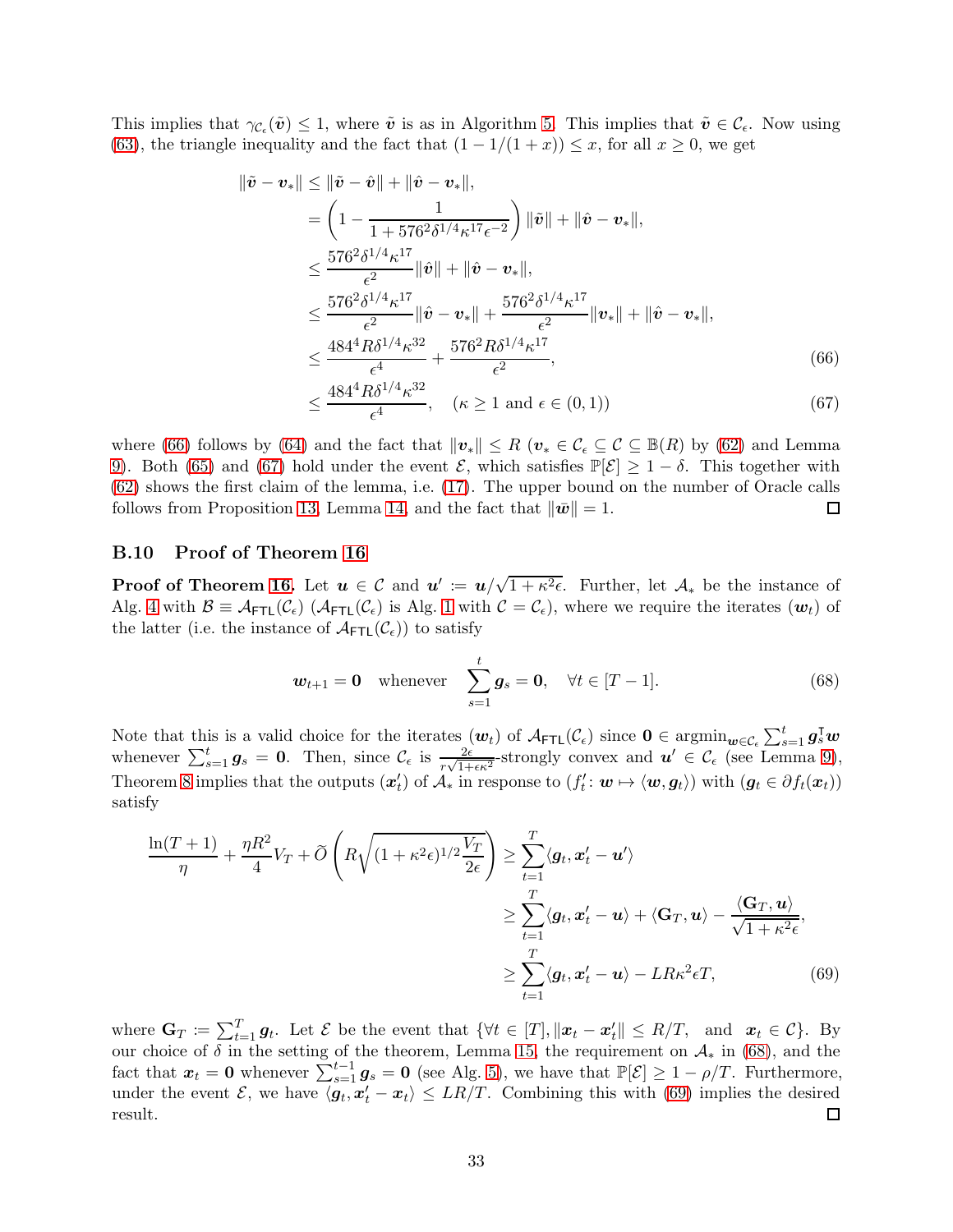This implies that $\gamma_{\mathcal{C}_\epsilon}(\tilde{\boldsymbol{v}}) \leq 1$, where $\tilde{\boldsymbol{v}}$ is as in Algorithm 5. This implies that $\tilde{\boldsymbol{v}} \in \mathcal{C}_\epsilon$. Now using (63), the triangle inequality and the fact that $(1 - 1/(1+x)) \leq x$, for all $x \geq 0$, we get

$$
\begin{aligned}
\|\tilde{\boldsymbol{v}} - \boldsymbol{v}_*\| &\leq \|\tilde{\boldsymbol{v}} - \hat{\boldsymbol{v}}\| + \|\hat{\boldsymbol{v}} - \boldsymbol{v}_*\|, \\
&= \left(1 - \frac{1}{1 + 576^2 \delta^{1/4} \kappa^{17} \epsilon^{-2}}\right) \|\tilde{\boldsymbol{v}}\| + \|\hat{\boldsymbol{v}} - \boldsymbol{v}_*\|, \\
&\leq \frac{576^2 \delta^{1/4} \kappa^{17}}{\epsilon^2} \|\hat{\boldsymbol{v}}\| + \|\hat{\boldsymbol{v}} - \boldsymbol{v}_*\|, \\
&\leq \frac{576^2 \delta^{1/4} \kappa^{17}}{\epsilon^2} \|\hat{\boldsymbol{v}} - \boldsymbol{v}_*\| + \frac{576^2 \delta^{1/4} \kappa^{17}}{\epsilon^2} \|\boldsymbol{v}_*\| + \|\hat{\boldsymbol{v}} - \boldsymbol{v}_*\|, \\
&\leq \frac{484^4 R \delta^{1/4} \kappa^{32}}{\epsilon^4} + \frac{576^2 R \delta^{1/4} \kappa^{17}}{\epsilon^2}, \qquad (66) \\
&\leq \frac{484^4 R \delta^{1/4} \kappa^{32}}{\epsilon^4}, \quad (\kappa \geq 1 \text{ and } \epsilon \in (0,1)) \qquad (67)
\end{aligned}
$$

where (66) follows by (64) and the fact that $\|\boldsymbol{v}_*\| \leq R$ ($\boldsymbol{v}_* \in \mathcal{C}_\epsilon \subseteq \mathcal{C} \subseteq \mathbb{B}(R)$ by (62) and Lemma 9). Both (65) and (67) hold under the event $\mathcal{E}$, which satisfies $\mathbb{P}[\mathcal{E}] \geq 1 - \delta$. This together with (62) shows the first claim of the lemma, i.e. (17). The upper bound on the number of Oracle calls follows from Proposition 13, Lemma 14, and the fact that $\|\bar{\boldsymbol{w}}\| = 1$. $\square$

### B.10 Proof of Theorem 16

**Proof of Theorem 16.** Let $\boldsymbol{u} \in \mathcal{C}$ and $\boldsymbol{u}' := \boldsymbol{u}/\sqrt{1+\kappa^2\epsilon}$. Further, let $\mathcal{A}_*$ be the instance of Alg. 4 with $\mathcal{B} \equiv \mathcal{A}_{\mathsf{FTL}}(\mathcal{C}_\epsilon)$ ($\mathcal{A}_{\mathsf{FTL}}(\mathcal{C}_\epsilon)$ is Alg. 1 with $\mathcal{C} = \mathcal{C}_\epsilon$), where we require the iterates $(\boldsymbol{w}_t)$ of the latter (i.e. the instance of $\mathcal{A}_{\mathsf{FTL}}(\mathcal{C}_\epsilon)$) to satisfy

$$
\boldsymbol{w}_{t+1} = \boldsymbol{0} \quad \text{whenever} \quad \sum_{s=1}^{t} \boldsymbol{g}_s = \boldsymbol{0}, \quad \forall t \in [T-1]. \qquad (68)
$$

Note that this is a valid choice for the iterates $(\boldsymbol{w}_t)$ of $\mathcal{A}_{\mathsf{FTL}}(\mathcal{C}_\epsilon)$ since $\boldsymbol{0} \in \operatorname{argmin}_{\boldsymbol{w} \in \mathcal{C}_\epsilon} \sum_{s=1}^{t} \boldsymbol{g}_s^\intercal \boldsymbol{w}$ whenever $\sum_{s=1}^{t} \boldsymbol{g}_s = \boldsymbol{0}$. Then, since $\mathcal{C}_\epsilon$ is $\frac{2\epsilon}{r\sqrt{1+\epsilon\kappa^2}}$-strongly convex and $\boldsymbol{u}' \in \mathcal{C}_\epsilon$ (see Lemma 9), Theorem 8 implies that the outputs $(\boldsymbol{x}'_t)$ of $\mathcal{A}_*$ in response to $(f'_t : \boldsymbol{w} \mapsto \langle \boldsymbol{w}, \boldsymbol{g}_t \rangle)$ with $(\boldsymbol{g}_t \in \partial f_t(\boldsymbol{x}_t))$ satisfy

$$
\begin{aligned}
\frac{\ln(T+1)}{\eta} + \frac{\eta R^2}{4} V_T + \widetilde{O}\left(R\sqrt{(1+\kappa^2\epsilon)^{1/2} \frac{V_T}{2\epsilon}}\right) &\geq \sum_{t=1}^{T} \langle \boldsymbol{g}_t, \boldsymbol{x}'_t - \boldsymbol{u}' \rangle \\
&\geq \sum_{t=1}^{T} \langle \boldsymbol{g}_t, \boldsymbol{x}'_t - \boldsymbol{u} \rangle + \langle \mathbf{G}_T, \boldsymbol{u} \rangle - \frac{\langle \mathbf{G}_T, \boldsymbol{u} \rangle}{\sqrt{1+\kappa^2\epsilon}}, \\
&\geq \sum_{t=1}^{T} \langle \boldsymbol{g}_t, \boldsymbol{x}'_t - \boldsymbol{u} \rangle - LR\kappa^2\epsilon T, \qquad (69)
\end{aligned}
$$

where $\mathbf{G}_T := \sum_{t=1}^{T} \boldsymbol{g}_t$. Let $\mathcal{E}$ be the event that $\{\forall t \in [T], \|\boldsymbol{x}_t - \boldsymbol{x}'_t\| \leq R/T, \ \text{ and } \ \boldsymbol{x}_t \in \mathcal{C}\}$. By our choice of $\delta$ in the setting of the theorem, Lemma 15, the requirement on $\mathcal{A}_*$ in (68), and the fact that $\boldsymbol{x}_t = \boldsymbol{0}$ whenever $\sum_{s=1}^{t-1} \boldsymbol{g}_s = \boldsymbol{0}$ (see Alg. 5), we have that $\mathbb{P}[\mathcal{E}] \geq 1 - \rho/T$. Furthermore, under the event $\mathcal{E}$, we have $\langle \boldsymbol{g}_t, \boldsymbol{x}'_t - \boldsymbol{x}_t \rangle \leq LR/T$. Combining this with (69) implies the desired result. $\square$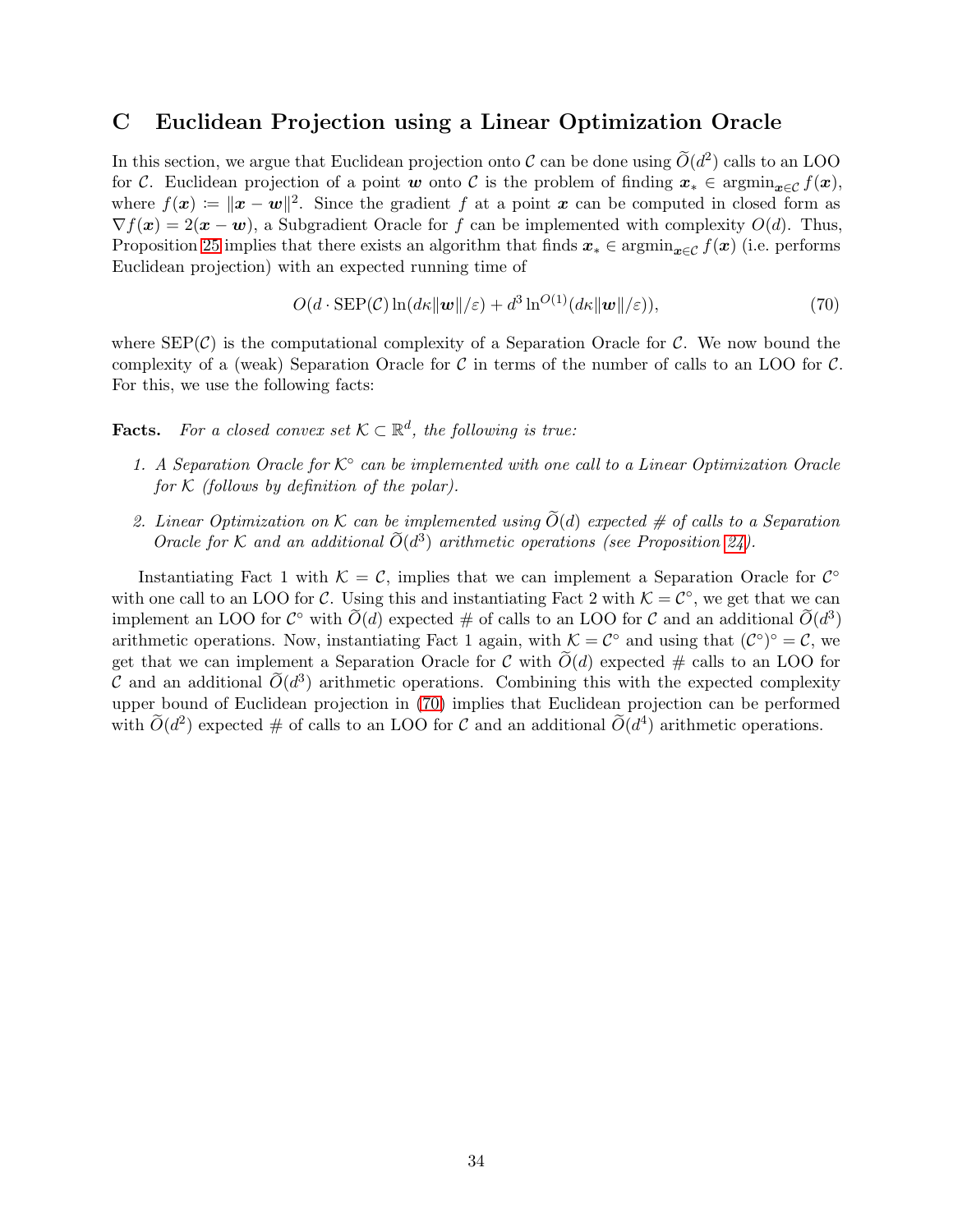# C Euclidean Projection using a Linear Optimization Oracle

In this section, we argue that Euclidean projection onto $\mathcal{C}$ can be done using $\widetilde{O}(d^2)$ calls to an LOO for $\mathcal{C}$. Euclidean projection of a point $\boldsymbol{w}$ onto $\mathcal{C}$ is the problem of finding $\boldsymbol{x}_* \in \operatorname{argmin}_{\boldsymbol{x} \in \mathcal{C}} f(\boldsymbol{x})$, where $f(\boldsymbol{x}) \coloneqq \|\boldsymbol{x} - \boldsymbol{w}\|^2$. Since the gradient $f$ at a point $\boldsymbol{x}$ can be computed in closed form as $\nabla f(\boldsymbol{x}) = 2(\boldsymbol{x} - \boldsymbol{w})$, a Subgradient Oracle for $f$ can be implemented with complexity $O(d)$. Thus, Proposition 25 implies that there exists an algorithm that finds $\boldsymbol{x}_* \in \operatorname{argmin}_{\boldsymbol{x} \in \mathcal{C}} f(\boldsymbol{x})$ (i.e. performs Euclidean projection) with an expected running time of

$$O(d \cdot \mathrm{SEP}(\mathcal{C}) \ln(d\kappa \|\boldsymbol{w}\|/\varepsilon) + d^3 \ln^{O(1)}(d\kappa \|\boldsymbol{w}\|/\varepsilon)), \tag{70}$$

where $\mathrm{SEP}(\mathcal{C})$ is the computational complexity of a Separation Oracle for $\mathcal{C}$. We now bound the complexity of a (weak) Separation Oracle for $\mathcal{C}$ in terms of the number of calls to an LOO for $\mathcal{C}$. For this, we use the following facts:

**Facts.** *For a closed convex set $\mathcal{K} \subset \mathbb{R}^d$, the following is true:*

1. *A Separation Oracle for $\mathcal{K}^\circ$ can be implemented with one call to a Linear Optimization Oracle for $\mathcal{K}$ (follows by definition of the polar).*
2. *Linear Optimization on $\mathcal{K}$ can be implemented using $\widetilde{O}(d)$ expected # of calls to a Separation Oracle for $\mathcal{K}$ and an additional $\widetilde{O}(d^3)$ arithmetic operations (see Proposition 24).*

Instantiating Fact 1 with $\mathcal{K} = \mathcal{C}$, implies that we can implement a Separation Oracle for $\mathcal{C}^\circ$ with one call to an LOO for $\mathcal{C}$. Using this and instantiating Fact 2 with $\mathcal{K} = \mathcal{C}^\circ$, we get that we can implement an LOO for $\mathcal{C}^\circ$ with $\widetilde{O}(d)$ expected # of calls to an LOO for $\mathcal{C}$ and an additional $\widetilde{O}(d^3)$ arithmetic operations. Now, instantiating Fact 1 again, with $\mathcal{K} = \mathcal{C}^\circ$ and using that $(\mathcal{C}^\circ)^\circ = \mathcal{C}$, we get that we can implement a Separation Oracle for $\mathcal{C}$ with $\widetilde{O}(d)$ expected # calls to an LOO for $\mathcal{C}$ and an additional $\widetilde{O}(d^3)$ arithmetic operations. Combining this with the expected complexity upper bound of Euclidean projection in (70) implies that Euclidean projection can be performed with $\widetilde{O}(d^2)$ expected # of calls to an LOO for $\mathcal{C}$ and an additional $\widetilde{O}(d^4)$ arithmetic operations.